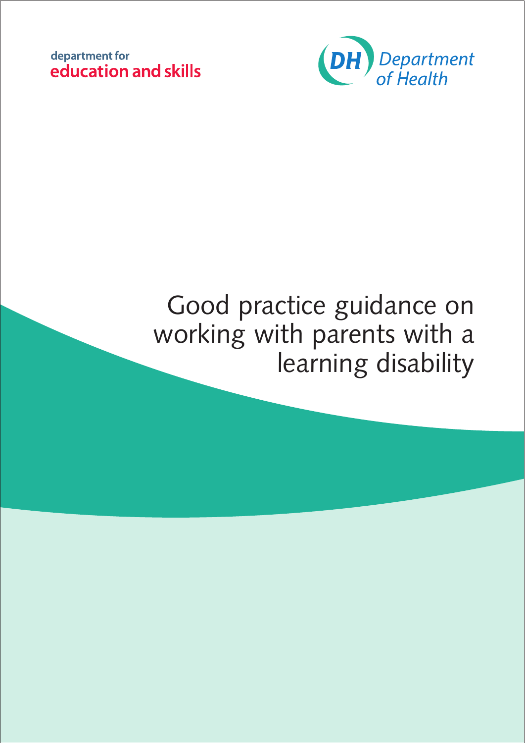department for
**education and skills**

DH Department of Health

# Good practice guidance on working with parents with a learning disability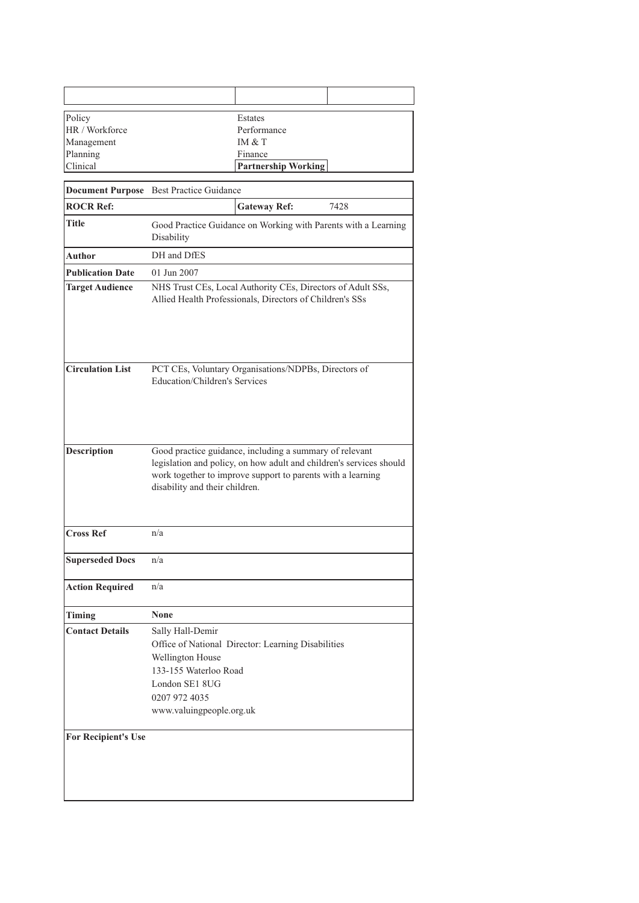| | | |
|---|---|---|
| | | |

| | |
|---|---|
| Policy | Estates |
| HR / Workforce | Performance |
| Management | IM & T |
| Planning | Finance |
| Clinical | **Partnership Working** |

| | | | |
|---|---|---|---|
| **Document Purpose** | Best Practice Guidance | | |
| **ROCR Ref:** | | **Gateway Ref:** | 7428 |
| **Title** | Good Practice Guidance on Working with Parents with a Learning Disability | | |
| **Author** | DH and DfES | | |
| **Publication Date** | 01 Jun 2007 | | |
| **Target Audience** | NHS Trust CEs, Local Authority CEs, Directors of Adult SSs, Allied Health Professionals, Directors of Children's SSs | | |
| **Circulation List** | PCT CEs, Voluntary Organisations/NDPBs, Directors of Education/Children's Services | | |
| **Description** | Good practice guidance, including a summary of relevant legislation and policy, on how adult and children's services should work together to improve support to parents with a learning disability and their children. | | |
| **Cross Ref** | n/a | | |
| **Superseded Docs** | n/a | | |
| **Action Required** | n/a | | |
| **Timing** | **None** | | |
| **Contact Details** | Sally Hall-Demir<br>Office of National Director: Learning Disabilities<br>Wellington House<br>133-155 Waterloo Road<br>London SE1 8UG<br>0207 972 4035<br>www.valuingpeople.org.uk | | |
| **For Recipient's Use** | | | |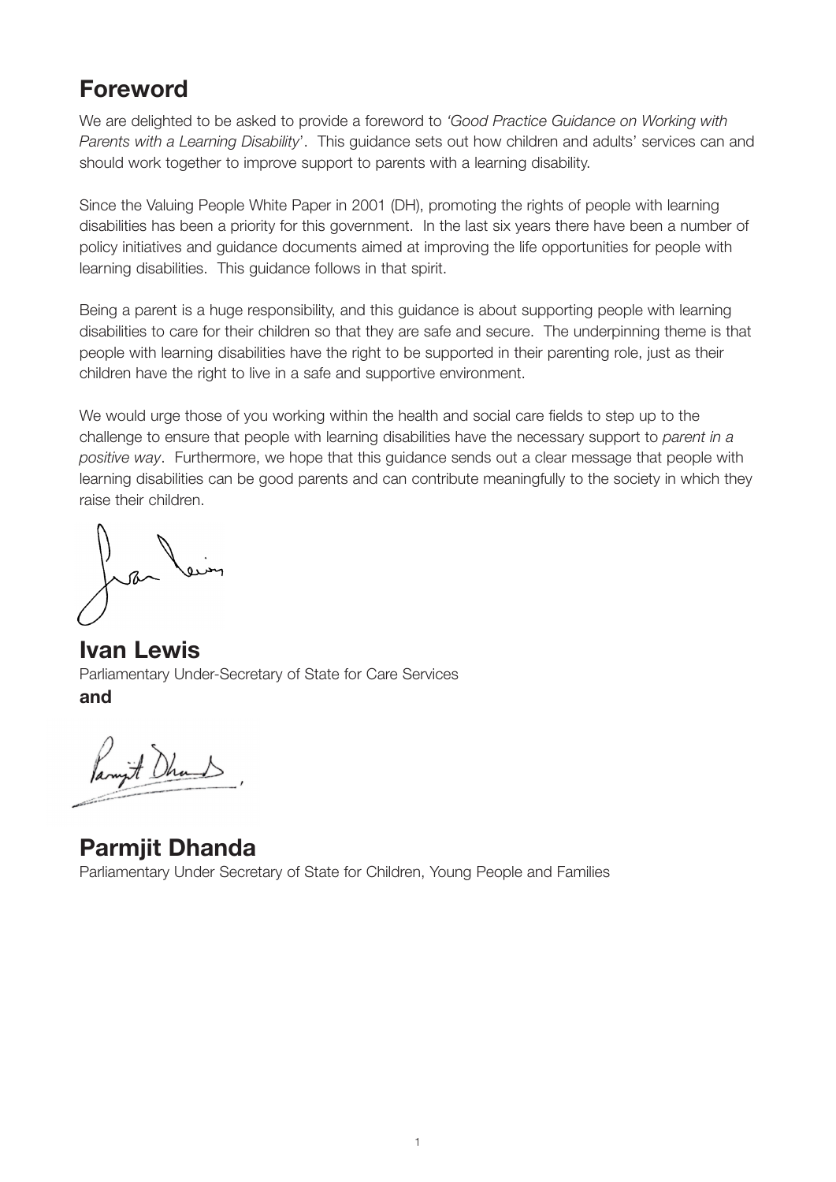## Foreword

We are delighted to be asked to provide a foreword to *'Good Practice Guidance on Working with Parents with a Learning Disability*'. This guidance sets out how children and adults' services can and should work together to improve support to parents with a learning disability.

Since the Valuing People White Paper in 2001 (DH), promoting the rights of people with learning disabilities has been a priority for this government. In the last six years there have been a number of policy initiatives and guidance documents aimed at improving the life opportunities for people with learning disabilities. This guidance follows in that spirit.

Being a parent is a huge responsibility, and this guidance is about supporting people with learning disabilities to care for their children so that they are safe and secure. The underpinning theme is that people with learning disabilities have the right to be supported in their parenting role, just as their children have the right to live in a safe and supportive environment.

We would urge those of you working within the health and social care fields to step up to the challenge to ensure that people with learning disabilities have the necessary support to *parent in a positive way*. Furthermore, we hope that this guidance sends out a clear message that people with learning disabilities can be good parents and can contribute meaningfully to the society in which they raise their children.

**Ivan Lewis**
Parliamentary Under-Secretary of State for Care Services
**and**

**Parmjit Dhanda**
Parliamentary Under Secretary of State for Children, Young People and Families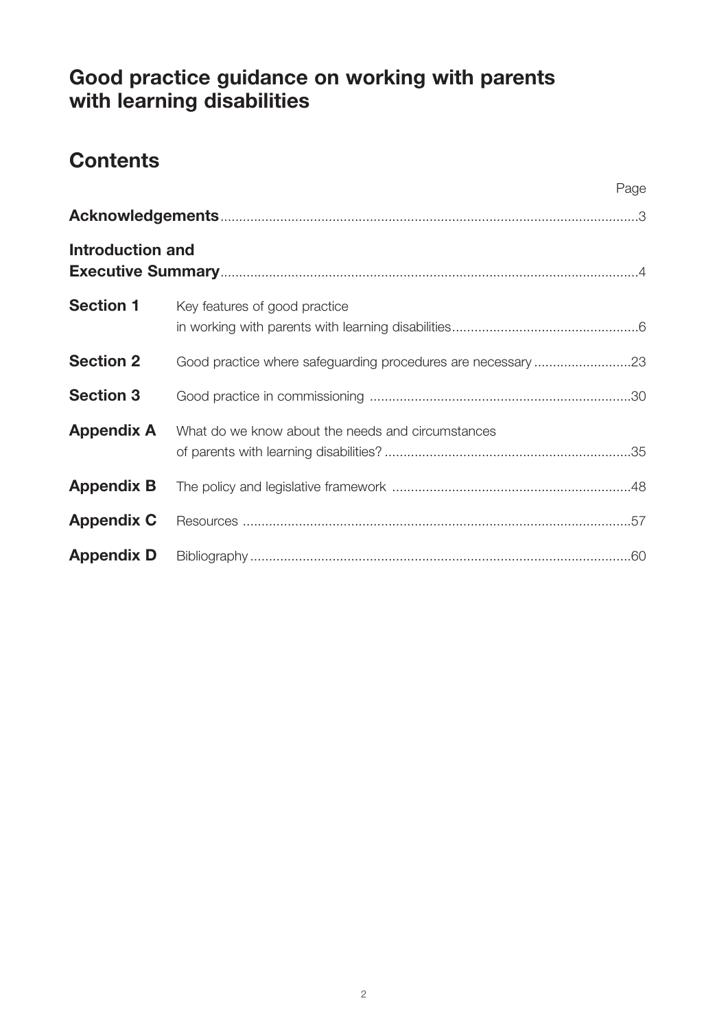## Good practice guidance on working with parents with learning disabilities

## Contents

| | | Page |
|---|---|---|
| **Acknowledgements** | | 3 |
| **Introduction and Executive Summary** | | 4 |
| **Section 1** | Key features of good practice in working with parents with learning disabilities | 6 |
| **Section 2** | Good practice where safeguarding procedures are necessary | 23 |
| **Section 3** | Good practice in commissioning | 30 |
| **Appendix A** | What do we know about the needs and circumstances of parents with learning disabilities? | 35 |
| **Appendix B** | The policy and legislative framework | 48 |
| **Appendix C** | Resources | 57 |
| **Appendix D** | Bibliography | 60 |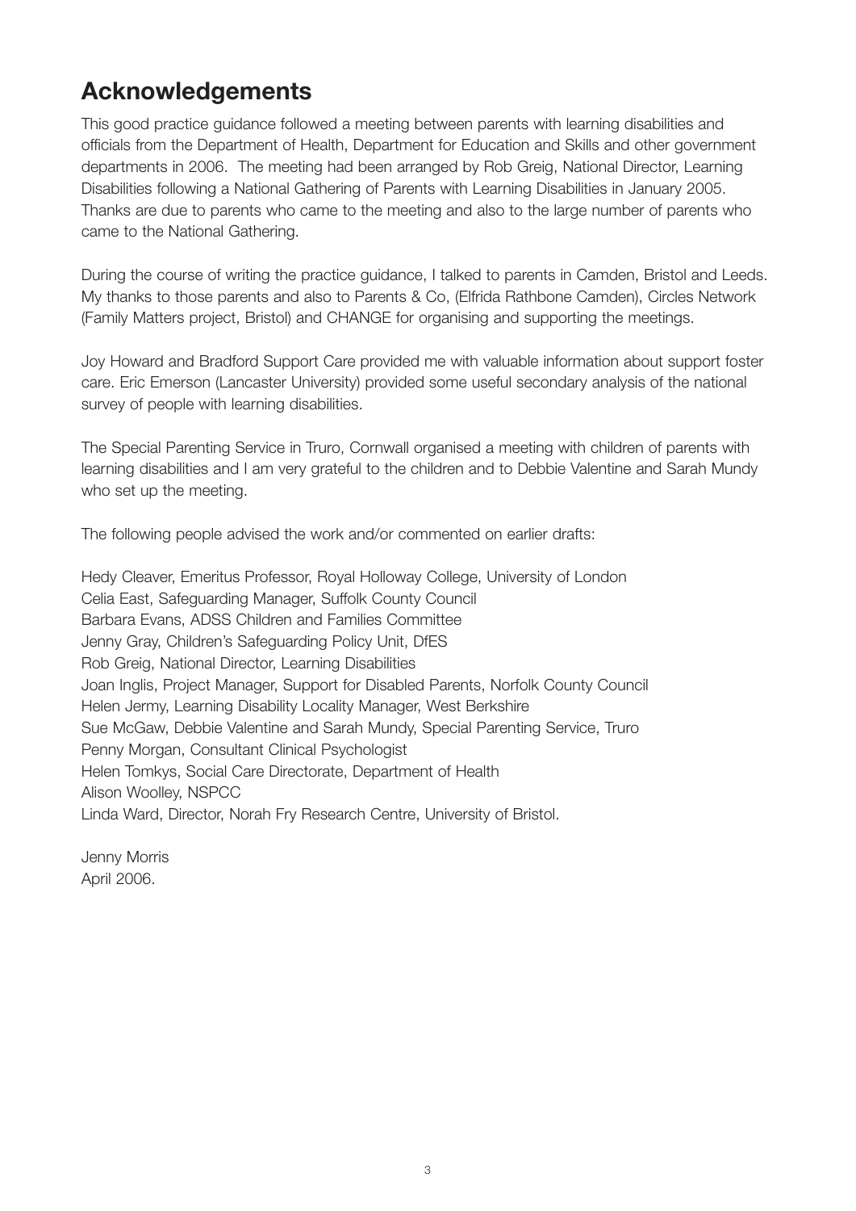## Acknowledgements

This good practice guidance followed a meeting between parents with learning disabilities and officials from the Department of Health, Department for Education and Skills and other government departments in 2006. The meeting had been arranged by Rob Greig, National Director, Learning Disabilities following a National Gathering of Parents with Learning Disabilities in January 2005. Thanks are due to parents who came to the meeting and also to the large number of parents who came to the National Gathering.

During the course of writing the practice guidance, I talked to parents in Camden, Bristol and Leeds. My thanks to those parents and also to Parents & Co, (Elfrida Rathbone Camden), Circles Network (Family Matters project, Bristol) and CHANGE for organising and supporting the meetings.

Joy Howard and Bradford Support Care provided me with valuable information about support foster care. Eric Emerson (Lancaster University) provided some useful secondary analysis of the national survey of people with learning disabilities.

The Special Parenting Service in Truro, Cornwall organised a meeting with children of parents with learning disabilities and I am very grateful to the children and to Debbie Valentine and Sarah Mundy who set up the meeting.

The following people advised the work and/or commented on earlier drafts:

Hedy Cleaver, Emeritus Professor, Royal Holloway College, University of London
Celia East, Safeguarding Manager, Suffolk County Council
Barbara Evans, ADSS Children and Families Committee
Jenny Gray, Children's Safeguarding Policy Unit, DfES
Rob Greig, National Director, Learning Disabilities
Joan Inglis, Project Manager, Support for Disabled Parents, Norfolk County Council
Helen Jermy, Learning Disability Locality Manager, West Berkshire
Sue McGaw, Debbie Valentine and Sarah Mundy, Special Parenting Service, Truro
Penny Morgan, Consultant Clinical Psychologist
Helen Tomkys, Social Care Directorate, Department of Health
Alison Woolley, NSPCC
Linda Ward, Director, Norah Fry Research Centre, University of Bristol.

Jenny Morris
April 2006.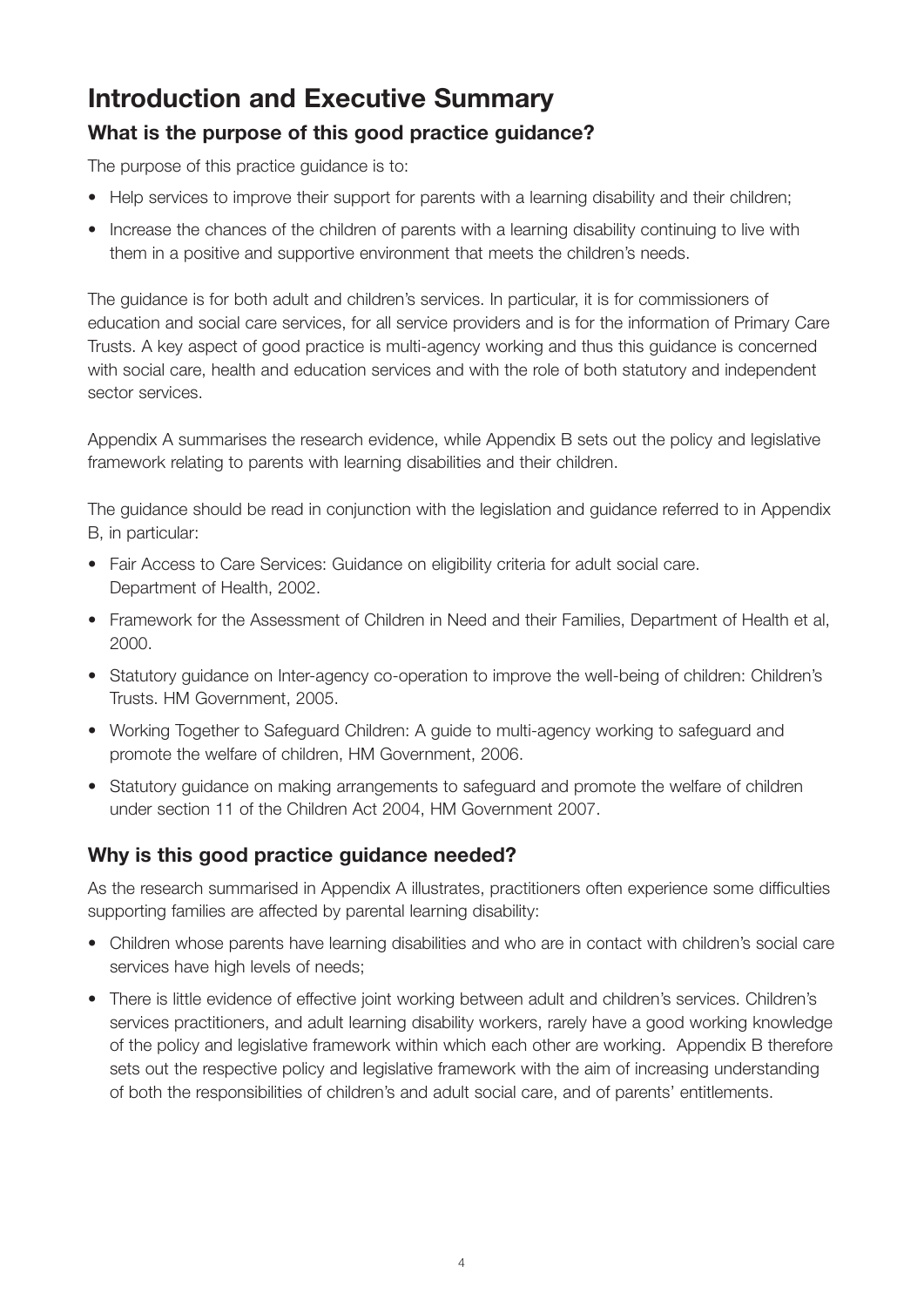# Introduction and Executive Summary

## What is the purpose of this good practice guidance?

The purpose of this practice guidance is to:

- Help services to improve their support for parents with a learning disability and their children;
- Increase the chances of the children of parents with a learning disability continuing to live with them in a positive and supportive environment that meets the children's needs.

The guidance is for both adult and children's services. In particular, it is for commissioners of education and social care services, for all service providers and is for the information of Primary Care Trusts. A key aspect of good practice is multi-agency working and thus this guidance is concerned with social care, health and education services and with the role of both statutory and independent sector services.

Appendix A summarises the research evidence, while Appendix B sets out the policy and legislative framework relating to parents with learning disabilities and their children.

The guidance should be read in conjunction with the legislation and guidance referred to in Appendix B, in particular:

- Fair Access to Care Services: Guidance on eligibility criteria for adult social care. Department of Health, 2002.
- Framework for the Assessment of Children in Need and their Families, Department of Health et al, 2000.
- Statutory guidance on Inter-agency co-operation to improve the well-being of children: Children's Trusts. HM Government, 2005.
- Working Together to Safeguard Children: A guide to multi-agency working to safeguard and promote the welfare of children, HM Government, 2006.
- Statutory guidance on making arrangements to safeguard and promote the welfare of children under section 11 of the Children Act 2004, HM Government 2007.

## Why is this good practice guidance needed?

As the research summarised in Appendix A illustrates, practitioners often experience some difficulties supporting families are affected by parental learning disability:

- Children whose parents have learning disabilities and who are in contact with children's social care services have high levels of needs;
- There is little evidence of effective joint working between adult and children's services. Children's services practitioners, and adult learning disability workers, rarely have a good working knowledge of the policy and legislative framework within which each other are working. Appendix B therefore sets out the respective policy and legislative framework with the aim of increasing understanding of both the responsibilities of children's and adult social care, and of parents' entitlements.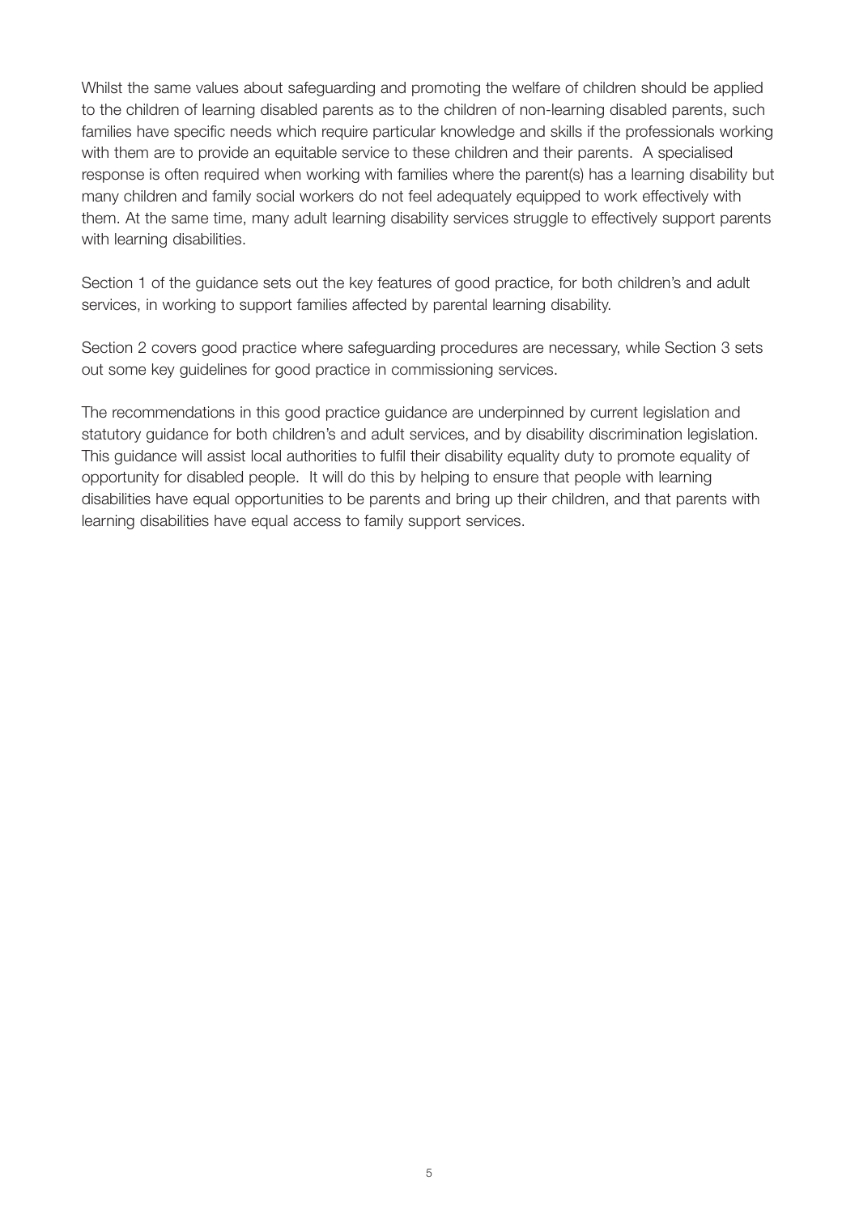Whilst the same values about safeguarding and promoting the welfare of children should be applied to the children of learning disabled parents as to the children of non-learning disabled parents, such families have specific needs which require particular knowledge and skills if the professionals working with them are to provide an equitable service to these children and their parents. A specialised response is often required when working with families where the parent(s) has a learning disability but many children and family social workers do not feel adequately equipped to work effectively with them. At the same time, many adult learning disability services struggle to effectively support parents with learning disabilities.

Section 1 of the guidance sets out the key features of good practice, for both children's and adult services, in working to support families affected by parental learning disability.

Section 2 covers good practice where safeguarding procedures are necessary, while Section 3 sets out some key guidelines for good practice in commissioning services.

The recommendations in this good practice guidance are underpinned by current legislation and statutory guidance for both children's and adult services, and by disability discrimination legislation. This guidance will assist local authorities to fulfil their disability equality duty to promote equality of opportunity for disabled people. It will do this by helping to ensure that people with learning disabilities have equal opportunities to be parents and bring up their children, and that parents with learning disabilities have equal access to family support services.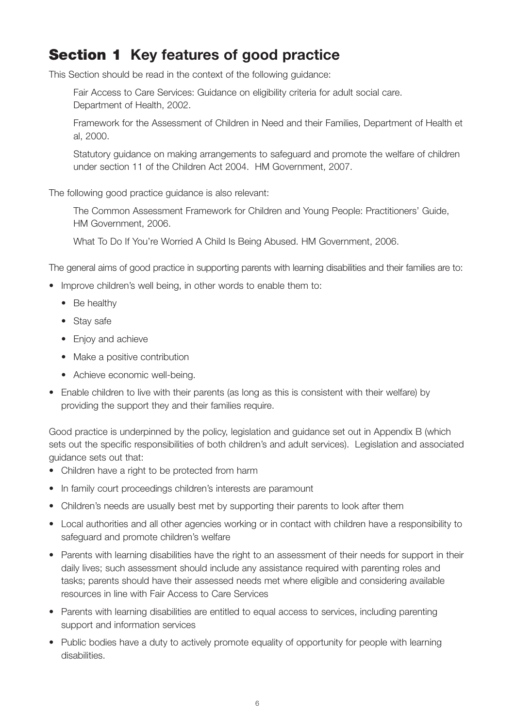# Section 1 Key features of good practice

This Section should be read in the context of the following guidance:

> Fair Access to Care Services: Guidance on eligibility criteria for adult social care. Department of Health, 2002.
>
> Framework for the Assessment of Children in Need and their Families, Department of Health et al, 2000.
>
> Statutory guidance on making arrangements to safeguard and promote the welfare of children under section 11 of the Children Act 2004. HM Government, 2007.

The following good practice guidance is also relevant:

> The Common Assessment Framework for Children and Young People: Practitioners' Guide, HM Government, 2006.
>
> What To Do If You're Worried A Child Is Being Abused. HM Government, 2006.

The general aims of good practice in supporting parents with learning disabilities and their families are to:

- Improve children's well being, in other words to enable them to:
  - Be healthy
  - Stay safe
  - Enjoy and achieve
  - Make a positive contribution
  - Achieve economic well-being.
- Enable children to live with their parents (as long as this is consistent with their welfare) by providing the support they and their families require.

Good practice is underpinned by the policy, legislation and guidance set out in Appendix B (which sets out the specific responsibilities of both children's and adult services). Legislation and associated guidance sets out that:

- Children have a right to be protected from harm
- In family court proceedings children's interests are paramount
- Children's needs are usually best met by supporting their parents to look after them
- Local authorities and all other agencies working or in contact with children have a responsibility to safeguard and promote children's welfare
- Parents with learning disabilities have the right to an assessment of their needs for support in their daily lives; such assessment should include any assistance required with parenting roles and tasks; parents should have their assessed needs met where eligible and considering available resources in line with Fair Access to Care Services
- Parents with learning disabilities are entitled to equal access to services, including parenting support and information services
- Public bodies have a duty to actively promote equality of opportunity for people with learning disabilities.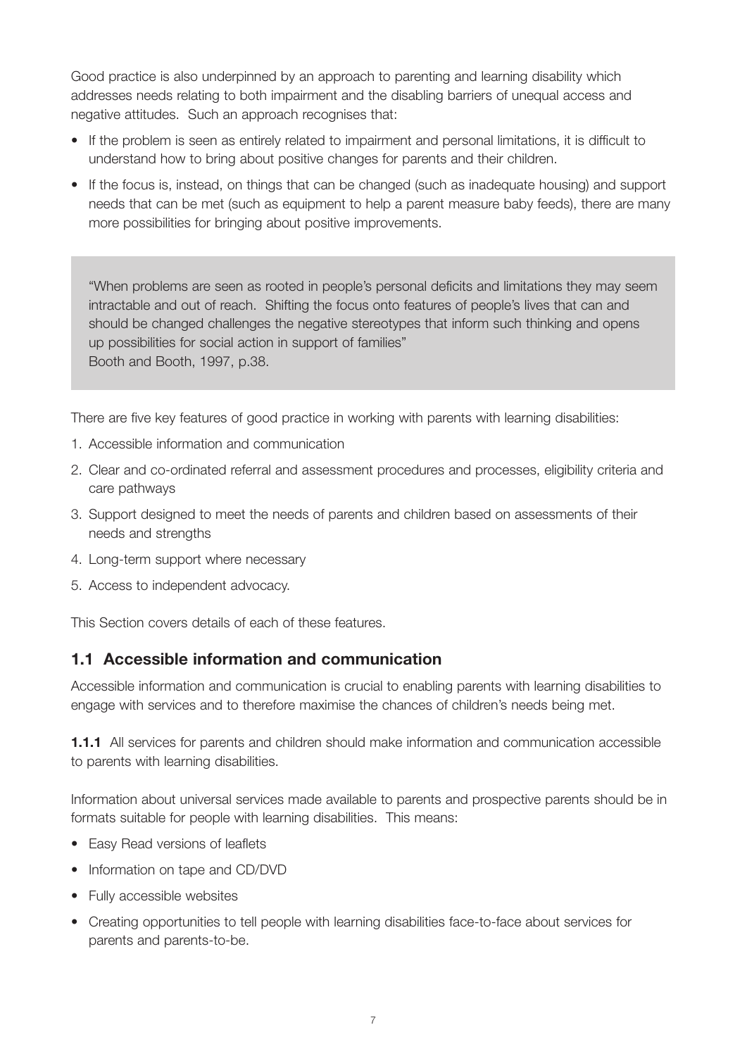Good practice is also underpinned by an approach to parenting and learning disability which addresses needs relating to both impairment and the disabling barriers of unequal access and negative attitudes. Such an approach recognises that:

- If the problem is seen as entirely related to impairment and personal limitations, it is difficult to understand how to bring about positive changes for parents and their children.
- If the focus is, instead, on things that can be changed (such as inadequate housing) and support needs that can be met (such as equipment to help a parent measure baby feeds), there are many more possibilities for bringing about positive improvements.

> "When problems are seen as rooted in people's personal deficits and limitations they may seem intractable and out of reach. Shifting the focus onto features of people's lives that can and should be changed challenges the negative stereotypes that inform such thinking and opens up possibilities for social action in support of families"
> Booth and Booth, 1997, p.38.

There are five key features of good practice in working with parents with learning disabilities:

1. Accessible information and communication
2. Clear and co-ordinated referral and assessment procedures and processes, eligibility criteria and care pathways
3. Support designed to meet the needs of parents and children based on assessments of their needs and strengths
4. Long-term support where necessary
5. Access to independent advocacy.

This Section covers details of each of these features.

## 1.1 Accessible information and communication

Accessible information and communication is crucial to enabling parents with learning disabilities to engage with services and to therefore maximise the chances of children's needs being met.

**1.1.1** All services for parents and children should make information and communication accessible to parents with learning disabilities.

Information about universal services made available to parents and prospective parents should be in formats suitable for people with learning disabilities. This means:

- Easy Read versions of leaflets
- Information on tape and CD/DVD
- Fully accessible websites
- Creating opportunities to tell people with learning disabilities face-to-face about services for parents and parents-to-be.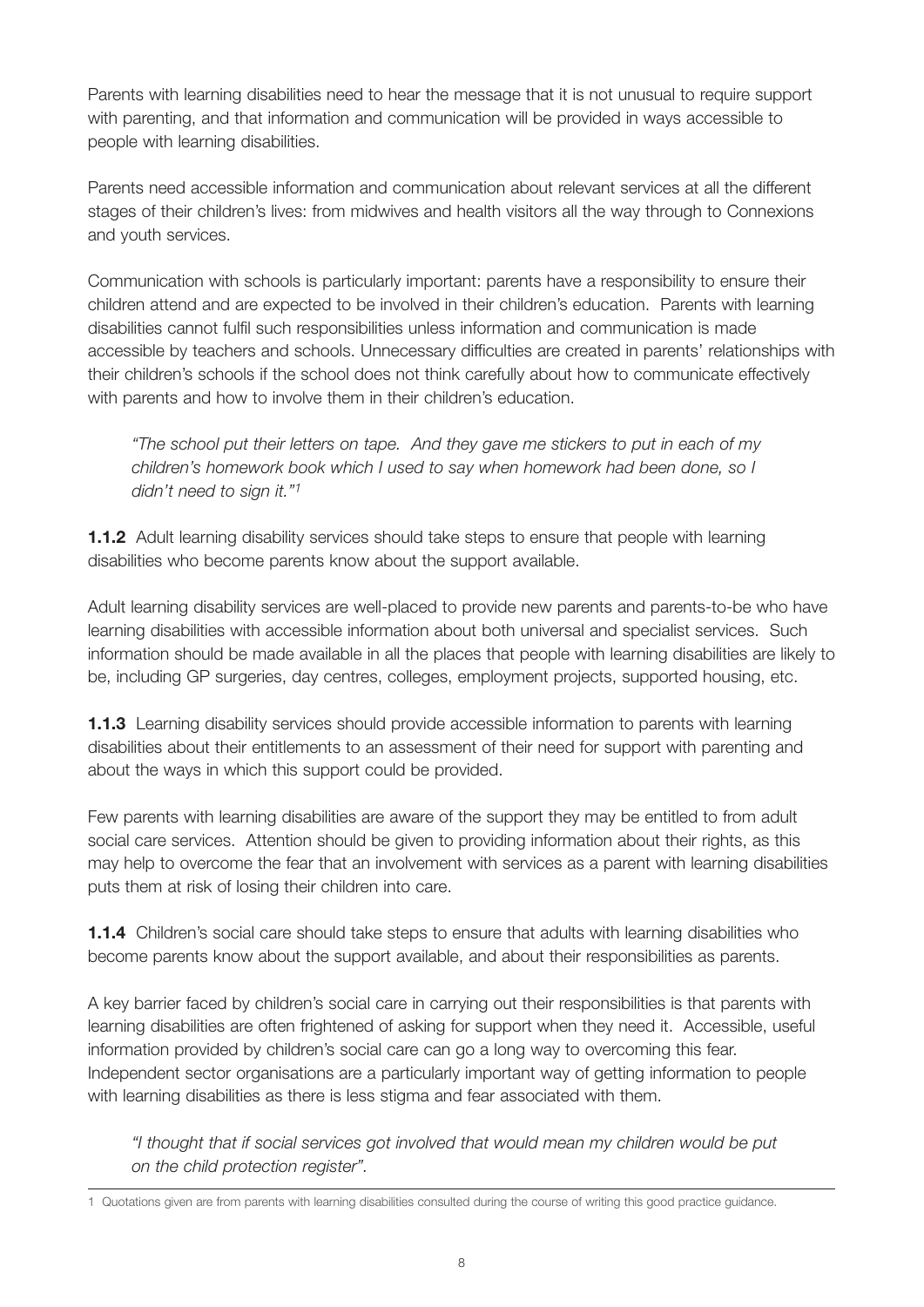Parents with learning disabilities need to hear the message that it is not unusual to require support with parenting, and that information and communication will be provided in ways accessible to people with learning disabilities.

Parents need accessible information and communication about relevant services at all the different stages of their children's lives: from midwives and health visitors all the way through to Connexions and youth services.

Communication with schools is particularly important: parents have a responsibility to ensure their children attend and are expected to be involved in their children's education. Parents with learning disabilities cannot fulfil such responsibilities unless information and communication is made accessible by teachers and schools. Unnecessary difficulties are created in parents' relationships with their children's schools if the school does not think carefully about how to communicate effectively with parents and how to involve them in their children's education.

> *"The school put their letters on tape. And they gave me stickers to put in each of my children's homework book which I used to say when homework had been done, so I didn't need to sign it."*[1]

**1.1.2** Adult learning disability services should take steps to ensure that people with learning disabilities who become parents know about the support available.

Adult learning disability services are well-placed to provide new parents and parents-to-be who have learning disabilities with accessible information about both universal and specialist services. Such information should be made available in all the places that people with learning disabilities are likely to be, including GP surgeries, day centres, colleges, employment projects, supported housing, etc.

**1.1.3** Learning disability services should provide accessible information to parents with learning disabilities about their entitlements to an assessment of their need for support with parenting and about the ways in which this support could be provided.

Few parents with learning disabilities are aware of the support they may be entitled to from adult social care services. Attention should be given to providing information about their rights, as this may help to overcome the fear that an involvement with services as a parent with learning disabilities puts them at risk of losing their children into care.

**1.1.4** Children's social care should take steps to ensure that adults with learning disabilities who become parents know about the support available, and about their responsibilities as parents.

A key barrier faced by children's social care in carrying out their responsibilities is that parents with learning disabilities are often frightened of asking for support when they need it. Accessible, useful information provided by children's social care can go a long way to overcoming this fear. Independent sector organisations are a particularly important way of getting information to people with learning disabilities as there is less stigma and fear associated with them.

> *"I thought that if social services got involved that would mean my children would be put on the child protection register".*

---

1 Quotations given are from parents with learning disabilities consulted during the course of writing this good practice guidance.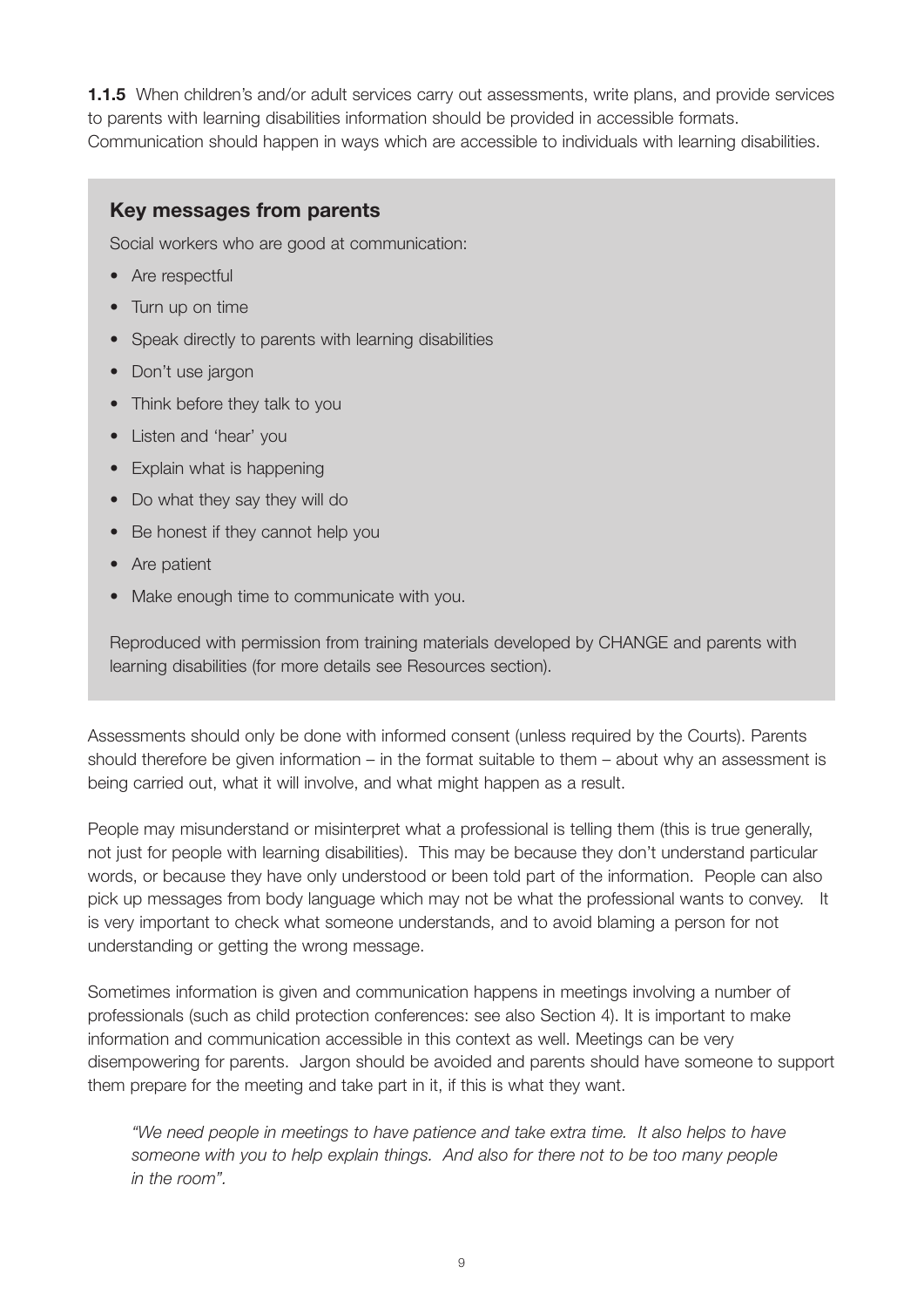**1.1.5** When children's and/or adult services carry out assessments, write plans, and provide services to parents with learning disabilities information should be provided in accessible formats. Communication should happen in ways which are accessible to individuals with learning disabilities.

### Key messages from parents

Social workers who are good at communication:

- Are respectful
- Turn up on time
- Speak directly to parents with learning disabilities
- Don't use jargon
- Think before they talk to you
- Listen and 'hear' you
- Explain what is happening
- Do what they say they will do
- Be honest if they cannot help you
- Are patient
- Make enough time to communicate with you.

Reproduced with permission from training materials developed by CHANGE and parents with learning disabilities (for more details see Resources section).

Assessments should only be done with informed consent (unless required by the Courts). Parents should therefore be given information – in the format suitable to them – about why an assessment is being carried out, what it will involve, and what might happen as a result.

People may misunderstand or misinterpret what a professional is telling them (this is true generally, not just for people with learning disabilities). This may be because they don't understand particular words, or because they have only understood or been told part of the information. People can also pick up messages from body language which may not be what the professional wants to convey. It is very important to check what someone understands, and to avoid blaming a person for not understanding or getting the wrong message.

Sometimes information is given and communication happens in meetings involving a number of professionals (such as child protection conferences: see also Section 4). It is important to make information and communication accessible in this context as well. Meetings can be very disempowering for parents. Jargon should be avoided and parents should have someone to support them prepare for the meeting and take part in it, if this is what they want.

*"We need people in meetings to have patience and take extra time. It also helps to have someone with you to help explain things. And also for there not to be too many people in the room".*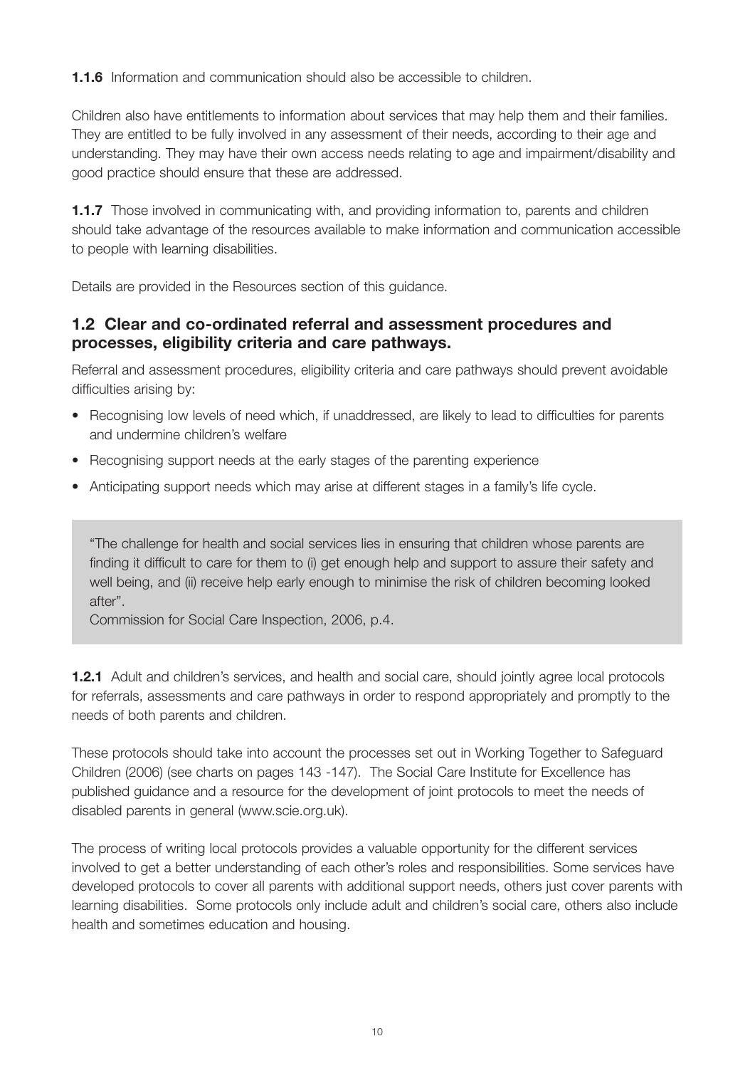**1.1.6** Information and communication should also be accessible to children.

Children also have entitlements to information about services that may help them and their families. They are entitled to be fully involved in any assessment of their needs, according to their age and understanding. They may have their own access needs relating to age and impairment/disability and good practice should ensure that these are addressed.

**1.1.7** Those involved in communicating with, and providing information to, parents and children should take advantage of the resources available to make information and communication accessible to people with learning disabilities.

Details are provided in the Resources section of this guidance.

## 1.2 Clear and co-ordinated referral and assessment procedures and processes, eligibility criteria and care pathways.

Referral and assessment procedures, eligibility criteria and care pathways should prevent avoidable difficulties arising by:

- Recognising low levels of need which, if unaddressed, are likely to lead to difficulties for parents and undermine children's welfare
- Recognising support needs at the early stages of the parenting experience
- Anticipating support needs which may arise at different stages in a family's life cycle.

> "The challenge for health and social services lies in ensuring that children whose parents are finding it difficult to care for them to (i) get enough help and support to assure their safety and well being, and (ii) receive help early enough to minimise the risk of children becoming looked after".
> Commission for Social Care Inspection, 2006, p.4.

**1.2.1** Adult and children's services, and health and social care, should jointly agree local protocols for referrals, assessments and care pathways in order to respond appropriately and promptly to the needs of both parents and children.

These protocols should take into account the processes set out in Working Together to Safeguard Children (2006) (see charts on pages 143 -147). The Social Care Institute for Excellence has published guidance and a resource for the development of joint protocols to meet the needs of disabled parents in general (www.scie.org.uk).

The process of writing local protocols provides a valuable opportunity for the different services involved to get a better understanding of each other's roles and responsibilities. Some services have developed protocols to cover all parents with additional support needs, others just cover parents with learning disabilities. Some protocols only include adult and children's social care, others also include health and sometimes education and housing.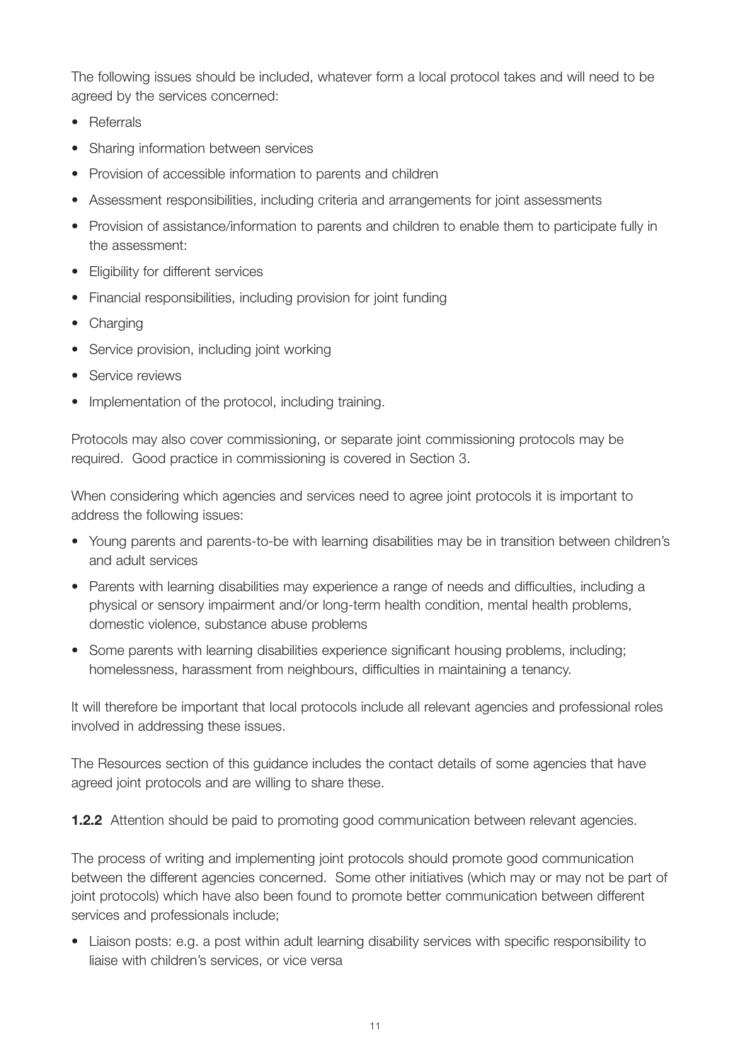The following issues should be included, whatever form a local protocol takes and will need to be agreed by the services concerned:

- Referrals
- Sharing information between services
- Provision of accessible information to parents and children
- Assessment responsibilities, including criteria and arrangements for joint assessments
- Provision of assistance/information to parents and children to enable them to participate fully in the assessment:
- Eligibility for different services
- Financial responsibilities, including provision for joint funding
- Charging
- Service provision, including joint working
- Service reviews
- Implementation of the protocol, including training.

Protocols may also cover commissioning, or separate joint commissioning protocols may be required. Good practice in commissioning is covered in Section 3.

When considering which agencies and services need to agree joint protocols it is important to address the following issues:

- Young parents and parents-to-be with learning disabilities may be in transition between children's and adult services
- Parents with learning disabilities may experience a range of needs and difficulties, including a physical or sensory impairment and/or long-term health condition, mental health problems, domestic violence, substance abuse problems
- Some parents with learning disabilities experience significant housing problems, including; homelessness, harassment from neighbours, difficulties in maintaining a tenancy.

It will therefore be important that local protocols include all relevant agencies and professional roles involved in addressing these issues.

The Resources section of this guidance includes the contact details of some agencies that have agreed joint protocols and are willing to share these.

**1.2.2** Attention should be paid to promoting good communication between relevant agencies.

The process of writing and implementing joint protocols should promote good communication between the different agencies concerned. Some other initiatives (which may or may not be part of joint protocols) which have also been found to promote better communication between different services and professionals include;

- Liaison posts: e.g. a post within adult learning disability services with specific responsibility to liaise with children's services, or vice versa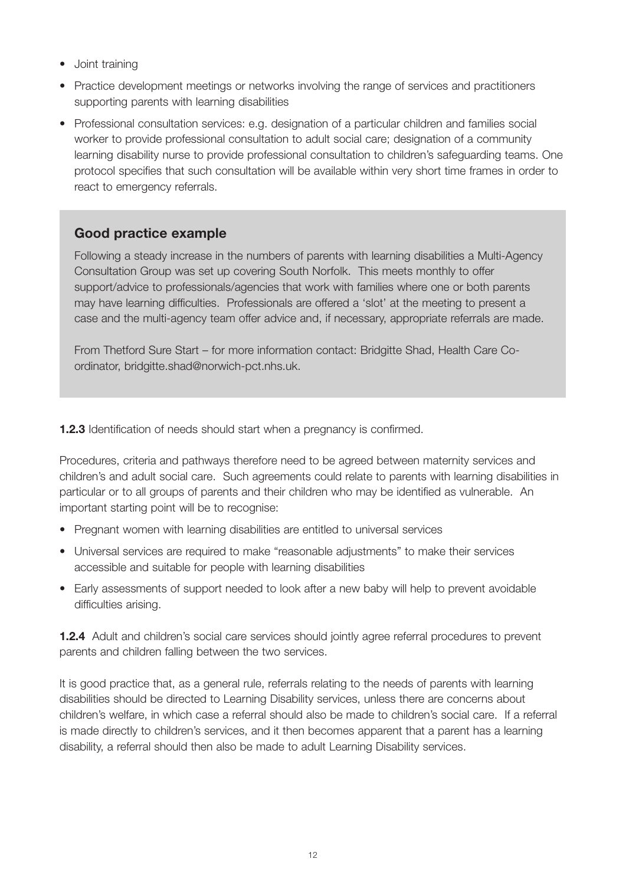- Joint training
- Practice development meetings or networks involving the range of services and practitioners supporting parents with learning disabilities
- Professional consultation services: e.g. designation of a particular children and families social worker to provide professional consultation to adult social care; designation of a community learning disability nurse to provide professional consultation to children's safeguarding teams. One protocol specifies that such consultation will be available within very short time frames in order to react to emergency referrals.

> **Good practice example**
>
> Following a steady increase in the numbers of parents with learning disabilities a Multi-Agency Consultation Group was set up covering South Norfolk. This meets monthly to offer support/advice to professionals/agencies that work with families where one or both parents may have learning difficulties. Professionals are offered a 'slot' at the meeting to present a case and the multi-agency team offer advice and, if necessary, appropriate referrals are made.
>
> From Thetford Sure Start – for more information contact: Bridgitte Shad, Health Care Co-ordinator, bridgitte.shad@norwich-pct.nhs.uk.

**1.2.3** Identification of needs should start when a pregnancy is confirmed.

Procedures, criteria and pathways therefore need to be agreed between maternity services and children's and adult social care. Such agreements could relate to parents with learning disabilities in particular or to all groups of parents and their children who may be identified as vulnerable. An important starting point will be to recognise:

- Pregnant women with learning disabilities are entitled to universal services
- Universal services are required to make "reasonable adjustments" to make their services accessible and suitable for people with learning disabilities
- Early assessments of support needed to look after a new baby will help to prevent avoidable difficulties arising.

**1.2.4** Adult and children's social care services should jointly agree referral procedures to prevent parents and children falling between the two services.

It is good practice that, as a general rule, referrals relating to the needs of parents with learning disabilities should be directed to Learning Disability services, unless there are concerns about children's welfare, in which case a referral should also be made to children's social care. If a referral is made directly to children's services, and it then becomes apparent that a parent has a learning disability, a referral should then also be made to adult Learning Disability services.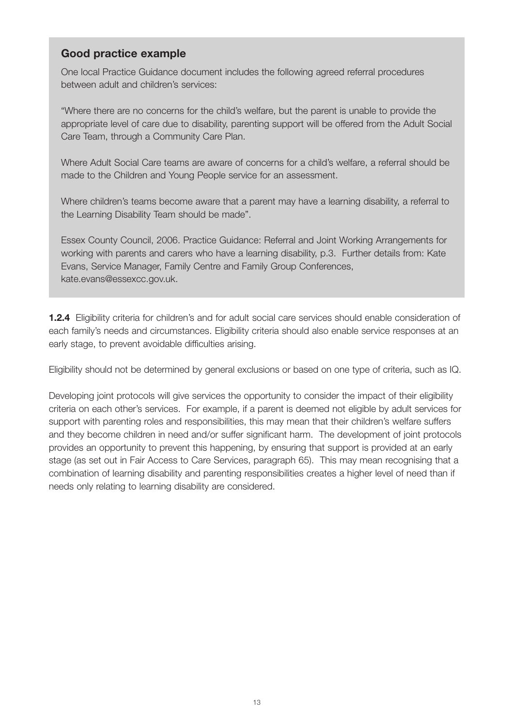### Good practice example

One local Practice Guidance document includes the following agreed referral procedures between adult and children's services:

"Where there are no concerns for the child's welfare, but the parent is unable to provide the appropriate level of care due to disability, parenting support will be offered from the Adult Social Care Team, through a Community Care Plan.

Where Adult Social Care teams are aware of concerns for a child's welfare, a referral should be made to the Children and Young People service for an assessment.

Where children's teams become aware that a parent may have a learning disability, a referral to the Learning Disability Team should be made".

Essex County Council, 2006. Practice Guidance: Referral and Joint Working Arrangements for working with parents and carers who have a learning disability, p.3. Further details from: Kate Evans, Service Manager, Family Centre and Family Group Conferences, kate.evans@essexcc.gov.uk.

**1.2.4** Eligibility criteria for children's and for adult social care services should enable consideration of each family's needs and circumstances. Eligibility criteria should also enable service responses at an early stage, to prevent avoidable difficulties arising.

Eligibility should not be determined by general exclusions or based on one type of criteria, such as IQ.

Developing joint protocols will give services the opportunity to consider the impact of their eligibility criteria on each other's services. For example, if a parent is deemed not eligible by adult services for support with parenting roles and responsibilities, this may mean that their children's welfare suffers and they become children in need and/or suffer significant harm. The development of joint protocols provides an opportunity to prevent this happening, by ensuring that support is provided at an early stage (as set out in Fair Access to Care Services, paragraph 65). This may mean recognising that a combination of learning disability and parenting responsibilities creates a higher level of need than if needs only relating to learning disability are considered.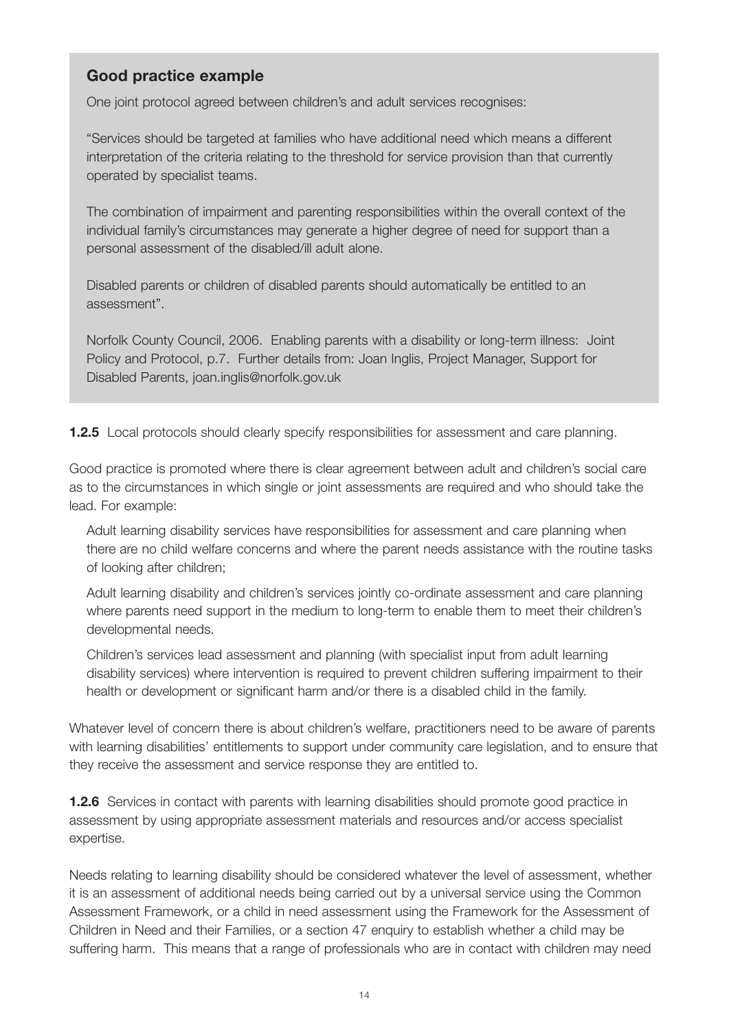### Good practice example

One joint protocol agreed between children's and adult services recognises:

"Services should be targeted at families who have additional need which means a different interpretation of the criteria relating to the threshold for service provision than that currently operated by specialist teams.

The combination of impairment and parenting responsibilities within the overall context of the individual family's circumstances may generate a higher degree of need for support than a personal assessment of the disabled/ill adult alone.

Disabled parents or children of disabled parents should automatically be entitled to an assessment".

Norfolk County Council, 2006. Enabling parents with a disability or long-term illness: Joint Policy and Protocol, p.7. Further details from: Joan Inglis, Project Manager, Support for Disabled Parents, joan.inglis@norfolk.gov.uk

**1.2.5** Local protocols should clearly specify responsibilities for assessment and care planning.

Good practice is promoted where there is clear agreement between adult and children's social care as to the circumstances in which single or joint assessments are required and who should take the lead. For example:

Adult learning disability services have responsibilities for assessment and care planning when there are no child welfare concerns and where the parent needs assistance with the routine tasks of looking after children;

Adult learning disability and children's services jointly co-ordinate assessment and care planning where parents need support in the medium to long-term to enable them to meet their children's developmental needs.

Children's services lead assessment and planning (with specialist input from adult learning disability services) where intervention is required to prevent children suffering impairment to their health or development or significant harm and/or there is a disabled child in the family.

Whatever level of concern there is about children's welfare, practitioners need to be aware of parents with learning disabilities' entitlements to support under community care legislation, and to ensure that they receive the assessment and service response they are entitled to.

**1.2.6** Services in contact with parents with learning disabilities should promote good practice in assessment by using appropriate assessment materials and resources and/or access specialist expertise.

Needs relating to learning disability should be considered whatever the level of assessment, whether it is an assessment of additional needs being carried out by a universal service using the Common Assessment Framework, or a child in need assessment using the Framework for the Assessment of Children in Need and their Families, or a section 47 enquiry to establish whether a child may be suffering harm. This means that a range of professionals who are in contact with children may need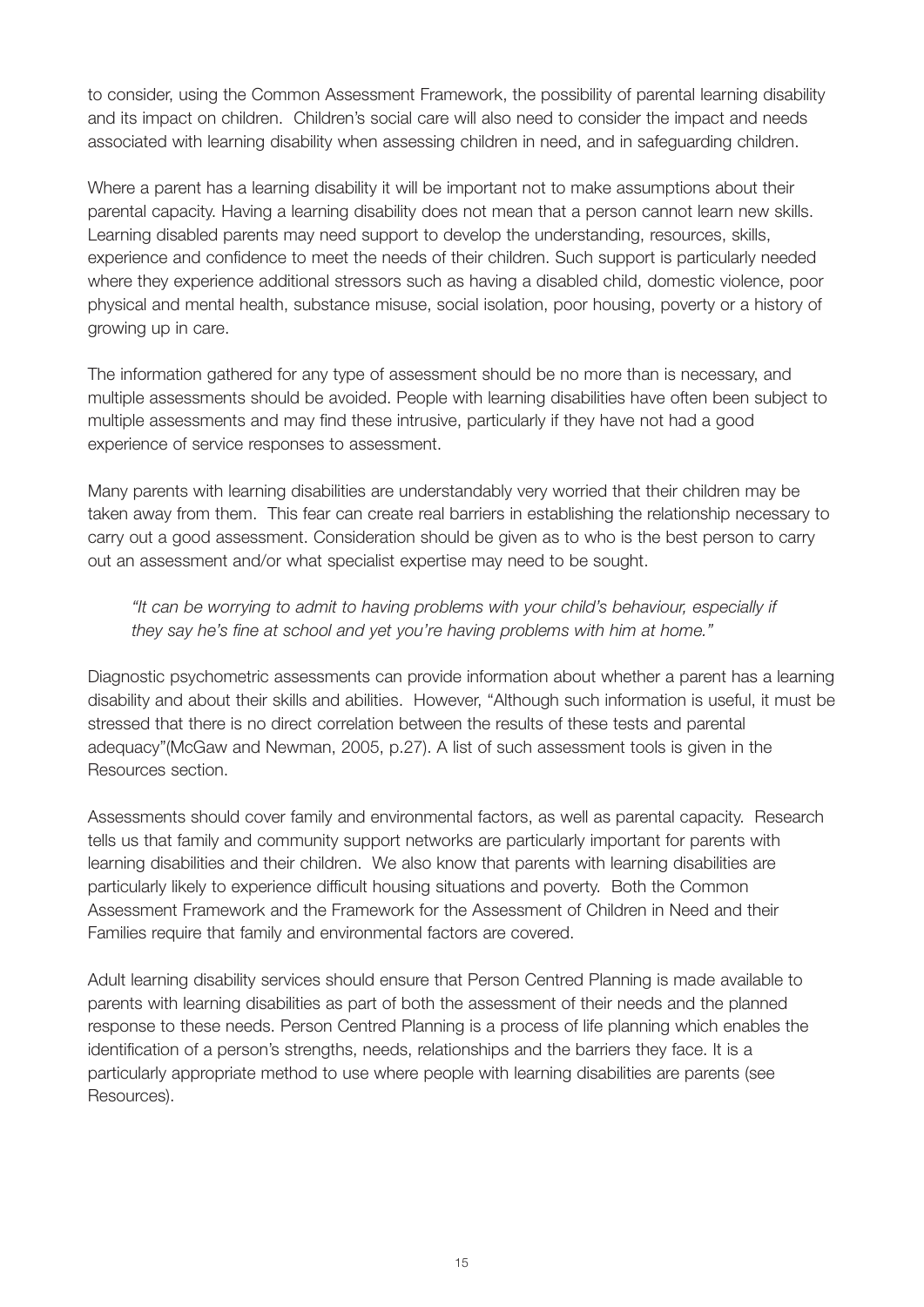to consider, using the Common Assessment Framework, the possibility of parental learning disability and its impact on children. Children's social care will also need to consider the impact and needs associated with learning disability when assessing children in need, and in safeguarding children.

Where a parent has a learning disability it will be important not to make assumptions about their parental capacity. Having a learning disability does not mean that a person cannot learn new skills. Learning disabled parents may need support to develop the understanding, resources, skills, experience and confidence to meet the needs of their children. Such support is particularly needed where they experience additional stressors such as having a disabled child, domestic violence, poor physical and mental health, substance misuse, social isolation, poor housing, poverty or a history of growing up in care.

The information gathered for any type of assessment should be no more than is necessary, and multiple assessments should be avoided. People with learning disabilities have often been subject to multiple assessments and may find these intrusive, particularly if they have not had a good experience of service responses to assessment.

Many parents with learning disabilities are understandably very worried that their children may be taken away from them. This fear can create real barriers in establishing the relationship necessary to carry out a good assessment. Consideration should be given as to who is the best person to carry out an assessment and/or what specialist expertise may need to be sought.

> *"It can be worrying to admit to having problems with your child's behaviour, especially if they say he's fine at school and yet you're having problems with him at home."*

Diagnostic psychometric assessments can provide information about whether a parent has a learning disability and about their skills and abilities. However, "Although such information is useful, it must be stressed that there is no direct correlation between the results of these tests and parental adequacy"(McGaw and Newman, 2005, p.27). A list of such assessment tools is given in the Resources section.

Assessments should cover family and environmental factors, as well as parental capacity. Research tells us that family and community support networks are particularly important for parents with learning disabilities and their children. We also know that parents with learning disabilities are particularly likely to experience difficult housing situations and poverty. Both the Common Assessment Framework and the Framework for the Assessment of Children in Need and their Families require that family and environmental factors are covered.

Adult learning disability services should ensure that Person Centred Planning is made available to parents with learning disabilities as part of both the assessment of their needs and the planned response to these needs. Person Centred Planning is a process of life planning which enables the identification of a person's strengths, needs, relationships and the barriers they face. It is a particularly appropriate method to use where people with learning disabilities are parents (see Resources).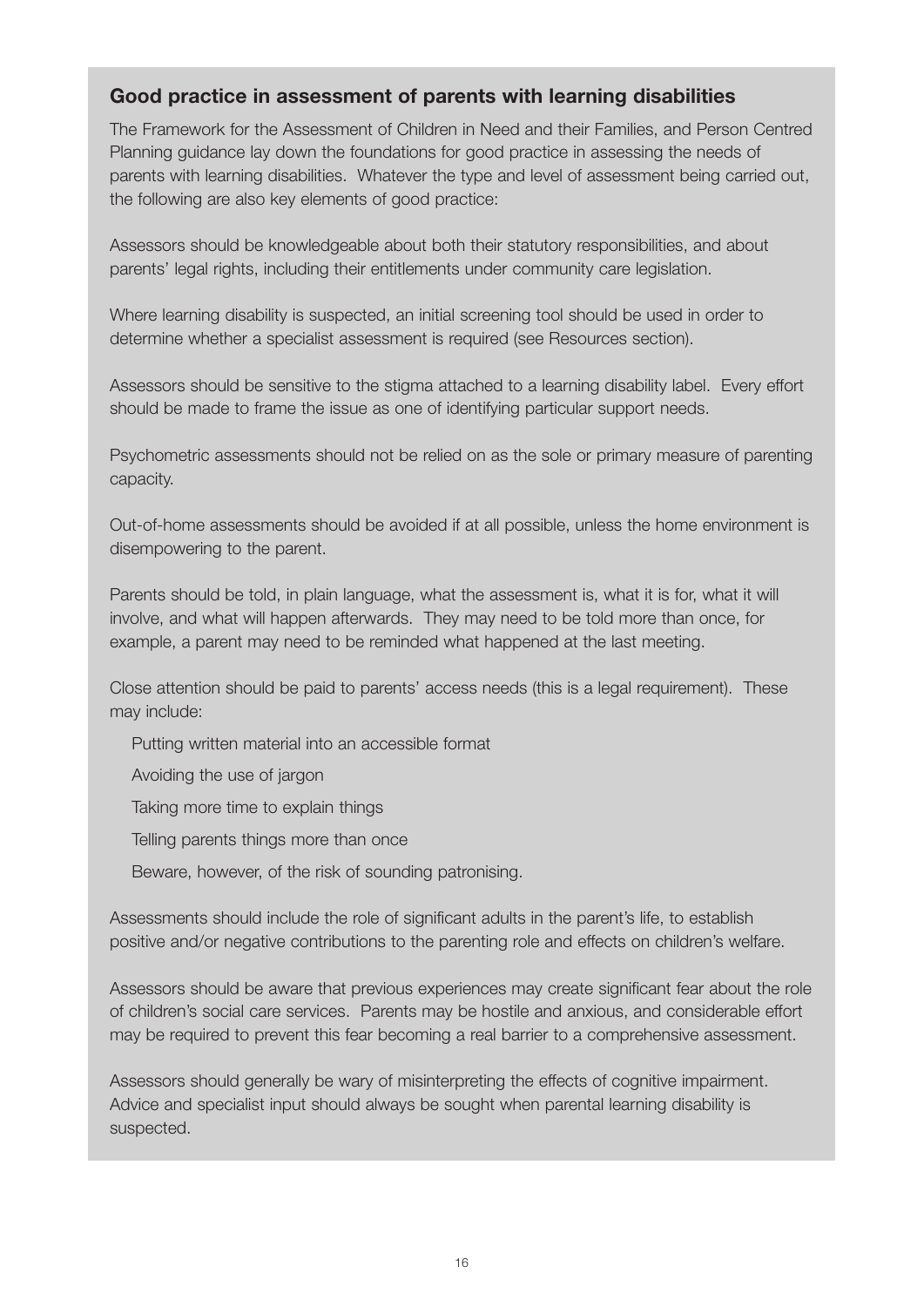## Good practice in assessment of parents with learning disabilities

The Framework for the Assessment of Children in Need and their Families, and Person Centred Planning guidance lay down the foundations for good practice in assessing the needs of parents with learning disabilities. Whatever the type and level of assessment being carried out, the following are also key elements of good practice:

Assessors should be knowledgeable about both their statutory responsibilities, and about parents' legal rights, including their entitlements under community care legislation.

Where learning disability is suspected, an initial screening tool should be used in order to determine whether a specialist assessment is required (see Resources section).

Assessors should be sensitive to the stigma attached to a learning disability label. Every effort should be made to frame the issue as one of identifying particular support needs.

Psychometric assessments should not be relied on as the sole or primary measure of parenting capacity.

Out-of-home assessments should be avoided if at all possible, unless the home environment is disempowering to the parent.

Parents should be told, in plain language, what the assessment is, what it is for, what it will involve, and what will happen afterwards. They may need to be told more than once, for example, a parent may need to be reminded what happened at the last meeting.

Close attention should be paid to parents' access needs (this is a legal requirement). These may include:

- Putting written material into an accessible format
- Avoiding the use of jargon
- Taking more time to explain things
- Telling parents things more than once
- Beware, however, of the risk of sounding patronising.

Assessments should include the role of significant adults in the parent's life, to establish positive and/or negative contributions to the parenting role and effects on children's welfare.

Assessors should be aware that previous experiences may create significant fear about the role of children's social care services. Parents may be hostile and anxious, and considerable effort may be required to prevent this fear becoming a real barrier to a comprehensive assessment.

Assessors should generally be wary of misinterpreting the effects of cognitive impairment. Advice and specialist input should always be sought when parental learning disability is suspected.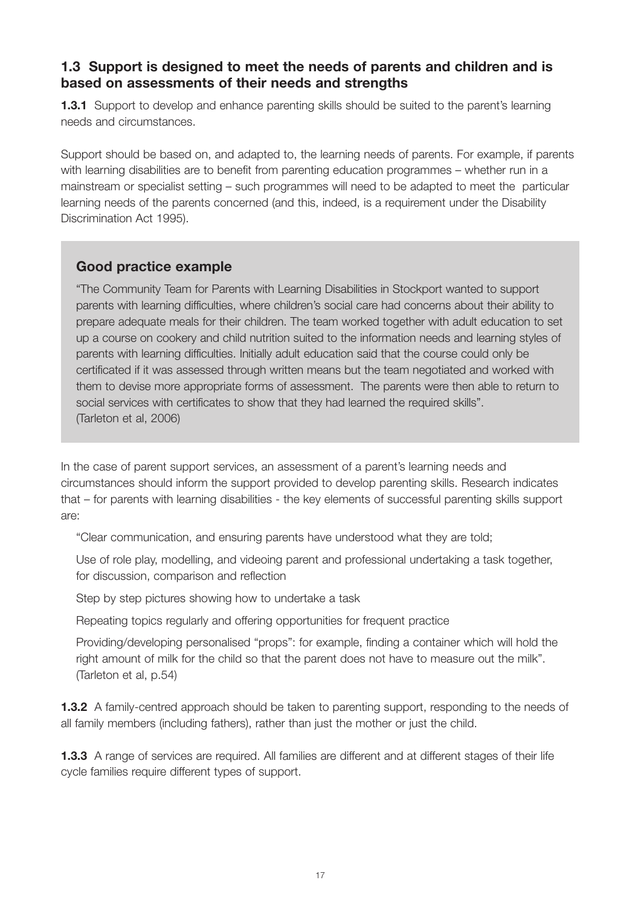## 1.3 Support is designed to meet the needs of parents and children and is based on assessments of their needs and strengths

**1.3.1** Support to develop and enhance parenting skills should be suited to the parent's learning needs and circumstances.

Support should be based on, and adapted to, the learning needs of parents. For example, if parents with learning disabilities are to benefit from parenting education programmes – whether run in a mainstream or specialist setting – such programmes will need to be adapted to meet the particular learning needs of the parents concerned (and this, indeed, is a requirement under the Disability Discrimination Act 1995).

> **Good practice example**
>
> "The Community Team for Parents with Learning Disabilities in Stockport wanted to support parents with learning difficulties, where children's social care had concerns about their ability to prepare adequate meals for their children. The team worked together with adult education to set up a course on cookery and child nutrition suited to the information needs and learning styles of parents with learning difficulties. Initially adult education said that the course could only be certificated if it was assessed through written means but the team negotiated and worked with them to devise more appropriate forms of assessment. The parents were then able to return to social services with certificates to show that they had learned the required skills".
> (Tarleton et al, 2006)

In the case of parent support services, an assessment of a parent's learning needs and circumstances should inform the support provided to develop parenting skills. Research indicates that – for parents with learning disabilities - the key elements of successful parenting skills support are:

"Clear communication, and ensuring parents have understood what they are told;

Use of role play, modelling, and videoing parent and professional undertaking a task together, for discussion, comparison and reflection

Step by step pictures showing how to undertake a task

Repeating topics regularly and offering opportunities for frequent practice

Providing/developing personalised "props": for example, finding a container which will hold the right amount of milk for the child so that the parent does not have to measure out the milk". (Tarleton et al, p.54)

**1.3.2** A family-centred approach should be taken to parenting support, responding to the needs of all family members (including fathers), rather than just the mother or just the child.

**1.3.3** A range of services are required. All families are different and at different stages of their life cycle families require different types of support.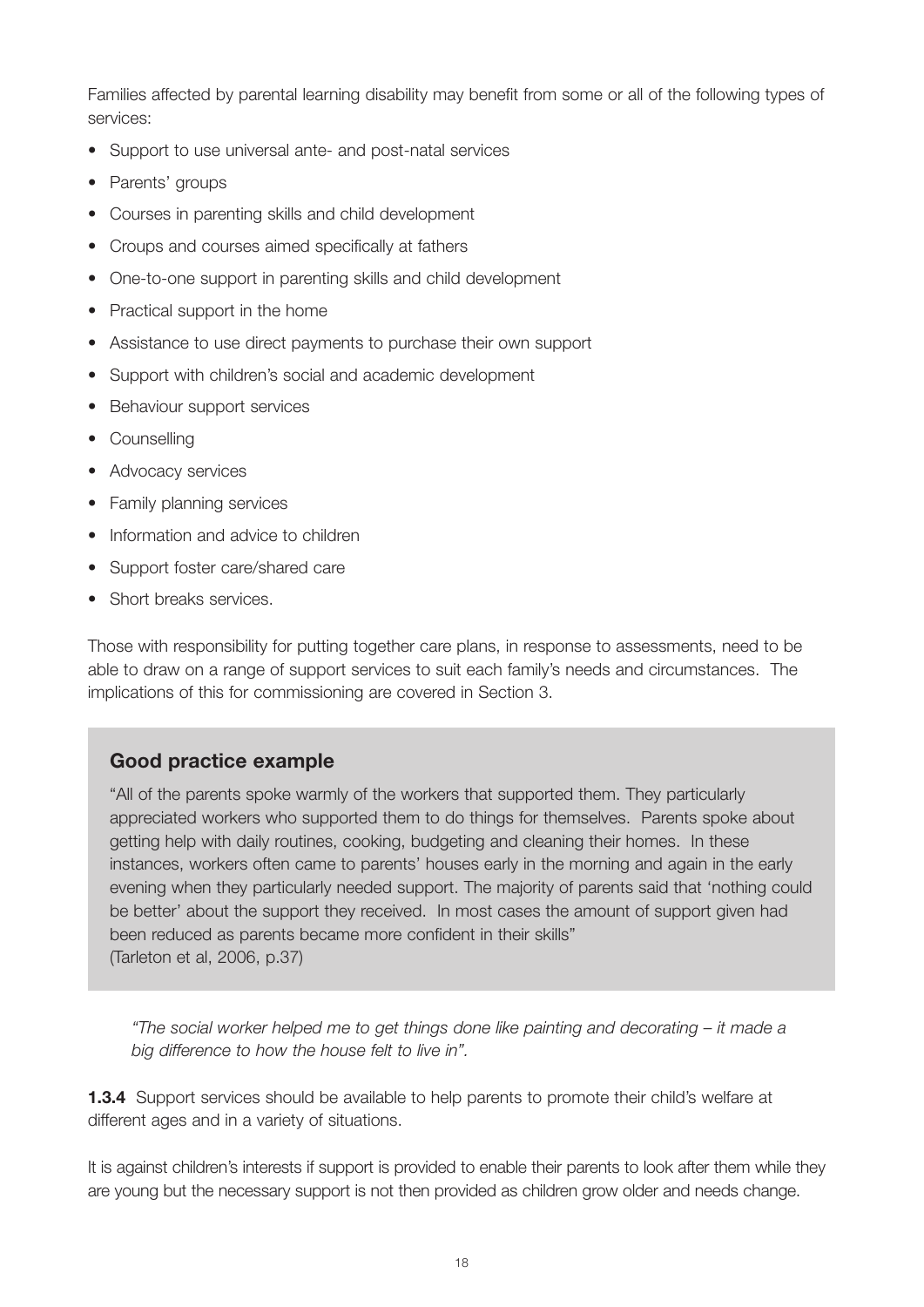Families affected by parental learning disability may benefit from some or all of the following types of services:

- Support to use universal ante- and post-natal services
- Parents' groups
- Courses in parenting skills and child development
- Croups and courses aimed specifically at fathers
- One-to-one support in parenting skills and child development
- Practical support in the home
- Assistance to use direct payments to purchase their own support
- Support with children's social and academic development
- Behaviour support services
- Counselling
- Advocacy services
- Family planning services
- Information and advice to children
- Support foster care/shared care
- Short breaks services.

Those with responsibility for putting together care plans, in response to assessments, need to be able to draw on a range of support services to suit each family's needs and circumstances. The implications of this for commissioning are covered in Section 3.

### Good practice example

"All of the parents spoke warmly of the workers that supported them. They particularly appreciated workers who supported them to do things for themselves. Parents spoke about getting help with daily routines, cooking, budgeting and cleaning their homes. In these instances, workers often came to parents' houses early in the morning and again in the early evening when they particularly needed support. The majority of parents said that 'nothing could be better' about the support they received. In most cases the amount of support given had been reduced as parents became more confident in their skills"
(Tarleton et al, 2006, p.37)

> *"The social worker helped me to get things done like painting and decorating – it made a big difference to how the house felt to live in".*

**1.3.4** Support services should be available to help parents to promote their child's welfare at different ages and in a variety of situations.

It is against children's interests if support is provided to enable their parents to look after them while they are young but the necessary support is not then provided as children grow older and needs change.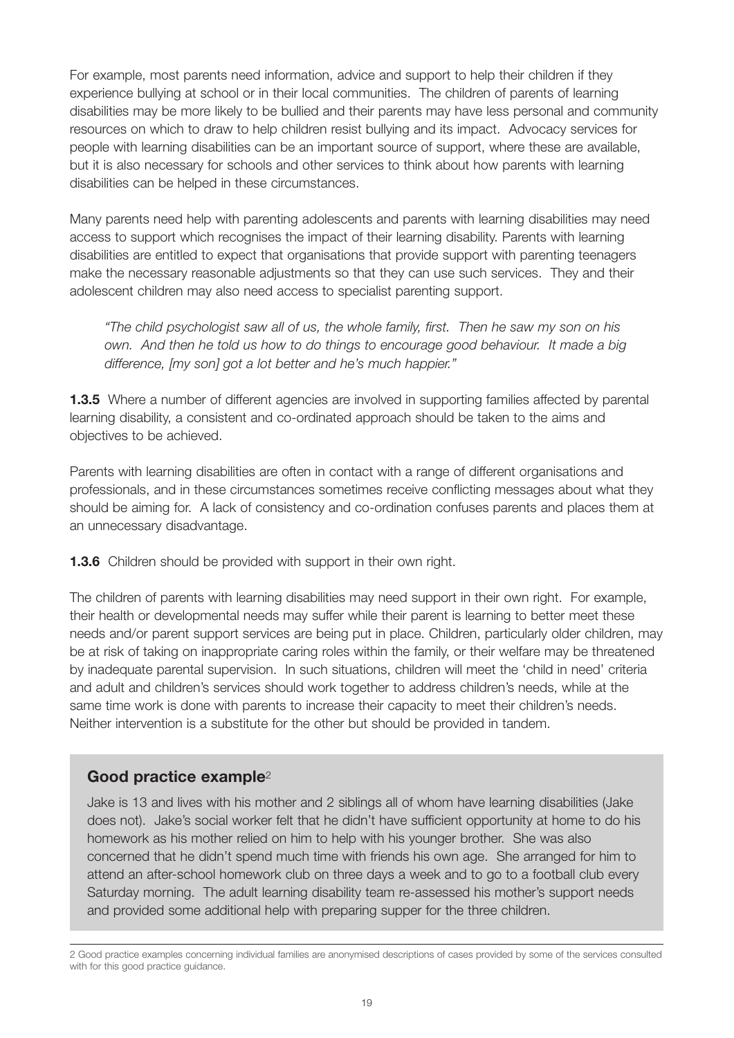For example, most parents need information, advice and support to help their children if they experience bullying at school or in their local communities. The children of parents of learning disabilities may be more likely to be bullied and their parents may have less personal and community resources on which to draw to help children resist bullying and its impact. Advocacy services for people with learning disabilities can be an important source of support, where these are available, but it is also necessary for schools and other services to think about how parents with learning disabilities can be helped in these circumstances.

Many parents need help with parenting adolescents and parents with learning disabilities may need access to support which recognises the impact of their learning disability. Parents with learning disabilities are entitled to expect that organisations that provide support with parenting teenagers make the necessary reasonable adjustments so that they can use such services. They and their adolescent children may also need access to specialist parenting support.

> *"The child psychologist saw all of us, the whole family, first. Then he saw my son on his own. And then he told us how to do things to encourage good behaviour. It made a big difference, [my son] got a lot better and he's much happier."*

**1.3.5** Where a number of different agencies are involved in supporting families affected by parental learning disability, a consistent and co-ordinated approach should be taken to the aims and objectives to be achieved.

Parents with learning disabilities are often in contact with a range of different organisations and professionals, and in these circumstances sometimes receive conflicting messages about what they should be aiming for. A lack of consistency and co-ordination confuses parents and places them at an unnecessary disadvantage.

**1.3.6** Children should be provided with support in their own right.

The children of parents with learning disabilities may need support in their own right. For example, their health or developmental needs may suffer while their parent is learning to better meet these needs and/or parent support services are being put in place. Children, particularly older children, may be at risk of taking on inappropriate caring roles within the family, or their welfare may be threatened by inadequate parental supervision. In such situations, children will meet the 'child in need' criteria and adult and children's services should work together to address children's needs, while at the same time work is done with parents to increase their capacity to meet their children's needs. Neither intervention is a substitute for the other but should be provided in tandem.

### Good practice example[2]

Jake is 13 and lives with his mother and 2 siblings all of whom have learning disabilities (Jake does not). Jake's social worker felt that he didn't have sufficient opportunity at home to do his homework as his mother relied on him to help with his younger brother. She was also concerned that he didn't spend much time with friends his own age. She arranged for him to attend an after-school homework club on three days a week and to go to a football club every Saturday morning. The adult learning disability team re-assessed his mother's support needs and provided some additional help with preparing supper for the three children.

---

2 Good practice examples concerning individual families are anonymised descriptions of cases provided by some of the services consulted with for this good practice guidance.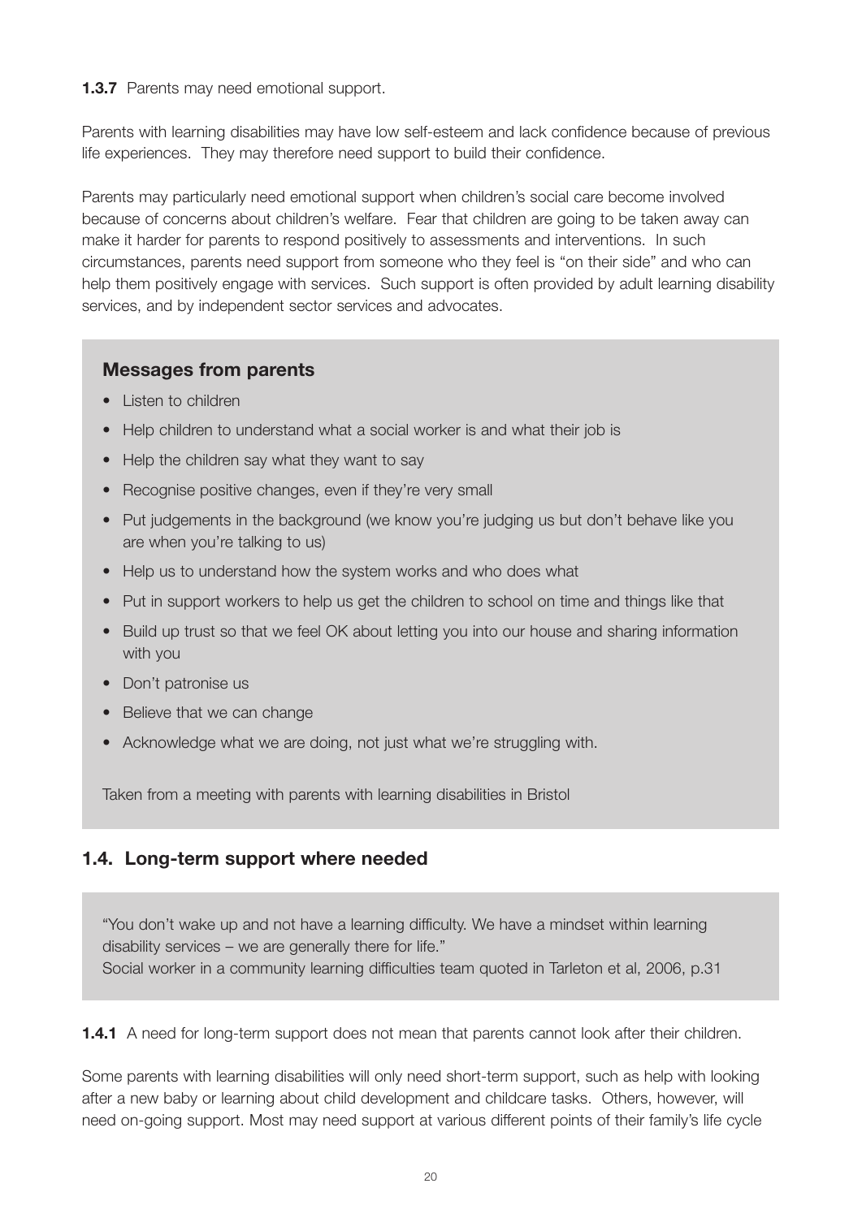**1.3.7** Parents may need emotional support.

Parents with learning disabilities may have low self-esteem and lack confidence because of previous life experiences. They may therefore need support to build their confidence.

Parents may particularly need emotional support when children's social care become involved because of concerns about children's welfare. Fear that children are going to be taken away can make it harder for parents to respond positively to assessments and interventions. In such circumstances, parents need support from someone who they feel is "on their side" and who can help them positively engage with services. Such support is often provided by adult learning disability services, and by independent sector services and advocates.

### Messages from parents

- Listen to children
- Help children to understand what a social worker is and what their job is
- Help the children say what they want to say
- Recognise positive changes, even if they're very small
- Put judgements in the background (we know you're judging us but don't behave like you are when you're talking to us)
- Help us to understand how the system works and who does what
- Put in support workers to help us get the children to school on time and things like that
- Build up trust so that we feel OK about letting you into our house and sharing information with you
- Don't patronise us
- Believe that we can change
- Acknowledge what we are doing, not just what we're struggling with.

Taken from a meeting with parents with learning disabilities in Bristol

## 1.4. Long-term support where needed

"You don't wake up and not have a learning difficulty. We have a mindset within learning disability services – we are generally there for life."
Social worker in a community learning difficulties team quoted in Tarleton et al, 2006, p.31

**1.4.1** A need for long-term support does not mean that parents cannot look after their children.

Some parents with learning disabilities will only need short-term support, such as help with looking after a new baby or learning about child development and childcare tasks. Others, however, will need on-going support. Most may need support at various different points of their family's life cycle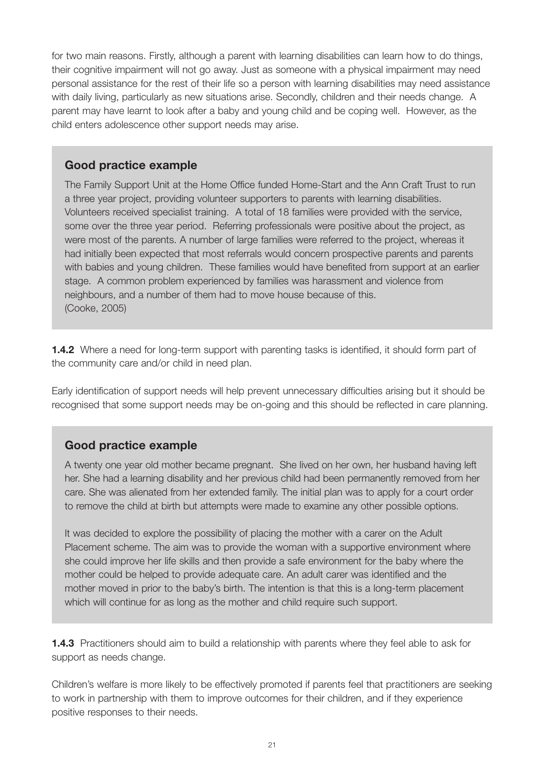for two main reasons. Firstly, although a parent with learning disabilities can learn how to do things, their cognitive impairment will not go away. Just as someone with a physical impairment may need personal assistance for the rest of their life so a person with learning disabilities may need assistance with daily living, particularly as new situations arise. Secondly, children and their needs change. A parent may have learnt to look after a baby and young child and be coping well. However, as the child enters adolescence other support needs may arise.

### Good practice example

The Family Support Unit at the Home Office funded Home-Start and the Ann Craft Trust to run a three year project, providing volunteer supporters to parents with learning disabilities. Volunteers received specialist training. A total of 18 families were provided with the service, some over the three year period. Referring professionals were positive about the project, as were most of the parents. A number of large families were referred to the project, whereas it had initially been expected that most referrals would concern prospective parents and parents with babies and young children. These families would have benefited from support at an earlier stage. A common problem experienced by families was harassment and violence from neighbours, and a number of them had to move house because of this.
(Cooke, 2005)

**1.4.2** Where a need for long-term support with parenting tasks is identified, it should form part of the community care and/or child in need plan.

Early identification of support needs will help prevent unnecessary difficulties arising but it should be recognised that some support needs may be on-going and this should be reflected in care planning.

### Good practice example

A twenty one year old mother became pregnant. She lived on her own, her husband having left her. She had a learning disability and her previous child had been permanently removed from her care. She was alienated from her extended family. The initial plan was to apply for a court order to remove the child at birth but attempts were made to examine any other possible options.

It was decided to explore the possibility of placing the mother with a carer on the Adult Placement scheme. The aim was to provide the woman with a supportive environment where she could improve her life skills and then provide a safe environment for the baby where the mother could be helped to provide adequate care. An adult carer was identified and the mother moved in prior to the baby's birth. The intention is that this is a long-term placement which will continue for as long as the mother and child require such support.

**1.4.3** Practitioners should aim to build a relationship with parents where they feel able to ask for support as needs change.

Children's welfare is more likely to be effectively promoted if parents feel that practitioners are seeking to work in partnership with them to improve outcomes for their children, and if they experience positive responses to their needs.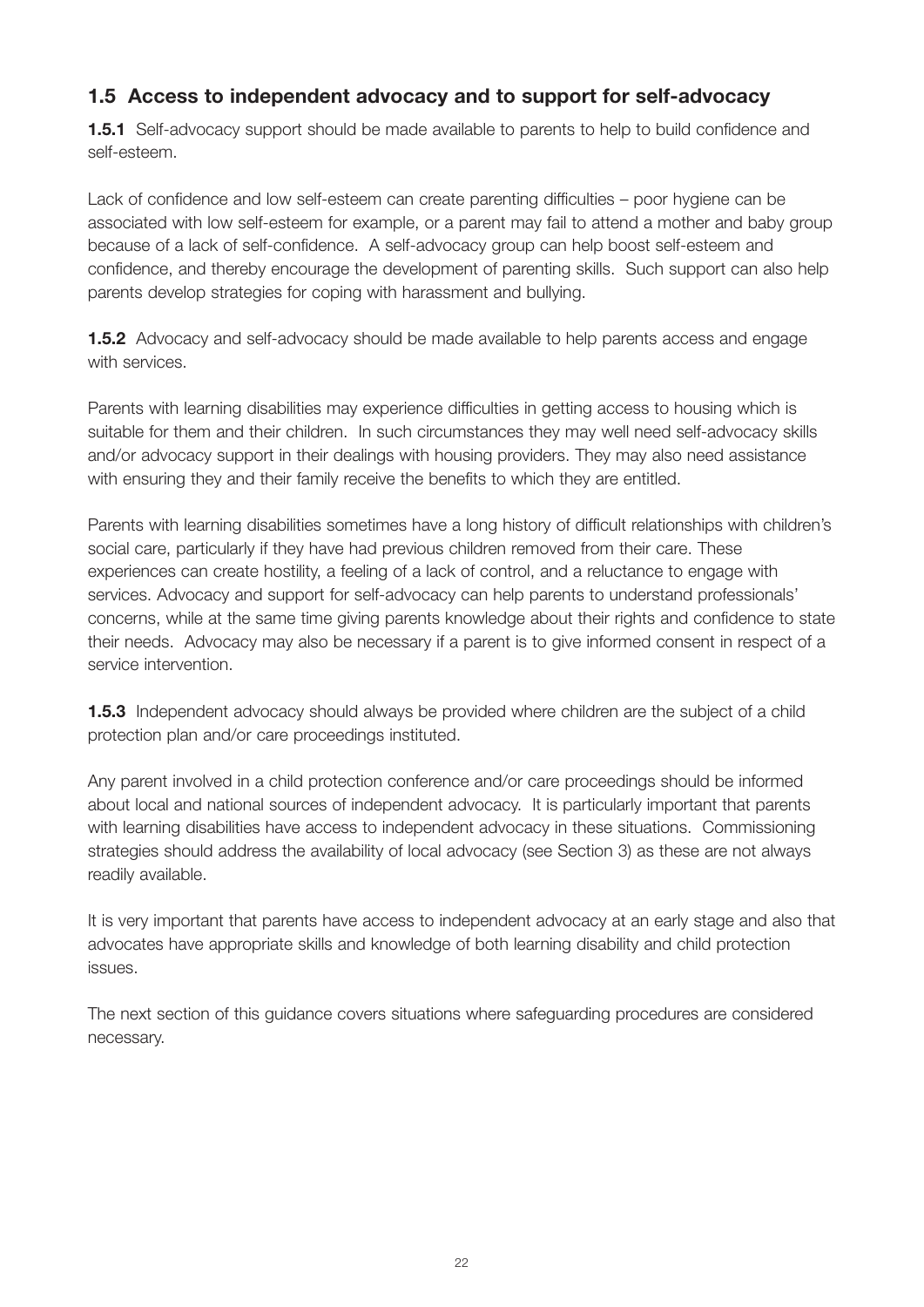## 1.5 Access to independent advocacy and to support for self-advocacy

**1.5.1** Self-advocacy support should be made available to parents to help to build confidence and self-esteem.

Lack of confidence and low self-esteem can create parenting difficulties – poor hygiene can be associated with low self-esteem for example, or a parent may fail to attend a mother and baby group because of a lack of self-confidence. A self-advocacy group can help boost self-esteem and confidence, and thereby encourage the development of parenting skills. Such support can also help parents develop strategies for coping with harassment and bullying.

**1.5.2** Advocacy and self-advocacy should be made available to help parents access and engage with services.

Parents with learning disabilities may experience difficulties in getting access to housing which is suitable for them and their children. In such circumstances they may well need self-advocacy skills and/or advocacy support in their dealings with housing providers. They may also need assistance with ensuring they and their family receive the benefits to which they are entitled.

Parents with learning disabilities sometimes have a long history of difficult relationships with children's social care, particularly if they have had previous children removed from their care. These experiences can create hostility, a feeling of a lack of control, and a reluctance to engage with services. Advocacy and support for self-advocacy can help parents to understand professionals' concerns, while at the same time giving parents knowledge about their rights and confidence to state their needs. Advocacy may also be necessary if a parent is to give informed consent in respect of a service intervention.

**1.5.3** Independent advocacy should always be provided where children are the subject of a child protection plan and/or care proceedings instituted.

Any parent involved in a child protection conference and/or care proceedings should be informed about local and national sources of independent advocacy. It is particularly important that parents with learning disabilities have access to independent advocacy in these situations. Commissioning strategies should address the availability of local advocacy (see Section 3) as these are not always readily available.

It is very important that parents have access to independent advocacy at an early stage and also that advocates have appropriate skills and knowledge of both learning disability and child protection issues.

The next section of this guidance covers situations where safeguarding procedures are considered necessary.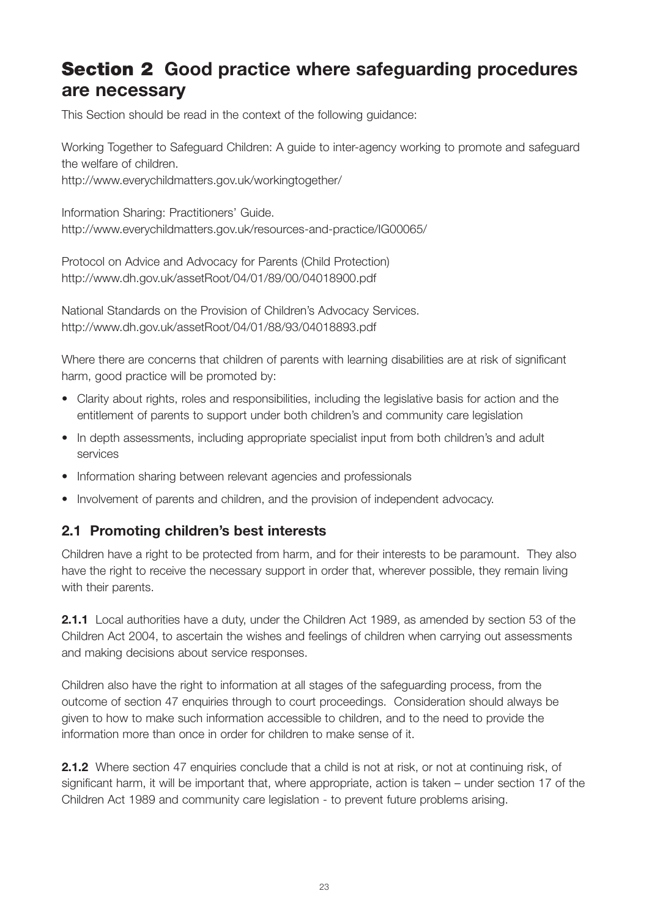# Section 2 Good practice where safeguarding procedures are necessary

This Section should be read in the context of the following guidance:

Working Together to Safeguard Children: A guide to inter-agency working to promote and safeguard the welfare of children.
http://www.everychildmatters.gov.uk/workingtogether/

Information Sharing: Practitioners' Guide.
http://www.everychildmatters.gov.uk/resources-and-practice/IG00065/

Protocol on Advice and Advocacy for Parents (Child Protection)
http://www.dh.gov.uk/assetRoot/04/01/89/00/04018900.pdf

National Standards on the Provision of Children's Advocacy Services.
http://www.dh.gov.uk/assetRoot/04/01/88/93/04018893.pdf

Where there are concerns that children of parents with learning disabilities are at risk of significant harm, good practice will be promoted by:

- Clarity about rights, roles and responsibilities, including the legislative basis for action and the entitlement of parents to support under both children's and community care legislation
- In depth assessments, including appropriate specialist input from both children's and adult services
- Information sharing between relevant agencies and professionals
- Involvement of parents and children, and the provision of independent advocacy.

## 2.1 Promoting children's best interests

Children have a right to be protected from harm, and for their interests to be paramount. They also have the right to receive the necessary support in order that, wherever possible, they remain living with their parents.

**2.1.1** Local authorities have a duty, under the Children Act 1989, as amended by section 53 of the Children Act 2004, to ascertain the wishes and feelings of children when carrying out assessments and making decisions about service responses.

Children also have the right to information at all stages of the safeguarding process, from the outcome of section 47 enquiries through to court proceedings. Consideration should always be given to how to make such information accessible to children, and to the need to provide the information more than once in order for children to make sense of it.

**2.1.2** Where section 47 enquiries conclude that a child is not at risk, or not at continuing risk, of significant harm, it will be important that, where appropriate, action is taken – under section 17 of the Children Act 1989 and community care legislation - to prevent future problems arising.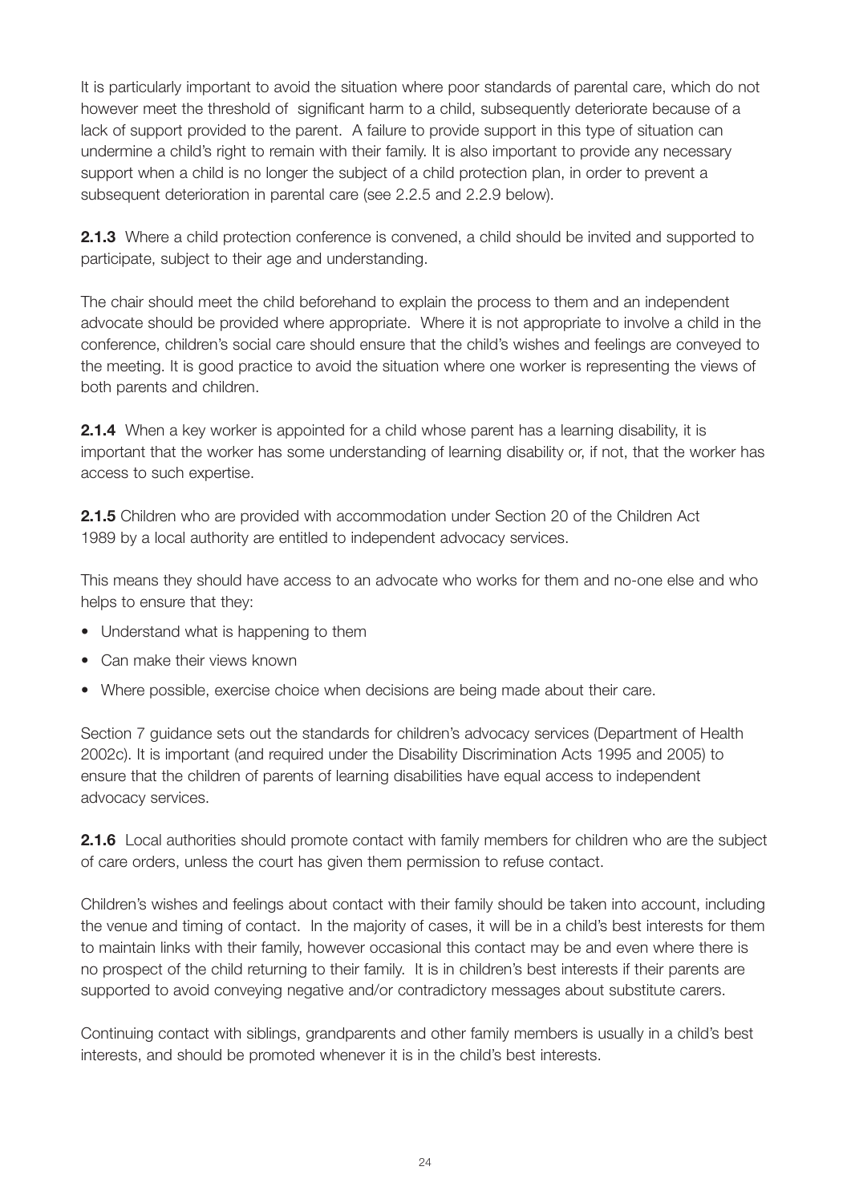It is particularly important to avoid the situation where poor standards of parental care, which do not however meet the threshold of significant harm to a child, subsequently deteriorate because of a lack of support provided to the parent. A failure to provide support in this type of situation can undermine a child's right to remain with their family. It is also important to provide any necessary support when a child is no longer the subject of a child protection plan, in order to prevent a subsequent deterioration in parental care (see 2.2.5 and 2.2.9 below).

**2.1.3** Where a child protection conference is convened, a child should be invited and supported to participate, subject to their age and understanding.

The chair should meet the child beforehand to explain the process to them and an independent advocate should be provided where appropriate. Where it is not appropriate to involve a child in the conference, children's social care should ensure that the child's wishes and feelings are conveyed to the meeting. It is good practice to avoid the situation where one worker is representing the views of both parents and children.

**2.1.4** When a key worker is appointed for a child whose parent has a learning disability, it is important that the worker has some understanding of learning disability or, if not, that the worker has access to such expertise.

**2.1.5** Children who are provided with accommodation under Section 20 of the Children Act 1989 by a local authority are entitled to independent advocacy services.

This means they should have access to an advocate who works for them and no-one else and who helps to ensure that they:

- Understand what is happening to them
- Can make their views known
- Where possible, exercise choice when decisions are being made about their care.

Section 7 guidance sets out the standards for children's advocacy services (Department of Health 2002c). It is important (and required under the Disability Discrimination Acts 1995 and 2005) to ensure that the children of parents of learning disabilities have equal access to independent advocacy services.

**2.1.6** Local authorities should promote contact with family members for children who are the subject of care orders, unless the court has given them permission to refuse contact.

Children's wishes and feelings about contact with their family should be taken into account, including the venue and timing of contact. In the majority of cases, it will be in a child's best interests for them to maintain links with their family, however occasional this contact may be and even where there is no prospect of the child returning to their family. It is in children's best interests if their parents are supported to avoid conveying negative and/or contradictory messages about substitute carers.

Continuing contact with siblings, grandparents and other family members is usually in a child's best interests, and should be promoted whenever it is in the child's best interests.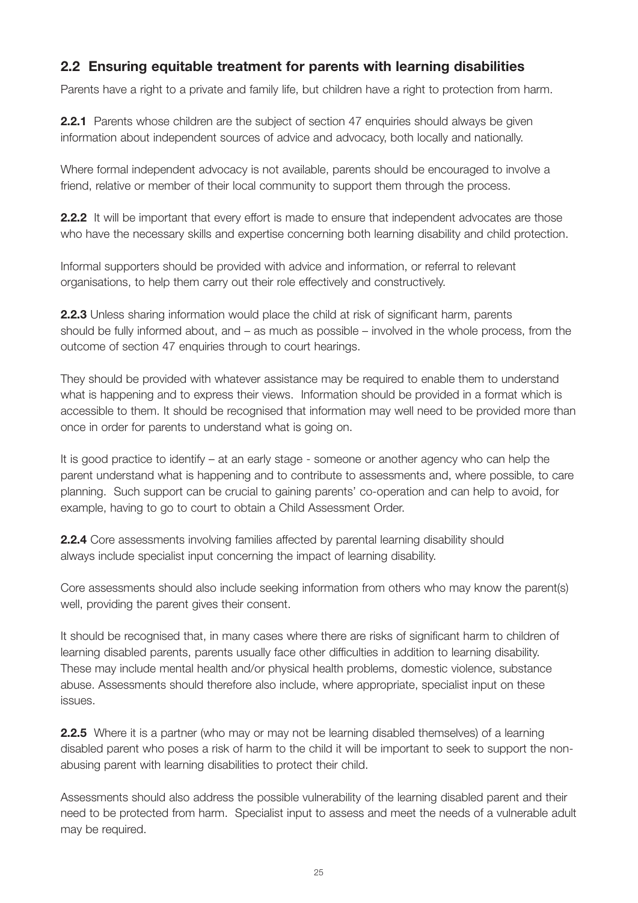## 2.2 Ensuring equitable treatment for parents with learning disabilities

Parents have a right to a private and family life, but children have a right to protection from harm.

**2.2.1** Parents whose children are the subject of section 47 enquiries should always be given information about independent sources of advice and advocacy, both locally and nationally.

Where formal independent advocacy is not available, parents should be encouraged to involve a friend, relative or member of their local community to support them through the process.

**2.2.2** It will be important that every effort is made to ensure that independent advocates are those who have the necessary skills and expertise concerning both learning disability and child protection.

Informal supporters should be provided with advice and information, or referral to relevant organisations, to help them carry out their role effectively and constructively.

**2.2.3** Unless sharing information would place the child at risk of significant harm, parents should be fully informed about, and – as much as possible – involved in the whole process, from the outcome of section 47 enquiries through to court hearings.

They should be provided with whatever assistance may be required to enable them to understand what is happening and to express their views. Information should be provided in a format which is accessible to them. It should be recognised that information may well need to be provided more than once in order for parents to understand what is going on.

It is good practice to identify – at an early stage - someone or another agency who can help the parent understand what is happening and to contribute to assessments and, where possible, to care planning. Such support can be crucial to gaining parents' co-operation and can help to avoid, for example, having to go to court to obtain a Child Assessment Order.

**2.2.4** Core assessments involving families affected by parental learning disability should always include specialist input concerning the impact of learning disability.

Core assessments should also include seeking information from others who may know the parent(s) well, providing the parent gives their consent.

It should be recognised that, in many cases where there are risks of significant harm to children of learning disabled parents, parents usually face other difficulties in addition to learning disability. These may include mental health and/or physical health problems, domestic violence, substance abuse. Assessments should therefore also include, where appropriate, specialist input on these issues.

**2.2.5** Where it is a partner (who may or may not be learning disabled themselves) of a learning disabled parent who poses a risk of harm to the child it will be important to seek to support the non-abusing parent with learning disabilities to protect their child.

Assessments should also address the possible vulnerability of the learning disabled parent and their need to be protected from harm. Specialist input to assess and meet the needs of a vulnerable adult may be required.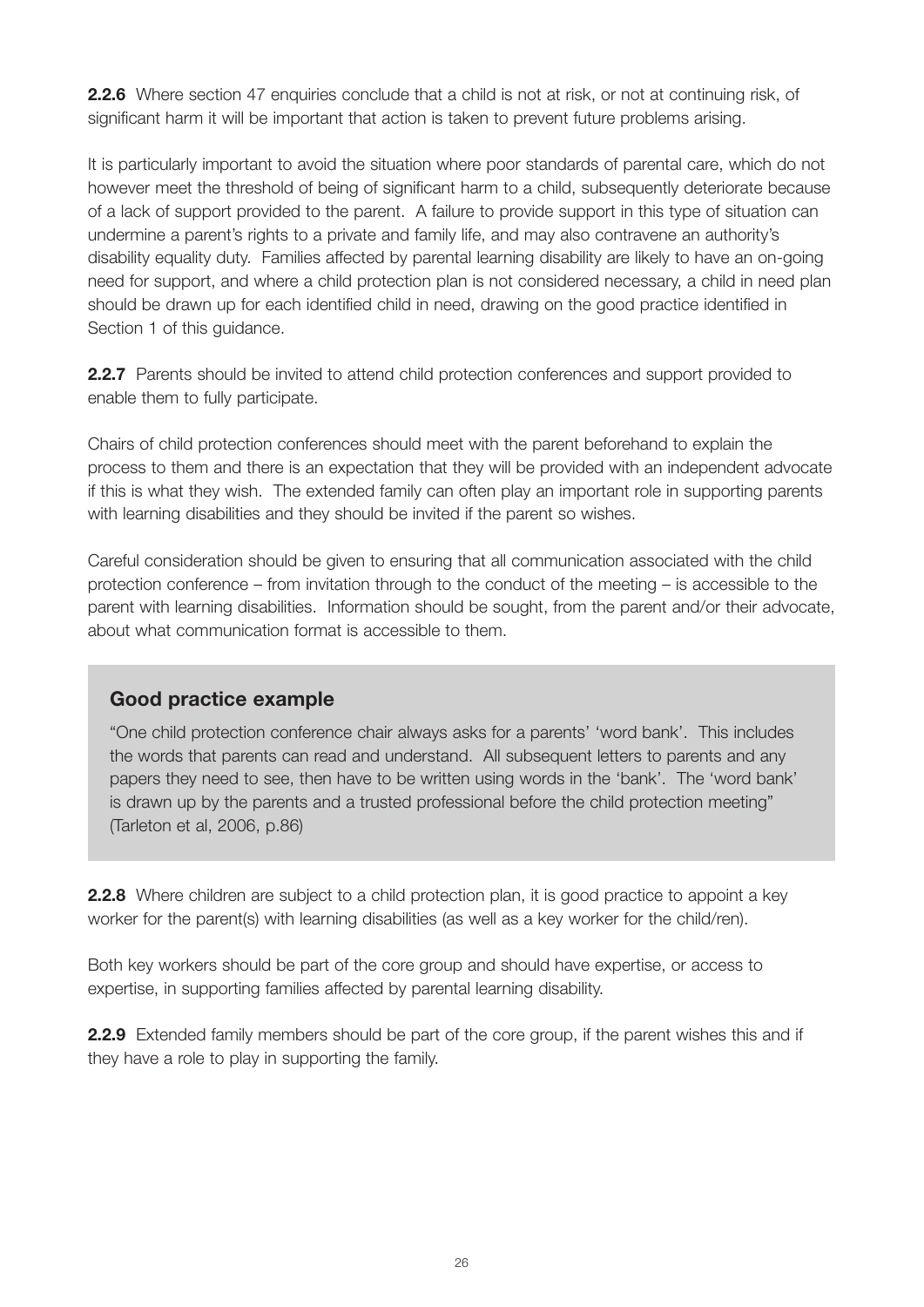**2.2.6** Where section 47 enquiries conclude that a child is not at risk, or not at continuing risk, of significant harm it will be important that action is taken to prevent future problems arising.

It is particularly important to avoid the situation where poor standards of parental care, which do not however meet the threshold of being of significant harm to a child, subsequently deteriorate because of a lack of support provided to the parent. A failure to provide support in this type of situation can undermine a parent's rights to a private and family life, and may also contravene an authority's disability equality duty. Families affected by parental learning disability are likely to have an on-going need for support, and where a child protection plan is not considered necessary, a child in need plan should be drawn up for each identified child in need, drawing on the good practice identified in Section 1 of this guidance.

**2.2.7** Parents should be invited to attend child protection conferences and support provided to enable them to fully participate.

Chairs of child protection conferences should meet with the parent beforehand to explain the process to them and there is an expectation that they will be provided with an independent advocate if this is what they wish. The extended family can often play an important role in supporting parents with learning disabilities and they should be invited if the parent so wishes.

Careful consideration should be given to ensuring that all communication associated with the child protection conference – from invitation through to the conduct of the meeting – is accessible to the parent with learning disabilities. Information should be sought, from the parent and/or their advocate, about what communication format is accessible to them.

### Good practice example

"One child protection conference chair always asks for a parents' 'word bank'. This includes the words that parents can read and understand. All subsequent letters to parents and any papers they need to see, then have to be written using words in the 'bank'. The 'word bank' is drawn up by the parents and a trusted professional before the child protection meeting" (Tarleton et al, 2006, p.86)

**2.2.8** Where children are subject to a child protection plan, it is good practice to appoint a key worker for the parent(s) with learning disabilities (as well as a key worker for the child/ren).

Both key workers should be part of the core group and should have expertise, or access to expertise, in supporting families affected by parental learning disability.

**2.2.9** Extended family members should be part of the core group, if the parent wishes this and if they have a role to play in supporting the family.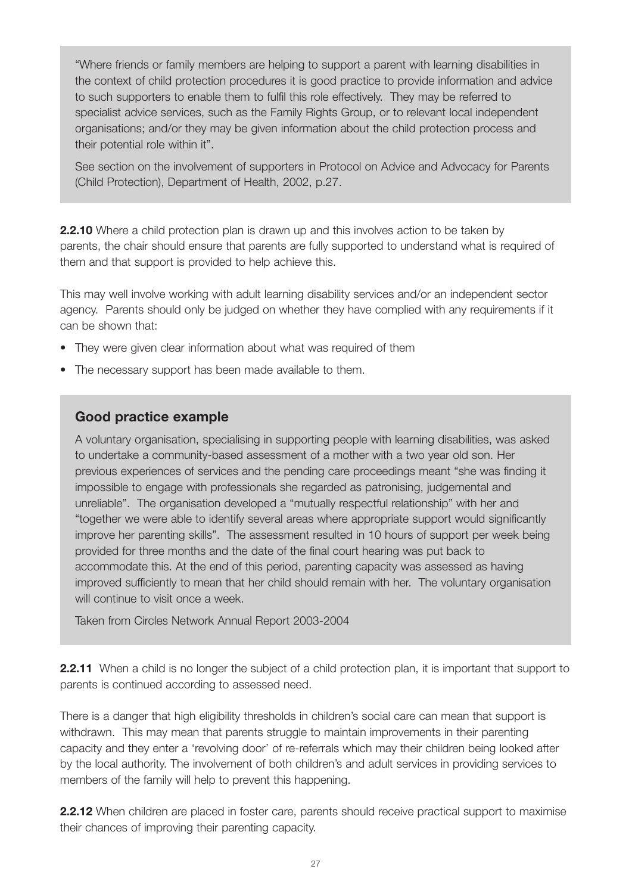"Where friends or family members are helping to support a parent with learning disabilities in the context of child protection procedures it is good practice to provide information and advice to such supporters to enable them to fulfil this role effectively. They may be referred to specialist advice services, such as the Family Rights Group, or to relevant local independent organisations; and/or they may be given information about the child protection process and their potential role within it".

See section on the involvement of supporters in Protocol on Advice and Advocacy for Parents (Child Protection), Department of Health, 2002, p.27.

**2.2.10** Where a child protection plan is drawn up and this involves action to be taken by parents, the chair should ensure that parents are fully supported to understand what is required of them and that support is provided to help achieve this.

This may well involve working with adult learning disability services and/or an independent sector agency. Parents should only be judged on whether they have complied with any requirements if it can be shown that:

- They were given clear information about what was required of them
- The necessary support has been made available to them.

### Good practice example

A voluntary organisation, specialising in supporting people with learning disabilities, was asked to undertake a community-based assessment of a mother with a two year old son. Her previous experiences of services and the pending care proceedings meant "she was finding it impossible to engage with professionals she regarded as patronising, judgemental and unreliable". The organisation developed a "mutually respectful relationship" with her and "together we were able to identify several areas where appropriate support would significantly improve her parenting skills". The assessment resulted in 10 hours of support per week being provided for three months and the date of the final court hearing was put back to accommodate this. At the end of this period, parenting capacity was assessed as having improved sufficiently to mean that her child should remain with her. The voluntary organisation will continue to visit once a week.

Taken from Circles Network Annual Report 2003-2004

**2.2.11** When a child is no longer the subject of a child protection plan, it is important that support to parents is continued according to assessed need.

There is a danger that high eligibility thresholds in children's social care can mean that support is withdrawn. This may mean that parents struggle to maintain improvements in their parenting capacity and they enter a 'revolving door' of re-referrals which may their children being looked after by the local authority. The involvement of both children's and adult services in providing services to members of the family will help to prevent this happening.

**2.2.12** When children are placed in foster care, parents should receive practical support to maximise their chances of improving their parenting capacity.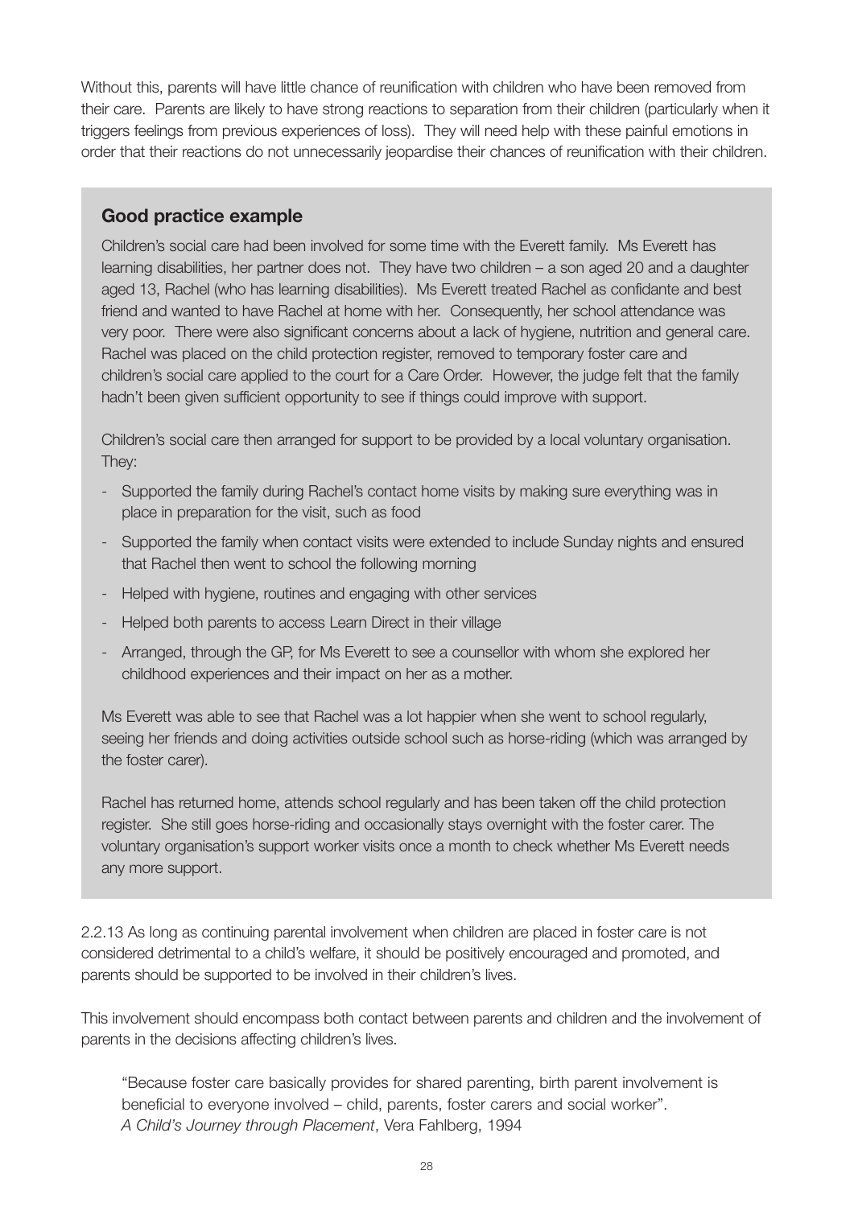Without this, parents will have little chance of reunification with children who have been removed from their care. Parents are likely to have strong reactions to separation from their children (particularly when it triggers feelings from previous experiences of loss). They will need help with these painful emotions in order that their reactions do not unnecessarily jeopardise their chances of reunification with their children.

### Good practice example

Children's social care had been involved for some time with the Everett family. Ms Everett has learning disabilities, her partner does not. They have two children – a son aged 20 and a daughter aged 13, Rachel (who has learning disabilities). Ms Everett treated Rachel as confidante and best friend and wanted to have Rachel at home with her. Consequently, her school attendance was very poor. There were also significant concerns about a lack of hygiene, nutrition and general care. Rachel was placed on the child protection register, removed to temporary foster care and children's social care applied to the court for a Care Order. However, the judge felt that the family hadn't been given sufficient opportunity to see if things could improve with support.

Children's social care then arranged for support to be provided by a local voluntary organisation. They:

- Supported the family during Rachel's contact home visits by making sure everything was in place in preparation for the visit, such as food
- Supported the family when contact visits were extended to include Sunday nights and ensured that Rachel then went to school the following morning
- Helped with hygiene, routines and engaging with other services
- Helped both parents to access Learn Direct in their village
- Arranged, through the GP, for Ms Everett to see a counsellor with whom she explored her childhood experiences and their impact on her as a mother.

Ms Everett was able to see that Rachel was a lot happier when she went to school regularly, seeing her friends and doing activities outside school such as horse-riding (which was arranged by the foster carer).

Rachel has returned home, attends school regularly and has been taken off the child protection register. She still goes horse-riding and occasionally stays overnight with the foster carer. The voluntary organisation's support worker visits once a month to check whether Ms Everett needs any more support.

2.2.13 As long as continuing parental involvement when children are placed in foster care is not considered detrimental to a child's welfare, it should be positively encouraged and promoted, and parents should be supported to be involved in their children's lives.

This involvement should encompass both contact between parents and children and the involvement of parents in the decisions affecting children's lives.

> "Because foster care basically provides for shared parenting, birth parent involvement is beneficial to everyone involved – child, parents, foster carers and social worker".
> *A Child's Journey through Placement*, Vera Fahlberg, 1994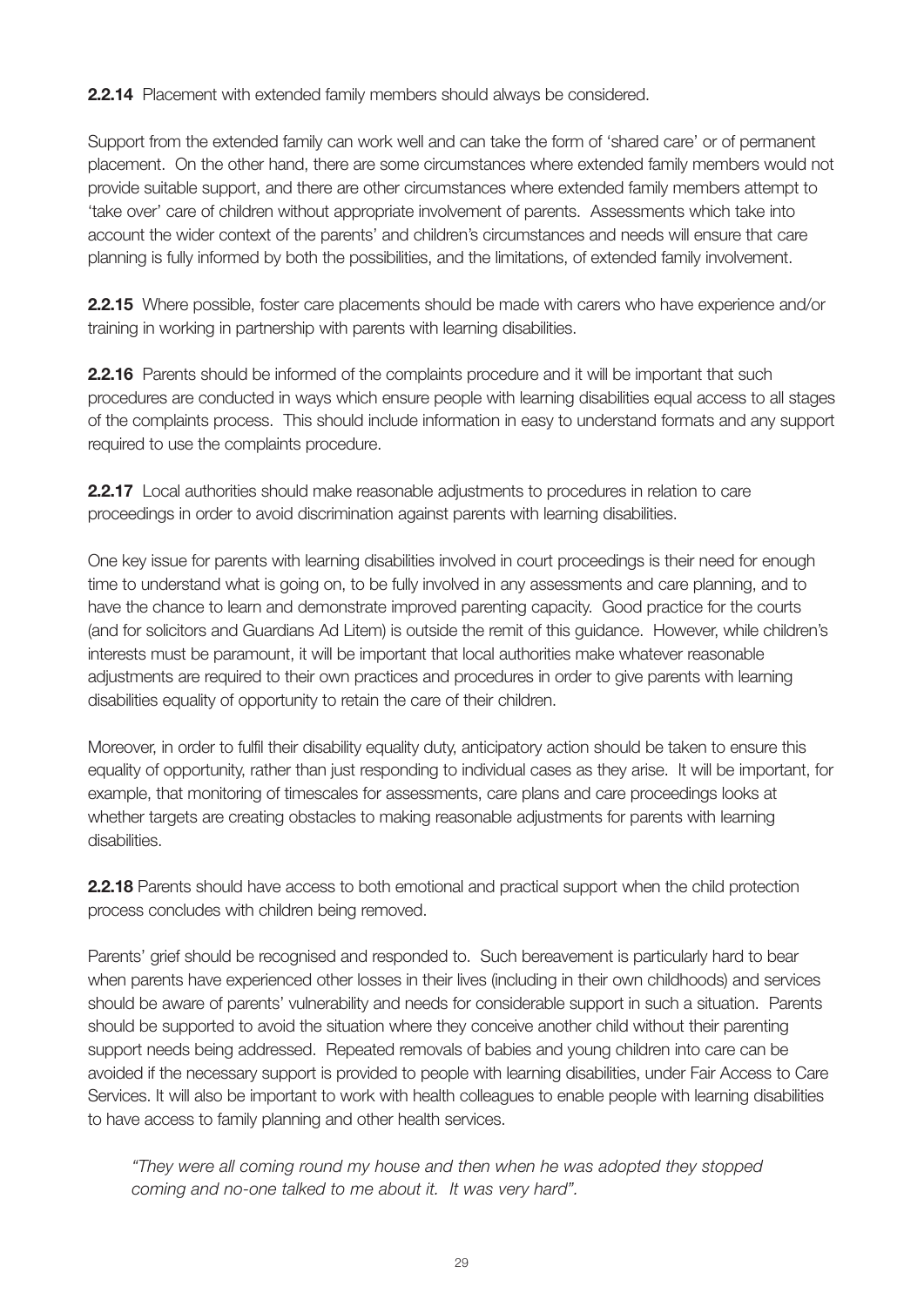**2.2.14** Placement with extended family members should always be considered.

Support from the extended family can work well and can take the form of 'shared care' or of permanent placement. On the other hand, there are some circumstances where extended family members would not provide suitable support, and there are other circumstances where extended family members attempt to 'take over' care of children without appropriate involvement of parents. Assessments which take into account the wider context of the parents' and children's circumstances and needs will ensure that care planning is fully informed by both the possibilities, and the limitations, of extended family involvement.

**2.2.15** Where possible, foster care placements should be made with carers who have experience and/or training in working in partnership with parents with learning disabilities.

**2.2.16** Parents should be informed of the complaints procedure and it will be important that such procedures are conducted in ways which ensure people with learning disabilities equal access to all stages of the complaints process. This should include information in easy to understand formats and any support required to use the complaints procedure.

**2.2.17** Local authorities should make reasonable adjustments to procedures in relation to care proceedings in order to avoid discrimination against parents with learning disabilities.

One key issue for parents with learning disabilities involved in court proceedings is their need for enough time to understand what is going on, to be fully involved in any assessments and care planning, and to have the chance to learn and demonstrate improved parenting capacity. Good practice for the courts (and for solicitors and Guardians Ad Litem) is outside the remit of this guidance. However, while children's interests must be paramount, it will be important that local authorities make whatever reasonable adjustments are required to their own practices and procedures in order to give parents with learning disabilities equality of opportunity to retain the care of their children.

Moreover, in order to fulfil their disability equality duty, anticipatory action should be taken to ensure this equality of opportunity, rather than just responding to individual cases as they arise. It will be important, for example, that monitoring of timescales for assessments, care plans and care proceedings looks at whether targets are creating obstacles to making reasonable adjustments for parents with learning disabilities.

**2.2.18** Parents should have access to both emotional and practical support when the child protection process concludes with children being removed.

Parents' grief should be recognised and responded to. Such bereavement is particularly hard to bear when parents have experienced other losses in their lives (including in their own childhoods) and services should be aware of parents' vulnerability and needs for considerable support in such a situation. Parents should be supported to avoid the situation where they conceive another child without their parenting support needs being addressed. Repeated removals of babies and young children into care can be avoided if the necessary support is provided to people with learning disabilities, under Fair Access to Care Services. It will also be important to work with health colleagues to enable people with learning disabilities to have access to family planning and other health services.

> *"They were all coming round my house and then when he was adopted they stopped coming and no-one talked to me about it. It was very hard".*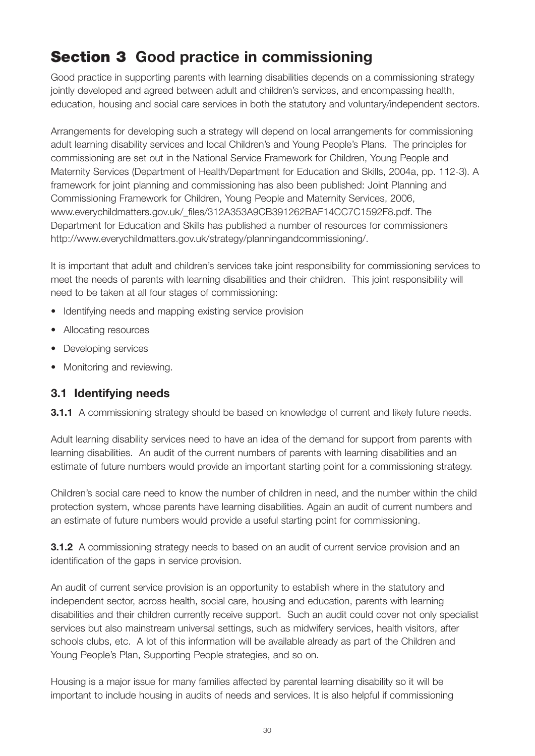# Section 3 Good practice in commissioning

Good practice in supporting parents with learning disabilities depends on a commissioning strategy jointly developed and agreed between adult and children's services, and encompassing health, education, housing and social care services in both the statutory and voluntary/independent sectors.

Arrangements for developing such a strategy will depend on local arrangements for commissioning adult learning disability services and local Children's and Young People's Plans. The principles for commissioning are set out in the National Service Framework for Children, Young People and Maternity Services (Department of Health/Department for Education and Skills, 2004a, pp. 112-3). A framework for joint planning and commissioning has also been published: Joint Planning and Commissioning Framework for Children, Young People and Maternity Services, 2006, www.everychildmatters.gov.uk/_files/312A353A9CB391262BAF14CC7C1592F8.pdf. The Department for Education and Skills has published a number of resources for commissioners http://www.everychildmatters.gov.uk/strategy/planningandcommissioning/.

It is important that adult and children's services take joint responsibility for commissioning services to meet the needs of parents with learning disabilities and their children. This joint responsibility will need to be taken at all four stages of commissioning:

- Identifying needs and mapping existing service provision
- Allocating resources
- Developing services
- Monitoring and reviewing.

## 3.1 Identifying needs

**3.1.1** A commissioning strategy should be based on knowledge of current and likely future needs.

Adult learning disability services need to have an idea of the demand for support from parents with learning disabilities. An audit of the current numbers of parents with learning disabilities and an estimate of future numbers would provide an important starting point for a commissioning strategy.

Children's social care need to know the number of children in need, and the number within the child protection system, whose parents have learning disabilities. Again an audit of current numbers and an estimate of future numbers would provide a useful starting point for commissioning.

**3.1.2** A commissioning strategy needs to based on an audit of current service provision and an identification of the gaps in service provision.

An audit of current service provision is an opportunity to establish where in the statutory and independent sector, across health, social care, housing and education, parents with learning disabilities and their children currently receive support. Such an audit could cover not only specialist services but also mainstream universal settings, such as midwifery services, health visitors, after schools clubs, etc. A lot of this information will be available already as part of the Children and Young People's Plan, Supporting People strategies, and so on.

Housing is a major issue for many families affected by parental learning disability so it will be important to include housing in audits of needs and services. It is also helpful if commissioning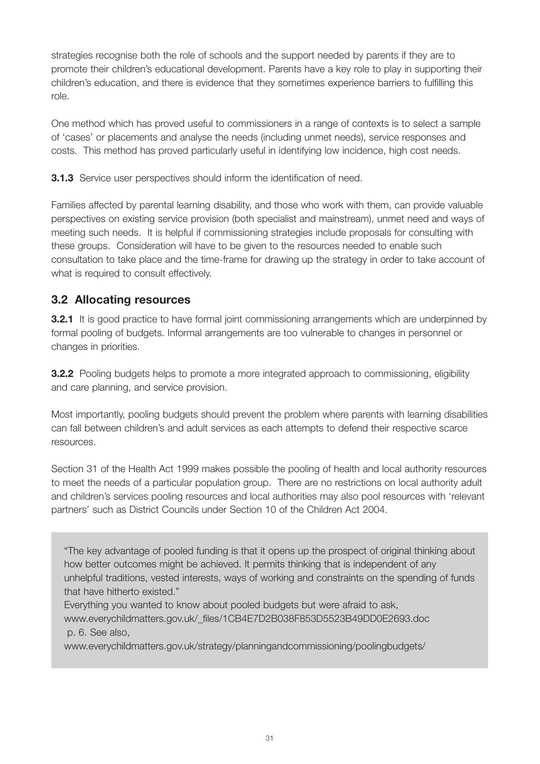strategies recognise both the role of schools and the support needed by parents if they are to promote their children's educational development. Parents have a key role to play in supporting their children's education, and there is evidence that they sometimes experience barriers to fulfilling this role.

One method which has proved useful to commissioners in a range of contexts is to select a sample of 'cases' or placements and analyse the needs (including unmet needs), service responses and costs. This method has proved particularly useful in identifying low incidence, high cost needs.

**3.1.3** Service user perspectives should inform the identification of need.

Families affected by parental learning disability, and those who work with them, can provide valuable perspectives on existing service provision (both specialist and mainstream), unmet need and ways of meeting such needs. It is helpful if commissioning strategies include proposals for consulting with these groups. Consideration will have to be given to the resources needed to enable such consultation to take place and the time-frame for drawing up the strategy in order to take account of what is required to consult effectively.

## 3.2 Allocating resources

**3.2.1** It is good practice to have formal joint commissioning arrangements which are underpinned by formal pooling of budgets. Informal arrangements are too vulnerable to changes in personnel or changes in priorities.

**3.2.2** Pooling budgets helps to promote a more integrated approach to commissioning, eligibility and care planning, and service provision.

Most importantly, pooling budgets should prevent the problem where parents with learning disabilities can fall between children's and adult services as each attempts to defend their respective scarce resources.

Section 31 of the Health Act 1999 makes possible the pooling of health and local authority resources to meet the needs of a particular population group. There are no restrictions on local authority adult and children's services pooling resources and local authorities may also pool resources with 'relevant partners' such as District Councils under Section 10 of the Children Act 2004.

> "The key advantage of pooled funding is that it opens up the prospect of original thinking about how better outcomes might be achieved. It permits thinking that is independent of any unhelpful traditions, vested interests, ways of working and constraints on the spending of funds that have hitherto existed."
>
> Everything you wanted to know about pooled budgets but were afraid to ask, www.everychildmatters.gov.uk/_files/1CB4E7D2B038F853D5523B49DD0E2693.doc p. 6. See also, www.everychildmatters.gov.uk/strategy/planningandcommissioning/poolingbudgets/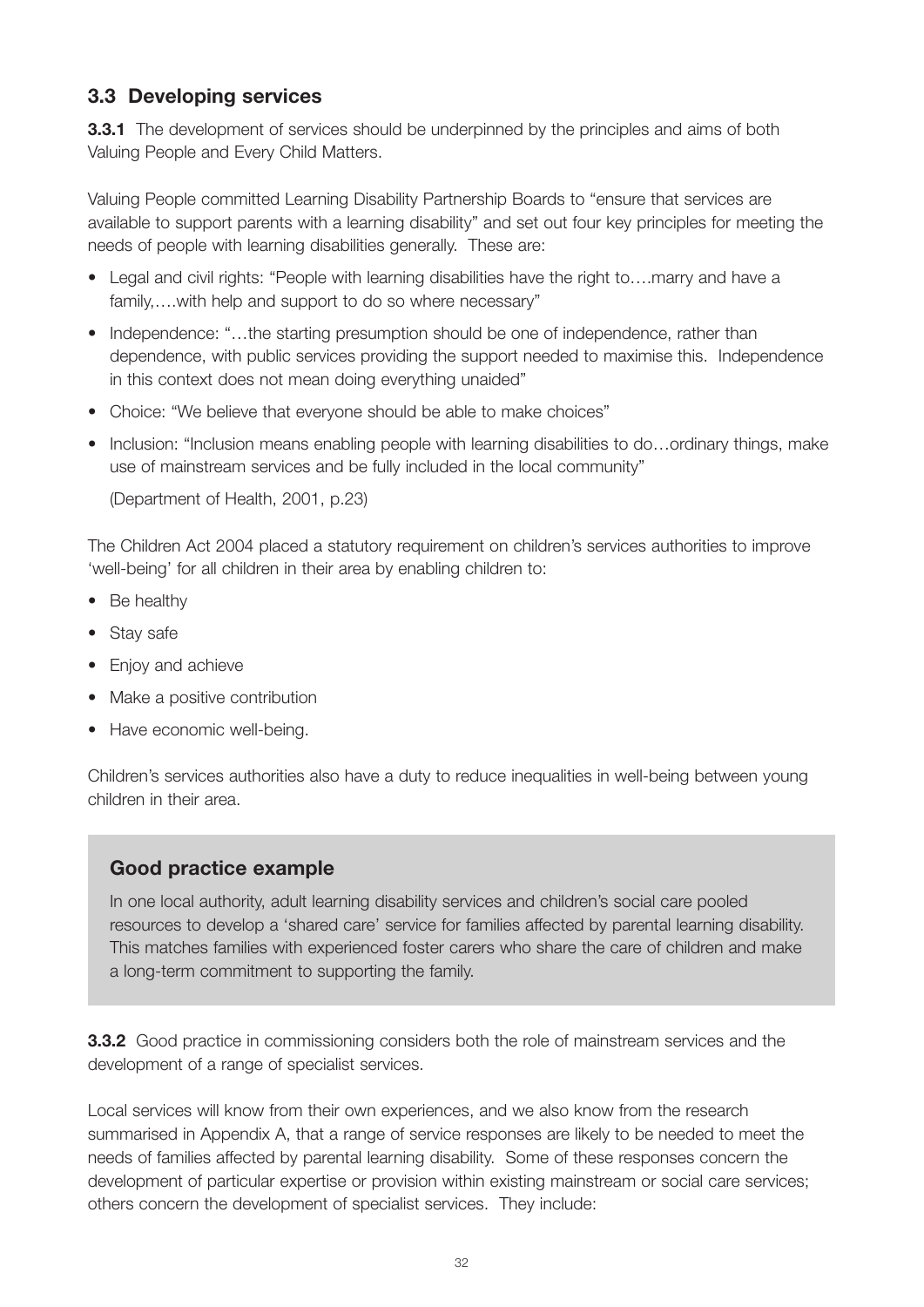## 3.3 Developing services

**3.3.1** The development of services should be underpinned by the principles and aims of both Valuing People and Every Child Matters.

Valuing People committed Learning Disability Partnership Boards to "ensure that services are available to support parents with a learning disability" and set out four key principles for meeting the needs of people with learning disabilities generally. These are:

- Legal and civil rights: "People with learning disabilities have the right to….marry and have a family,….with help and support to do so where necessary"
- Independence: "…the starting presumption should be one of independence, rather than dependence, with public services providing the support needed to maximise this. Independence in this context does not mean doing everything unaided"
- Choice: "We believe that everyone should be able to make choices"
- Inclusion: "Inclusion means enabling people with learning disabilities to do…ordinary things, make use of mainstream services and be fully included in the local community"

  (Department of Health, 2001, p.23)

The Children Act 2004 placed a statutory requirement on children's services authorities to improve 'well-being' for all children in their area by enabling children to:

- Be healthy
- Stay safe
- Enjoy and achieve
- Make a positive contribution
- Have economic well-being.

Children's services authorities also have a duty to reduce inequalities in well-being between young children in their area.

### Good practice example

In one local authority, adult learning disability services and children's social care pooled resources to develop a 'shared care' service for families affected by parental learning disability. This matches families with experienced foster carers who share the care of children and make a long-term commitment to supporting the family.

**3.3.2** Good practice in commissioning considers both the role of mainstream services and the development of a range of specialist services.

Local services will know from their own experiences, and we also know from the research summarised in Appendix A, that a range of service responses are likely to be needed to meet the needs of families affected by parental learning disability. Some of these responses concern the development of particular expertise or provision within existing mainstream or social care services; others concern the development of specialist services. They include: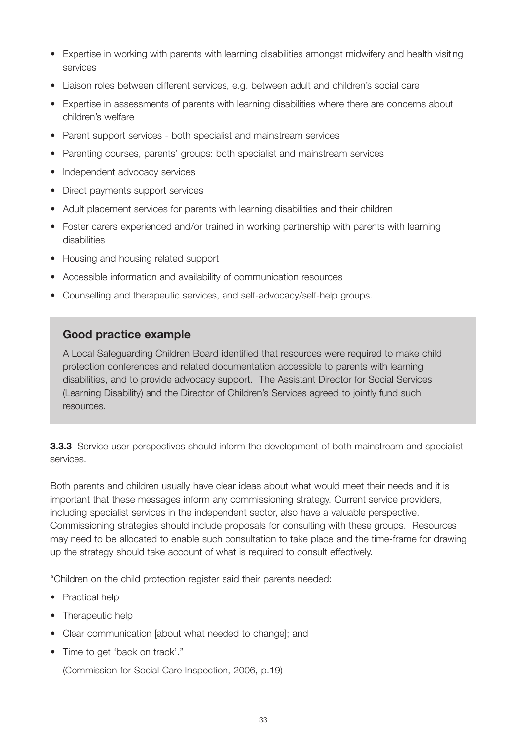- Expertise in working with parents with learning disabilities amongst midwifery and health visiting services
- Liaison roles between different services, e.g. between adult and children's social care
- Expertise in assessments of parents with learning disabilities where there are concerns about children's welfare
- Parent support services - both specialist and mainstream services
- Parenting courses, parents' groups: both specialist and mainstream services
- Independent advocacy services
- Direct payments support services
- Adult placement services for parents with learning disabilities and their children
- Foster carers experienced and/or trained in working partnership with parents with learning disabilities
- Housing and housing related support
- Accessible information and availability of communication resources
- Counselling and therapeutic services, and self-advocacy/self-help groups.

### Good practice example

A Local Safeguarding Children Board identified that resources were required to make child protection conferences and related documentation accessible to parents with learning disabilities, and to provide advocacy support. The Assistant Director for Social Services (Learning Disability) and the Director of Children's Services agreed to jointly fund such resources.

**3.3.3** Service user perspectives should inform the development of both mainstream and specialist services.

Both parents and children usually have clear ideas about what would meet their needs and it is important that these messages inform any commissioning strategy. Current service providers, including specialist services in the independent sector, also have a valuable perspective. Commissioning strategies should include proposals for consulting with these groups. Resources may need to be allocated to enable such consultation to take place and the time-frame for drawing up the strategy should take account of what is required to consult effectively.

"Children on the child protection register said their parents needed:

- Practical help
- Therapeutic help
- Clear communication [about what needed to change]; and
- Time to get 'back on track'."

(Commission for Social Care Inspection, 2006, p.19)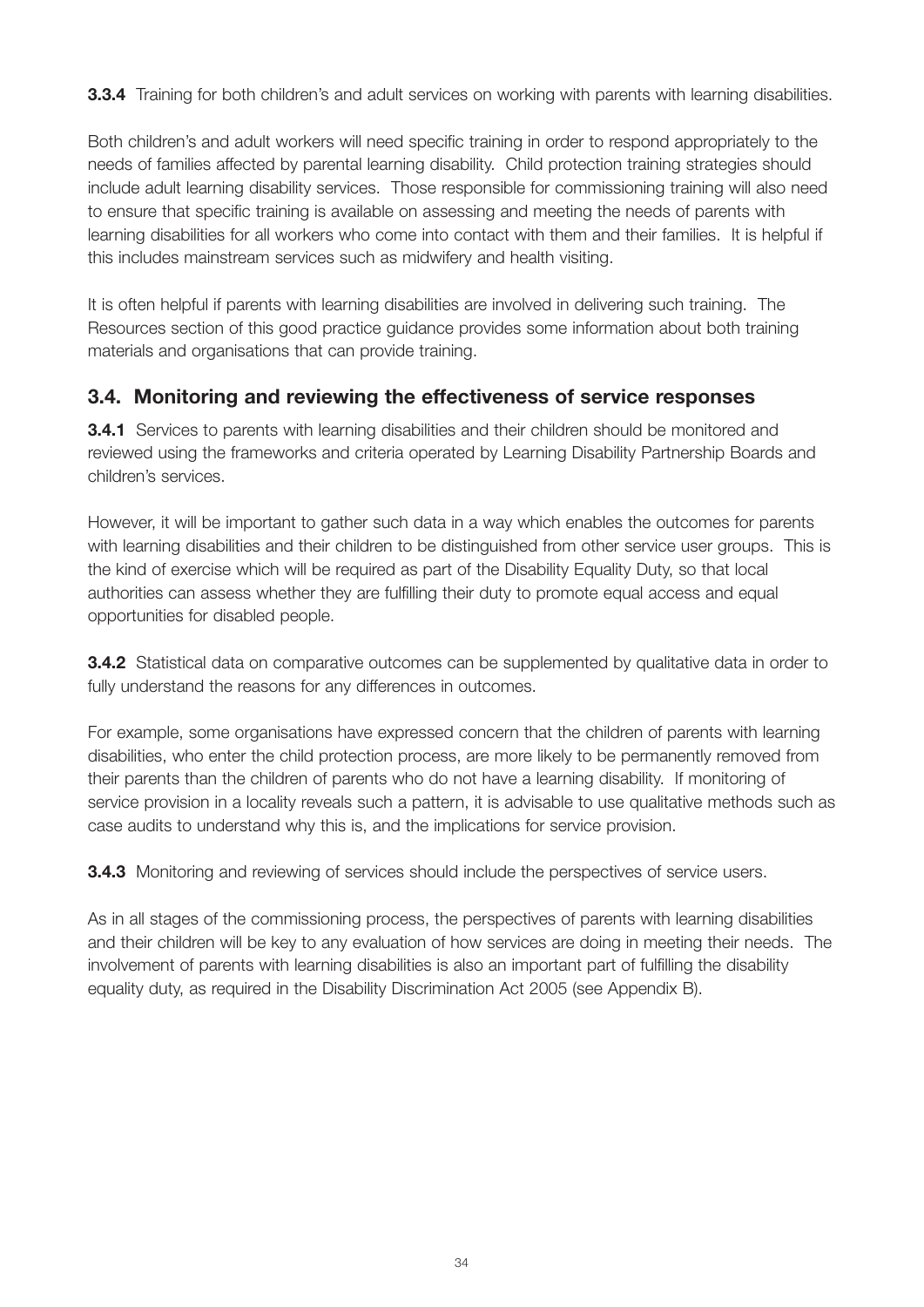**3.3.4** Training for both children's and adult services on working with parents with learning disabilities.

Both children's and adult workers will need specific training in order to respond appropriately to the needs of families affected by parental learning disability. Child protection training strategies should include adult learning disability services. Those responsible for commissioning training will also need to ensure that specific training is available on assessing and meeting the needs of parents with learning disabilities for all workers who come into contact with them and their families. It is helpful if this includes mainstream services such as midwifery and health visiting.

It is often helpful if parents with learning disabilities are involved in delivering such training. The Resources section of this good practice guidance provides some information about both training materials and organisations that can provide training.

## 3.4. Monitoring and reviewing the effectiveness of service responses

**3.4.1** Services to parents with learning disabilities and their children should be monitored and reviewed using the frameworks and criteria operated by Learning Disability Partnership Boards and children's services.

However, it will be important to gather such data in a way which enables the outcomes for parents with learning disabilities and their children to be distinguished from other service user groups. This is the kind of exercise which will be required as part of the Disability Equality Duty, so that local authorities can assess whether they are fulfilling their duty to promote equal access and equal opportunities for disabled people.

**3.4.2** Statistical data on comparative outcomes can be supplemented by qualitative data in order to fully understand the reasons for any differences in outcomes.

For example, some organisations have expressed concern that the children of parents with learning disabilities, who enter the child protection process, are more likely to be permanently removed from their parents than the children of parents who do not have a learning disability. If monitoring of service provision in a locality reveals such a pattern, it is advisable to use qualitative methods such as case audits to understand why this is, and the implications for service provision.

**3.4.3** Monitoring and reviewing of services should include the perspectives of service users.

As in all stages of the commissioning process, the perspectives of parents with learning disabilities and their children will be key to any evaluation of how services are doing in meeting their needs. The involvement of parents with learning disabilities is also an important part of fulfilling the disability equality duty, as required in the Disability Discrimination Act 2005 (see Appendix B).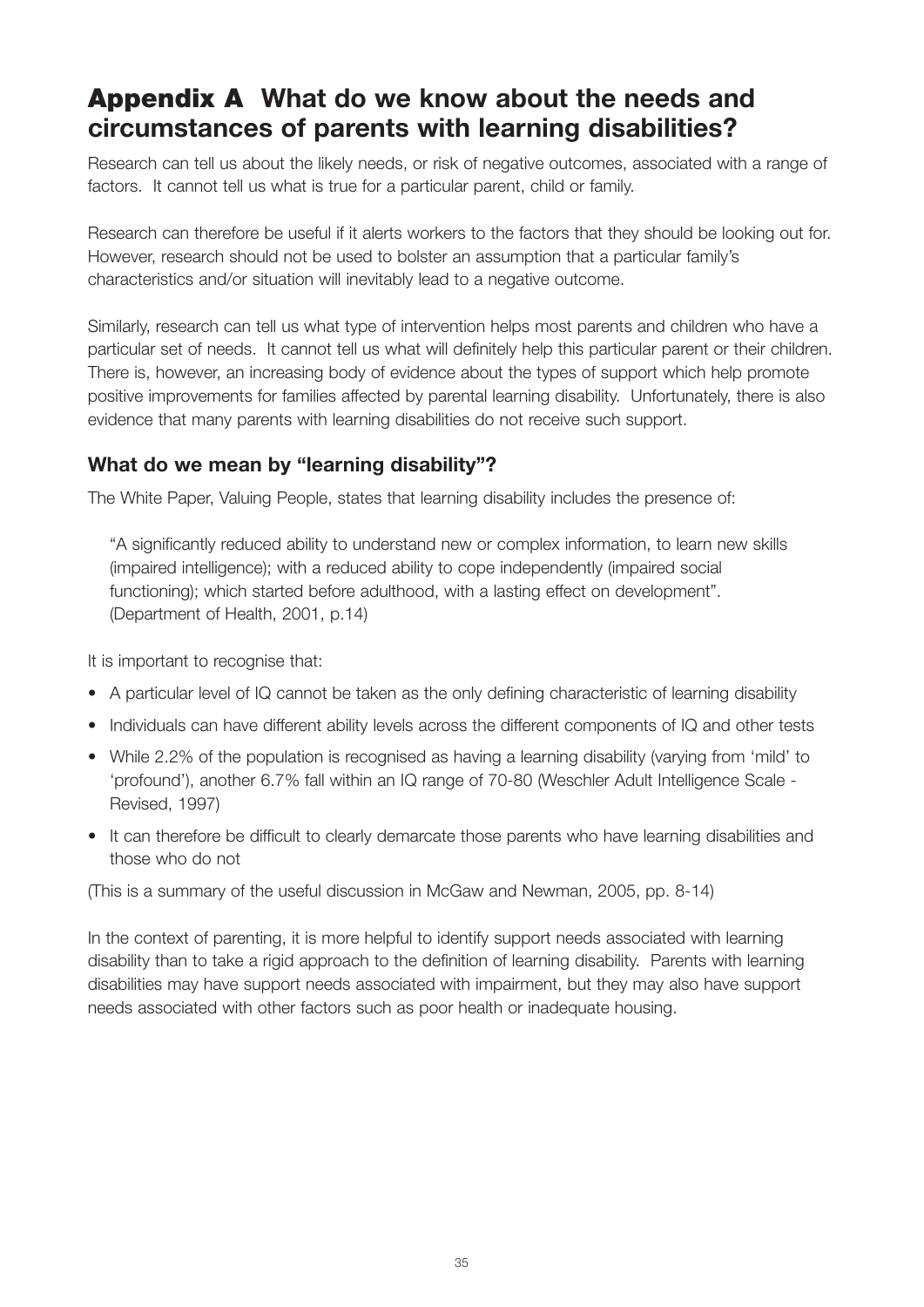# Appendix A What do we know about the needs and circumstances of parents with learning disabilities?

Research can tell us about the likely needs, or risk of negative outcomes, associated with a range of factors. It cannot tell us what is true for a particular parent, child or family.

Research can therefore be useful if it alerts workers to the factors that they should be looking out for. However, research should not be used to bolster an assumption that a particular family's characteristics and/or situation will inevitably lead to a negative outcome.

Similarly, research can tell us what type of intervention helps most parents and children who have a particular set of needs. It cannot tell us what will definitely help this particular parent or their children. There is, however, an increasing body of evidence about the types of support which help promote positive improvements for families affected by parental learning disability. Unfortunately, there is also evidence that many parents with learning disabilities do not receive such support.

## What do we mean by "learning disability"?

The White Paper, Valuing People, states that learning disability includes the presence of:

> "A significantly reduced ability to understand new or complex information, to learn new skills (impaired intelligence); with a reduced ability to cope independently (impaired social functioning); which started before adulthood, with a lasting effect on development". (Department of Health, 2001, p.14)

It is important to recognise that:

- A particular level of IQ cannot be taken as the only defining characteristic of learning disability
- Individuals can have different ability levels across the different components of IQ and other tests
- While 2.2% of the population is recognised as having a learning disability (varying from 'mild' to 'profound'), another 6.7% fall within an IQ range of 70-80 (Weschler Adult Intelligence Scale - Revised, 1997)
- It can therefore be difficult to clearly demarcate those parents who have learning disabilities and those who do not

(This is a summary of the useful discussion in McGaw and Newman, 2005, pp. 8-14)

In the context of parenting, it is more helpful to identify support needs associated with learning disability than to take a rigid approach to the definition of learning disability. Parents with learning disabilities may have support needs associated with impairment, but they may also have support needs associated with other factors such as poor health or inadequate housing.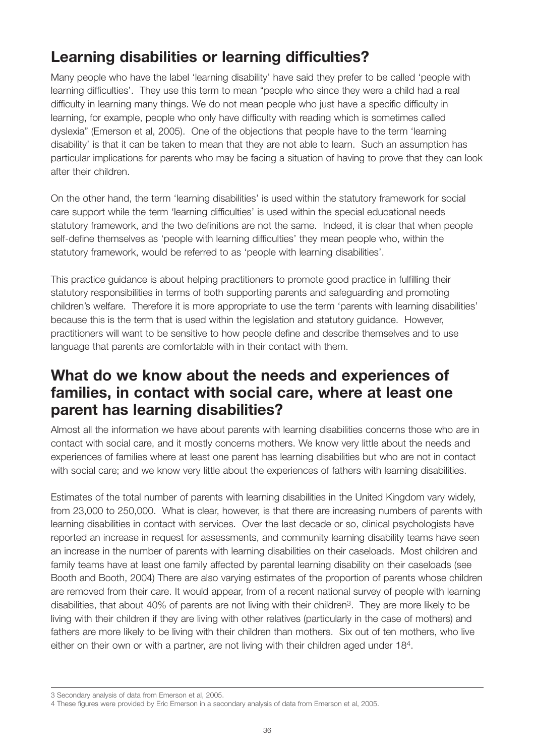## Learning disabilities or learning difficulties?

Many people who have the label 'learning disability' have said they prefer to be called 'people with learning difficulties'. They use this term to mean "people who since they were a child had a real difficulty in learning many things. We do not mean people who just have a specific difficulty in learning, for example, people who only have difficulty with reading which is sometimes called dyslexia" (Emerson et al, 2005). One of the objections that people have to the term 'learning disability' is that it can be taken to mean that they are not able to learn. Such an assumption has particular implications for parents who may be facing a situation of having to prove that they can look after their children.

On the other hand, the term 'learning disabilities' is used within the statutory framework for social care support while the term 'learning difficulties' is used within the special educational needs statutory framework, and the two definitions are not the same. Indeed, it is clear that when people self-define themselves as 'people with learning difficulties' they mean people who, within the statutory framework, would be referred to as 'people with learning disabilities'.

This practice guidance is about helping practitioners to promote good practice in fulfilling their statutory responsibilities in terms of both supporting parents and safeguarding and promoting children's welfare. Therefore it is more appropriate to use the term 'parents with learning disabilities' because this is the term that is used within the legislation and statutory guidance. However, practitioners will want to be sensitive to how people define and describe themselves and to use language that parents are comfortable with in their contact with them.

## What do we know about the needs and experiences of families, in contact with social care, where at least one parent has learning disabilities?

Almost all the information we have about parents with learning disabilities concerns those who are in contact with social care, and it mostly concerns mothers. We know very little about the needs and experiences of families where at least one parent has learning disabilities but who are not in contact with social care; and we know very little about the experiences of fathers with learning disabilities.

Estimates of the total number of parents with learning disabilities in the United Kingdom vary widely, from 23,000 to 250,000. What is clear, however, is that there are increasing numbers of parents with learning disabilities in contact with services. Over the last decade or so, clinical psychologists have reported an increase in request for assessments, and community learning disability teams have seen an increase in the number of parents with learning disabilities on their caseloads. Most children and family teams have at least one family affected by parental learning disability on their caseloads (see Booth and Booth, 2004) There are also varying estimates of the proportion of parents whose children are removed from their care. It would appear, from of a recent national survey of people with learning disabilities, that about 40% of parents are not living with their children[3]. They are more likely to be living with their children if they are living with other relatives (particularly in the case of mothers) and fathers are more likely to be living with their children than mothers. Six out of ten mothers, who live either on their own or with a partner, are not living with their children aged under 18[4].

---

3 Secondary analysis of data from Emerson et al, 2005.

4 These figures were provided by Eric Emerson in a secondary analysis of data from Emerson et al, 2005.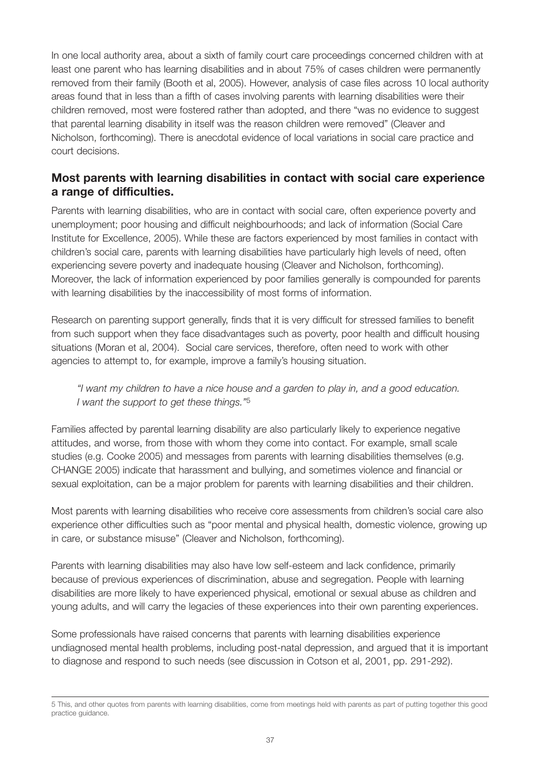In one local authority area, about a sixth of family court care proceedings concerned children with at least one parent who has learning disabilities and in about 75% of cases children were permanently removed from their family (Booth et al, 2005). However, analysis of case files across 10 local authority areas found that in less than a fifth of cases involving parents with learning disabilities were their children removed, most were fostered rather than adopted, and there "was no evidence to suggest that parental learning disability in itself was the reason children were removed" (Cleaver and Nicholson, forthcoming). There is anecdotal evidence of local variations in social care practice and court decisions.

## Most parents with learning disabilities in contact with social care experience a range of difficulties.

Parents with learning disabilities, who are in contact with social care, often experience poverty and unemployment; poor housing and difficult neighbourhoods; and lack of information (Social Care Institute for Excellence, 2005). While these are factors experienced by most families in contact with children's social care, parents with learning disabilities have particularly high levels of need, often experiencing severe poverty and inadequate housing (Cleaver and Nicholson, forthcoming). Moreover, the lack of information experienced by poor families generally is compounded for parents with learning disabilities by the inaccessibility of most forms of information.

Research on parenting support generally, finds that it is very difficult for stressed families to benefit from such support when they face disadvantages such as poverty, poor health and difficult housing situations (Moran et al, 2004). Social care services, therefore, often need to work with other agencies to attempt to, for example, improve a family's housing situation.

> *"I want my children to have a nice house and a garden to play in, and a good education. I want the support to get these things."*[5]

Families affected by parental learning disability are also particularly likely to experience negative attitudes, and worse, from those with whom they come into contact. For example, small scale studies (e.g. Cooke 2005) and messages from parents with learning disabilities themselves (e.g. CHANGE 2005) indicate that harassment and bullying, and sometimes violence and financial or sexual exploitation, can be a major problem for parents with learning disabilities and their children.

Most parents with learning disabilities who receive core assessments from children's social care also experience other difficulties such as "poor mental and physical health, domestic violence, growing up in care, or substance misuse" (Cleaver and Nicholson, forthcoming).

Parents with learning disabilities may also have low self-esteem and lack confidence, primarily because of previous experiences of discrimination, abuse and segregation. People with learning disabilities are more likely to have experienced physical, emotional or sexual abuse as children and young adults, and will carry the legacies of these experiences into their own parenting experiences.

Some professionals have raised concerns that parents with learning disabilities experience undiagnosed mental health problems, including post-natal depression, and argued that it is important to diagnose and respond to such needs (see discussion in Cotson et al, 2001, pp. 291-292).

---

5 This, and other quotes from parents with learning disabilities, come from meetings held with parents as part of putting together this good practice guidance.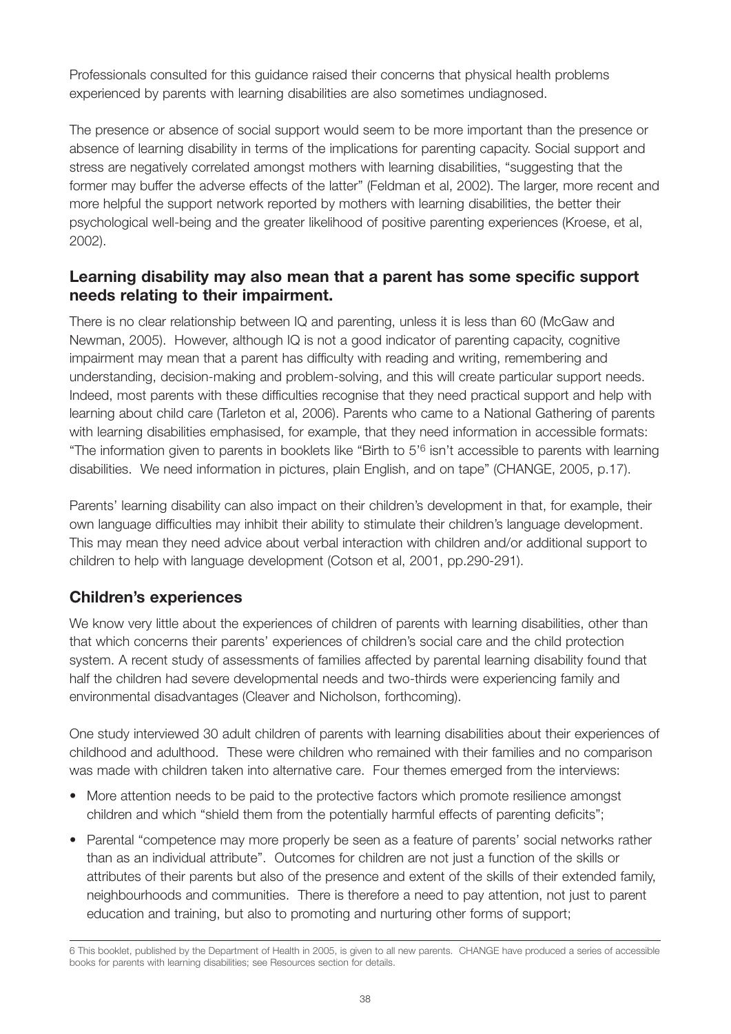Professionals consulted for this guidance raised their concerns that physical health problems experienced by parents with learning disabilities are also sometimes undiagnosed.

The presence or absence of social support would seem to be more important than the presence or absence of learning disability in terms of the implications for parenting capacity. Social support and stress are negatively correlated amongst mothers with learning disabilities, "suggesting that the former may buffer the adverse effects of the latter" (Feldman et al, 2002). The larger, more recent and more helpful the support network reported by mothers with learning disabilities, the better their psychological well-being and the greater likelihood of positive parenting experiences (Kroese, et al, 2002).

### Learning disability may also mean that a parent has some specific support needs relating to their impairment.

There is no clear relationship between IQ and parenting, unless it is less than 60 (McGaw and Newman, 2005). However, although IQ is not a good indicator of parenting capacity, cognitive impairment may mean that a parent has difficulty with reading and writing, remembering and understanding, decision-making and problem-solving, and this will create particular support needs. Indeed, most parents with these difficulties recognise that they need practical support and help with learning about child care (Tarleton et al, 2006). Parents who came to a National Gathering of parents with learning disabilities emphasised, for example, that they need information in accessible formats: "The information given to parents in booklets like "Birth to 5'[6] isn't accessible to parents with learning disabilities. We need information in pictures, plain English, and on tape" (CHANGE, 2005, p.17).

Parents' learning disability can also impact on their children's development in that, for example, their own language difficulties may inhibit their ability to stimulate their children's language development. This may mean they need advice about verbal interaction with children and/or additional support to children to help with language development (Cotson et al, 2001, pp.290-291).

## Children's experiences

We know very little about the experiences of children of parents with learning disabilities, other than that which concerns their parents' experiences of children's social care and the child protection system. A recent study of assessments of families affected by parental learning disability found that half the children had severe developmental needs and two-thirds were experiencing family and environmental disadvantages (Cleaver and Nicholson, forthcoming).

One study interviewed 30 adult children of parents with learning disabilities about their experiences of childhood and adulthood. These were children who remained with their families and no comparison was made with children taken into alternative care. Four themes emerged from the interviews:

- More attention needs to be paid to the protective factors which promote resilience amongst children and which "shield them from the potentially harmful effects of parenting deficits";
- Parental "competence may more properly be seen as a feature of parents' social networks rather than as an individual attribute". Outcomes for children are not just a function of the skills or attributes of their parents but also of the presence and extent of the skills of their extended family, neighbourhoods and communities. There is therefore a need to pay attention, not just to parent education and training, but also to promoting and nurturing other forms of support;

---

6 This booklet, published by the Department of Health in 2005, is given to all new parents. CHANGE have produced a series of accessible books for parents with learning disabilities; see Resources section for details.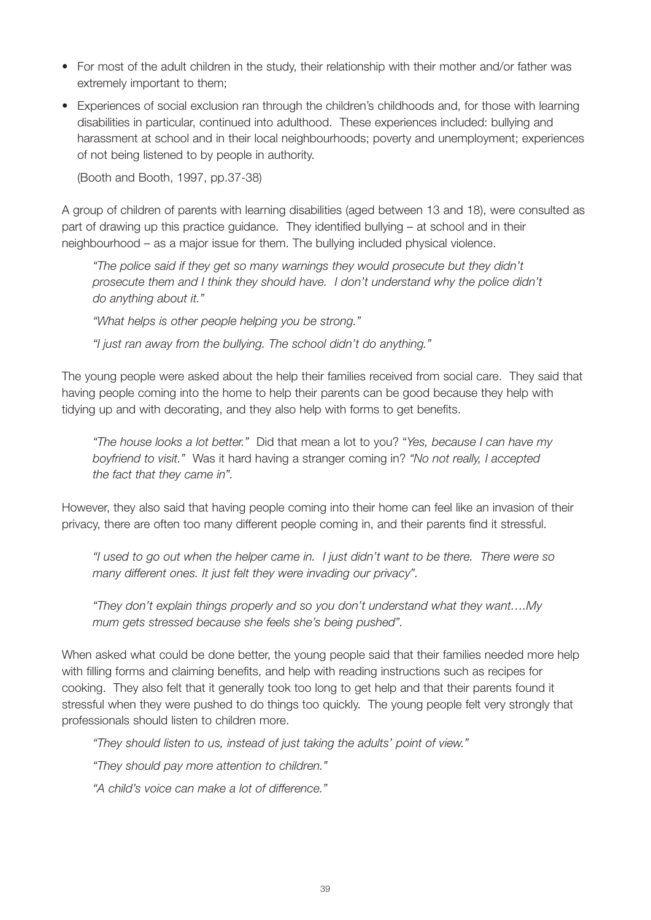- For most of the adult children in the study, their relationship with their mother and/or father was extremely important to them;
- Experiences of social exclusion ran through the children's childhoods and, for those with learning disabilities in particular, continued into adulthood. These experiences included: bullying and harassment at school and in their local neighbourhoods; poverty and unemployment; experiences of not being listened to by people in authority.

(Booth and Booth, 1997, pp.37-38)

A group of children of parents with learning disabilities (aged between 13 and 18), were consulted as part of drawing up this practice guidance. They identified bullying – at school and in their neighbourhood – as a major issue for them. The bullying included physical violence.

> *"The police said if they get so many warnings they would prosecute but they didn't prosecute them and I think they should have. I don't understand why the police didn't do anything about it."*
>
> *"What helps is other people helping you be strong."*
>
> *"I just ran away from the bullying. The school didn't do anything."*

The young people were asked about the help their families received from social care. They said that having people coming into the home to help their parents can be good because they help with tidying up and with decorating, and they also help with forms to get benefits.

> *"The house looks a lot better."* Did that mean a lot to you? "*Yes, because I can have my boyfriend to visit."* Was it hard having a stranger coming in? *"No not really, I accepted the fact that they came in".*

However, they also said that having people coming into their home can feel like an invasion of their privacy, there are often too many different people coming in, and their parents find it stressful.

> *"I used to go out when the helper came in. I just didn't want to be there. There were so many different ones. It just felt they were invading our privacy".*
>
> *"They don't explain things properly and so you don't understand what they want….My mum gets stressed because she feels she's being pushed".*

When asked what could be done better, the young people said that their families needed more help with filling forms and claiming benefits, and help with reading instructions such as recipes for cooking. They also felt that it generally took too long to get help and that their parents found it stressful when they were pushed to do things too quickly. The young people felt very strongly that professionals should listen to children more.

> *"They should listen to us, instead of just taking the adults' point of view."*
>
> *"They should pay more attention to children."*
>
> *"A child's voice can make a lot of difference."*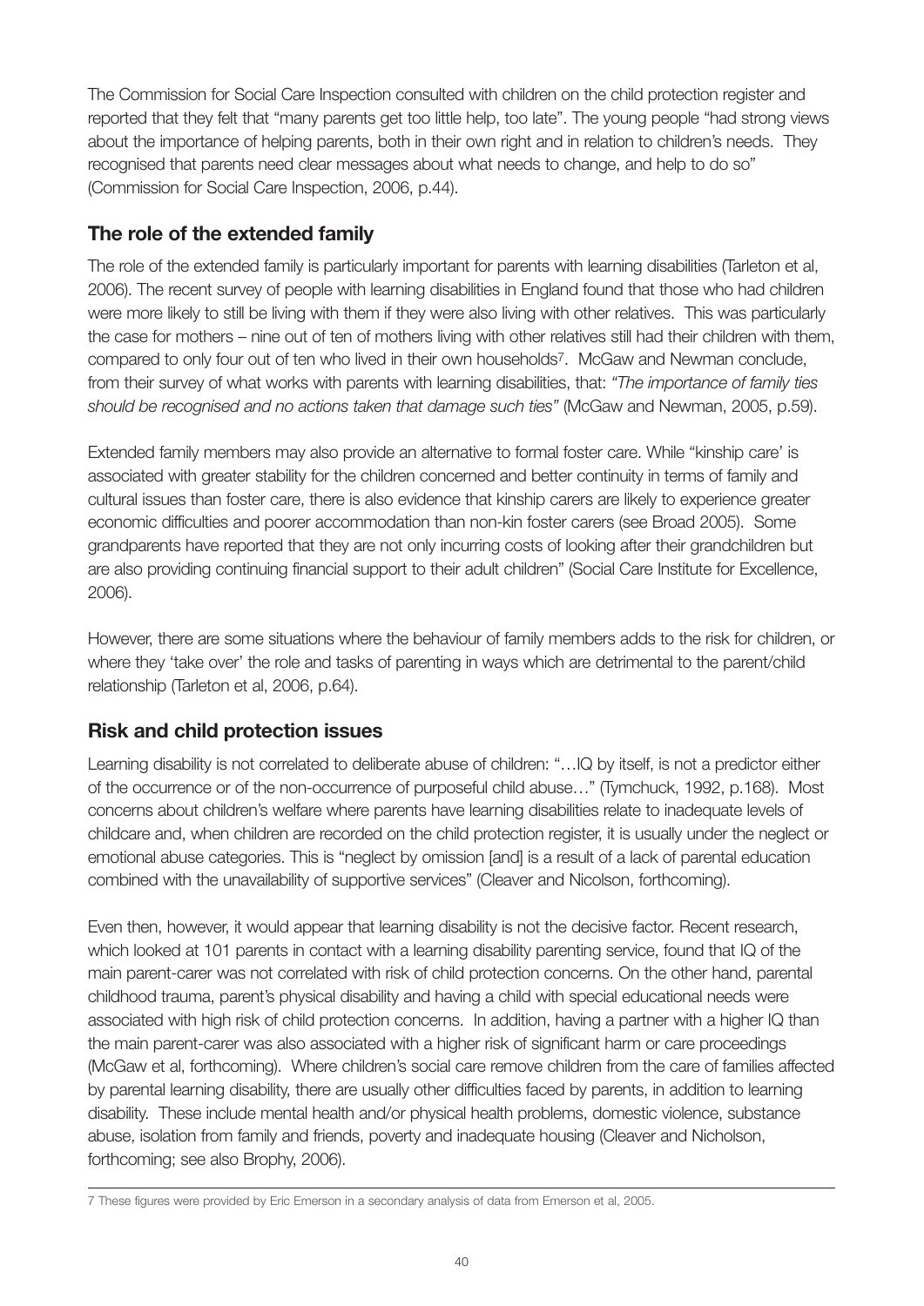The Commission for Social Care Inspection consulted with children on the child protection register and reported that they felt that "many parents get too little help, too late". The young people "had strong views about the importance of helping parents, both in their own right and in relation to children's needs. They recognised that parents need clear messages about what needs to change, and help to do so" (Commission for Social Care Inspection, 2006, p.44).

## The role of the extended family

The role of the extended family is particularly important for parents with learning disabilities (Tarleton et al, 2006). The recent survey of people with learning disabilities in England found that those who had children were more likely to still be living with them if they were also living with other relatives. This was particularly the case for mothers – nine out of ten of mothers living with other relatives still had their children with them, compared to only four out of ten who lived in their own households[7]. McGaw and Newman conclude, from their survey of what works with parents with learning disabilities, that: *"The importance of family ties should be recognised and no actions taken that damage such ties"* (McGaw and Newman, 2005, p.59).

Extended family members may also provide an alternative to formal foster care. While "kinship care' is associated with greater stability for the children concerned and better continuity in terms of family and cultural issues than foster care, there is also evidence that kinship carers are likely to experience greater economic difficulties and poorer accommodation than non-kin foster carers (see Broad 2005). Some grandparents have reported that they are not only incurring costs of looking after their grandchildren but are also providing continuing financial support to their adult children" (Social Care Institute for Excellence, 2006).

However, there are some situations where the behaviour of family members adds to the risk for children, or where they 'take over' the role and tasks of parenting in ways which are detrimental to the parent/child relationship (Tarleton et al, 2006, p.64).

## Risk and child protection issues

Learning disability is not correlated to deliberate abuse of children: "…IQ by itself, is not a predictor either of the occurrence or of the non-occurrence of purposeful child abuse…" (Tymchuck, 1992, p.168). Most concerns about children's welfare where parents have learning disabilities relate to inadequate levels of childcare and, when children are recorded on the child protection register, it is usually under the neglect or emotional abuse categories. This is "neglect by omission [and] is a result of a lack of parental education combined with the unavailability of supportive services" (Cleaver and Nicolson, forthcoming).

Even then, however, it would appear that learning disability is not the decisive factor. Recent research, which looked at 101 parents in contact with a learning disability parenting service, found that IQ of the main parent-carer was not correlated with risk of child protection concerns. On the other hand, parental childhood trauma, parent's physical disability and having a child with special educational needs were associated with high risk of child protection concerns. In addition, having a partner with a higher IQ than the main parent-carer was also associated with a higher risk of significant harm or care proceedings (McGaw et al, forthcoming). Where children's social care remove children from the care of families affected by parental learning disability, there are usually other difficulties faced by parents, in addition to learning disability. These include mental health and/or physical health problems, domestic violence, substance abuse, isolation from family and friends, poverty and inadequate housing (Cleaver and Nicholson, forthcoming; see also Brophy, 2006).

---

7 These figures were provided by Eric Emerson in a secondary analysis of data from Emerson et al, 2005.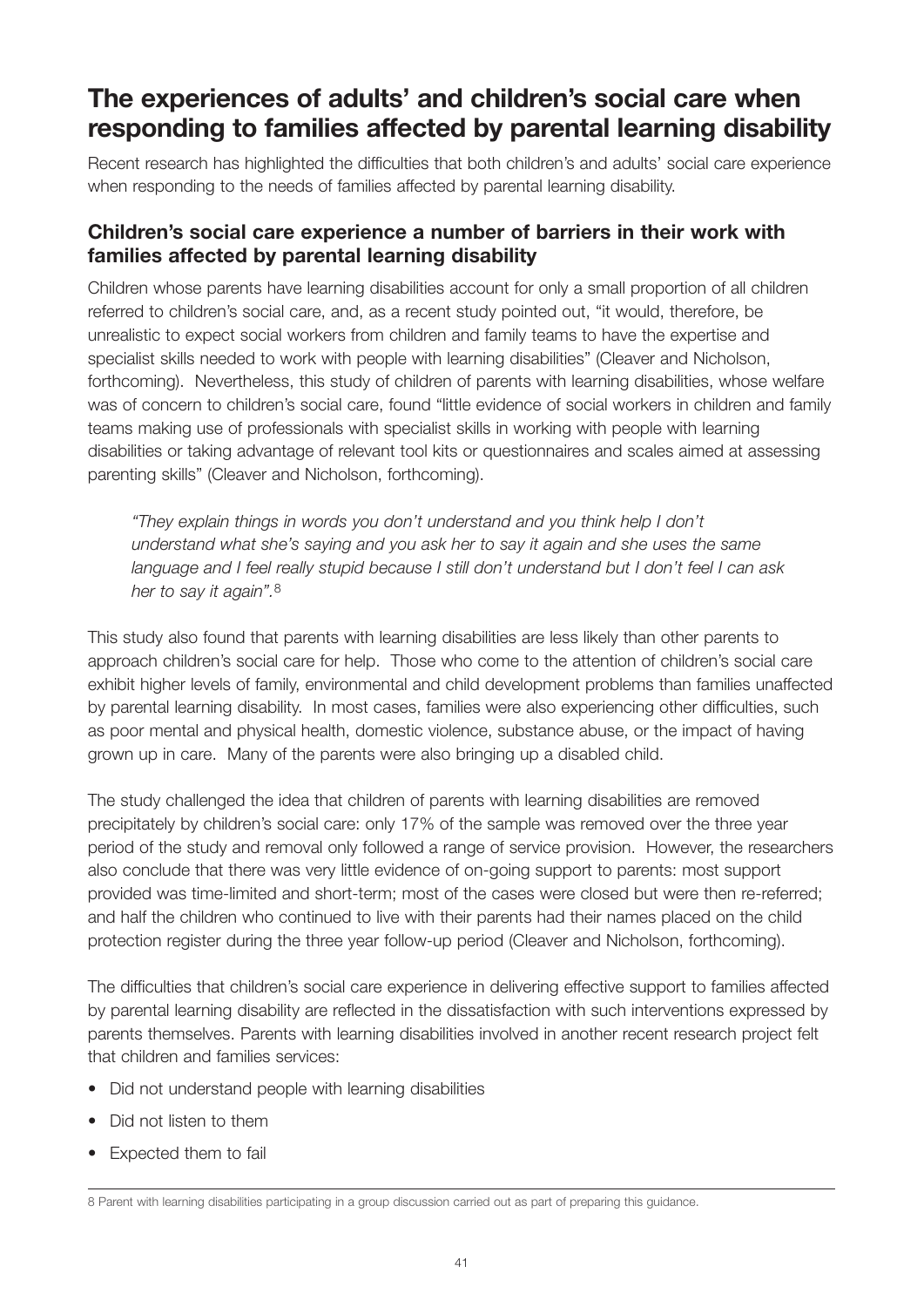# The experiences of adults' and children's social care when responding to families affected by parental learning disability

Recent research has highlighted the difficulties that both children's and adults' social care experience when responding to the needs of families affected by parental learning disability.

## Children's social care experience a number of barriers in their work with families affected by parental learning disability

Children whose parents have learning disabilities account for only a small proportion of all children referred to children's social care, and, as a recent study pointed out, "it would, therefore, be unrealistic to expect social workers from children and family teams to have the expertise and specialist skills needed to work with people with learning disabilities" (Cleaver and Nicholson, forthcoming). Nevertheless, this study of children of parents with learning disabilities, whose welfare was of concern to children's social care, found "little evidence of social workers in children and family teams making use of professionals with specialist skills in working with people with learning disabilities or taking advantage of relevant tool kits or questionnaires and scales aimed at assessing parenting skills" (Cleaver and Nicholson, forthcoming).

> *"They explain things in words you don't understand and you think help I don't understand what she's saying and you ask her to say it again and she uses the same language and I feel really stupid because I still don't understand but I don't feel I can ask her to say it again".*[8]

This study also found that parents with learning disabilities are less likely than other parents to approach children's social care for help. Those who come to the attention of children's social care exhibit higher levels of family, environmental and child development problems than families unaffected by parental learning disability. In most cases, families were also experiencing other difficulties, such as poor mental and physical health, domestic violence, substance abuse, or the impact of having grown up in care. Many of the parents were also bringing up a disabled child.

The study challenged the idea that children of parents with learning disabilities are removed precipitately by children's social care: only 17% of the sample was removed over the three year period of the study and removal only followed a range of service provision. However, the researchers also conclude that there was very little evidence of on-going support to parents: most support provided was time-limited and short-term; most of the cases were closed but were then re-referred; and half the children who continued to live with their parents had their names placed on the child protection register during the three year follow-up period (Cleaver and Nicholson, forthcoming).

The difficulties that children's social care experience in delivering effective support to families affected by parental learning disability are reflected in the dissatisfaction with such interventions expressed by parents themselves. Parents with learning disabilities involved in another recent research project felt that children and families services:

- Did not understand people with learning disabilities
- Did not listen to them
- Expected them to fail

---

8 Parent with learning disabilities participating in a group discussion carried out as part of preparing this guidance.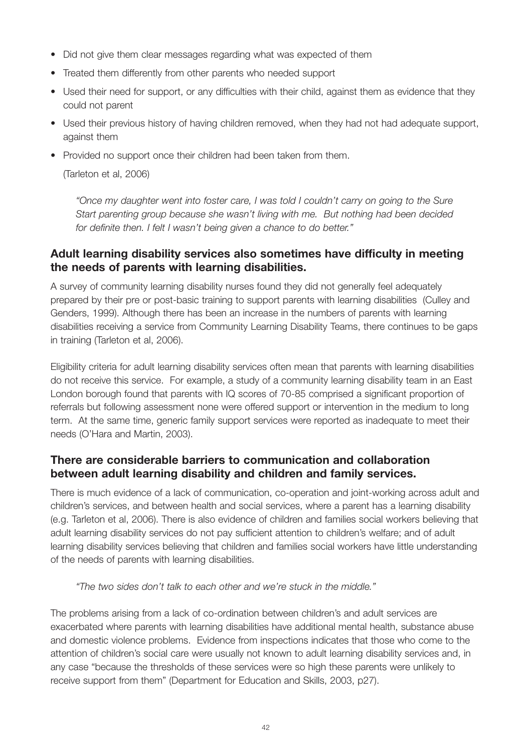- Did not give them clear messages regarding what was expected of them
- Treated them differently from other parents who needed support
- Used their need for support, or any difficulties with their child, against them as evidence that they could not parent
- Used their previous history of having children removed, when they had not had adequate support, against them
- Provided no support once their children had been taken from them.

(Tarleton et al, 2006)

> *"Once my daughter went into foster care, I was told I couldn't carry on going to the Sure Start parenting group because she wasn't living with me. But nothing had been decided for definite then. I felt I wasn't being given a chance to do better."*

### Adult learning disability services also sometimes have difficulty in meeting the needs of parents with learning disabilities.

A survey of community learning disability nurses found they did not generally feel adequately prepared by their pre or post-basic training to support parents with learning disabilities (Culley and Genders, 1999). Although there has been an increase in the numbers of parents with learning disabilities receiving a service from Community Learning Disability Teams, there continues to be gaps in training (Tarleton et al, 2006).

Eligibility criteria for adult learning disability services often mean that parents with learning disabilities do not receive this service. For example, a study of a community learning disability team in an East London borough found that parents with IQ scores of 70-85 comprised a significant proportion of referrals but following assessment none were offered support or intervention in the medium to long term. At the same time, generic family support services were reported as inadequate to meet their needs (O'Hara and Martin, 2003).

### There are considerable barriers to communication and collaboration between adult learning disability and children and family services.

There is much evidence of a lack of communication, co-operation and joint-working across adult and children's services, and between health and social services, where a parent has a learning disability (e.g. Tarleton et al, 2006). There is also evidence of children and families social workers believing that adult learning disability services do not pay sufficient attention to children's welfare; and of adult learning disability services believing that children and families social workers have little understanding of the needs of parents with learning disabilities.

> *"The two sides don't talk to each other and we're stuck in the middle."*

The problems arising from a lack of co-ordination between children's and adult services are exacerbated where parents with learning disabilities have additional mental health, substance abuse and domestic violence problems. Evidence from inspections indicates that those who come to the attention of children's social care were usually not known to adult learning disability services and, in any case "because the thresholds of these services were so high these parents were unlikely to receive support from them" (Department for Education and Skills, 2003, p27).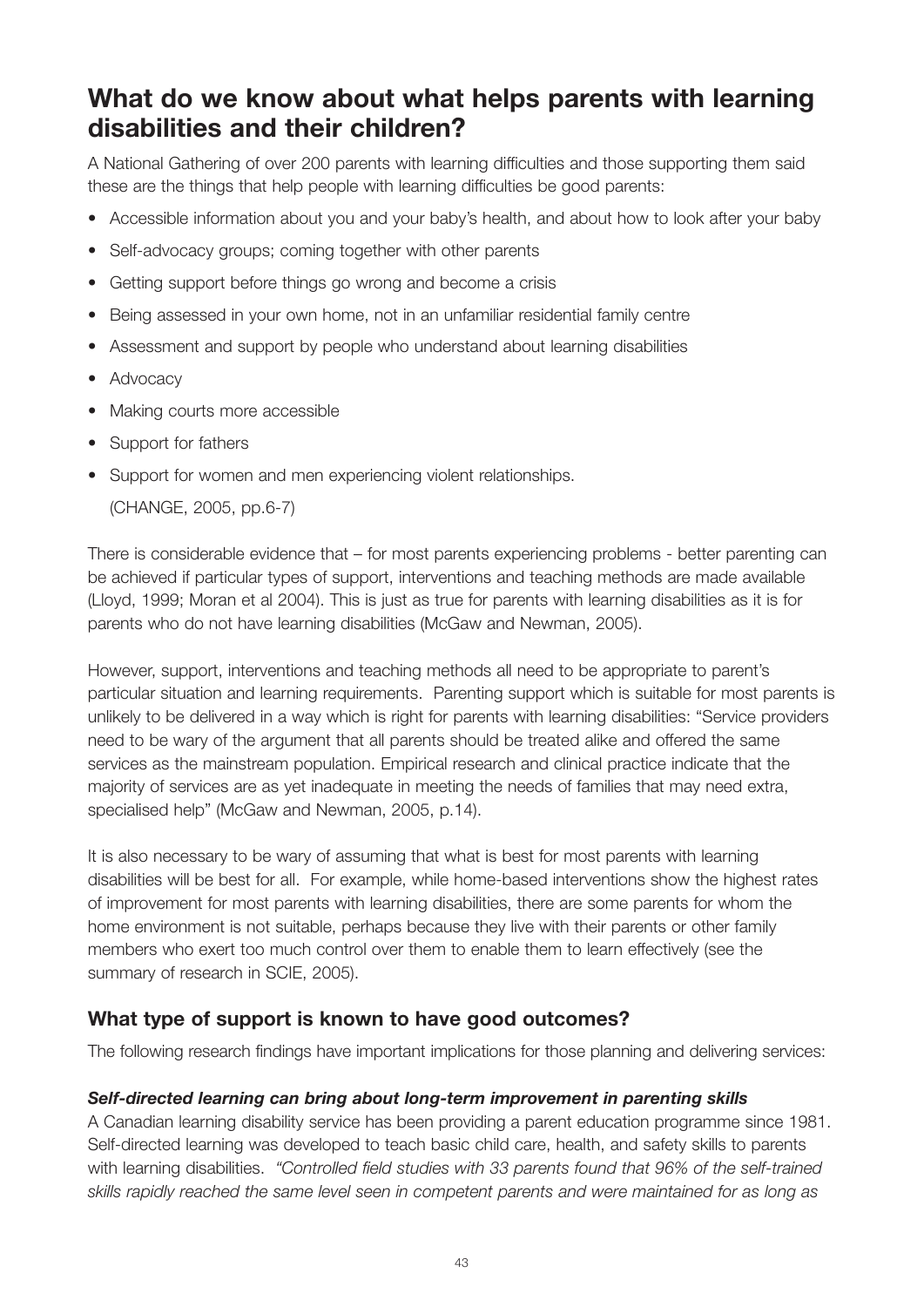## What do we know about what helps parents with learning disabilities and their children?

A National Gathering of over 200 parents with learning difficulties and those supporting them said these are the things that help people with learning difficulties be good parents:

- Accessible information about you and your baby's health, and about how to look after your baby
- Self-advocacy groups; coming together with other parents
- Getting support before things go wrong and become a crisis
- Being assessed in your own home, not in an unfamiliar residential family centre
- Assessment and support by people who understand about learning disabilities
- Advocacy
- Making courts more accessible
- Support for fathers
- Support for women and men experiencing violent relationships.

  (CHANGE, 2005, pp.6-7)

There is considerable evidence that – for most parents experiencing problems - better parenting can be achieved if particular types of support, interventions and teaching methods are made available (Lloyd, 1999; Moran et al 2004). This is just as true for parents with learning disabilities as it is for parents who do not have learning disabilities (McGaw and Newman, 2005).

However, support, interventions and teaching methods all need to be appropriate to parent's particular situation and learning requirements. Parenting support which is suitable for most parents is unlikely to be delivered in a way which is right for parents with learning disabilities: "Service providers need to be wary of the argument that all parents should be treated alike and offered the same services as the mainstream population. Empirical research and clinical practice indicate that the majority of services are as yet inadequate in meeting the needs of families that may need extra, specialised help" (McGaw and Newman, 2005, p.14).

It is also necessary to be wary of assuming that what is best for most parents with learning disabilities will be best for all. For example, while home-based interventions show the highest rates of improvement for most parents with learning disabilities, there are some parents for whom the home environment is not suitable, perhaps because they live with their parents or other family members who exert too much control over them to enable them to learn effectively (see the summary of research in SCIE, 2005).

### What type of support is known to have good outcomes?

The following research findings have important implications for those planning and delivering services:

***Self-directed learning can bring about long-term improvement in parenting skills***

A Canadian learning disability service has been providing a parent education programme since 1981. Self-directed learning was developed to teach basic child care, health, and safety skills to parents with learning disabilities. *"Controlled field studies with 33 parents found that 96% of the self-trained skills rapidly reached the same level seen in competent parents and were maintained for as long as*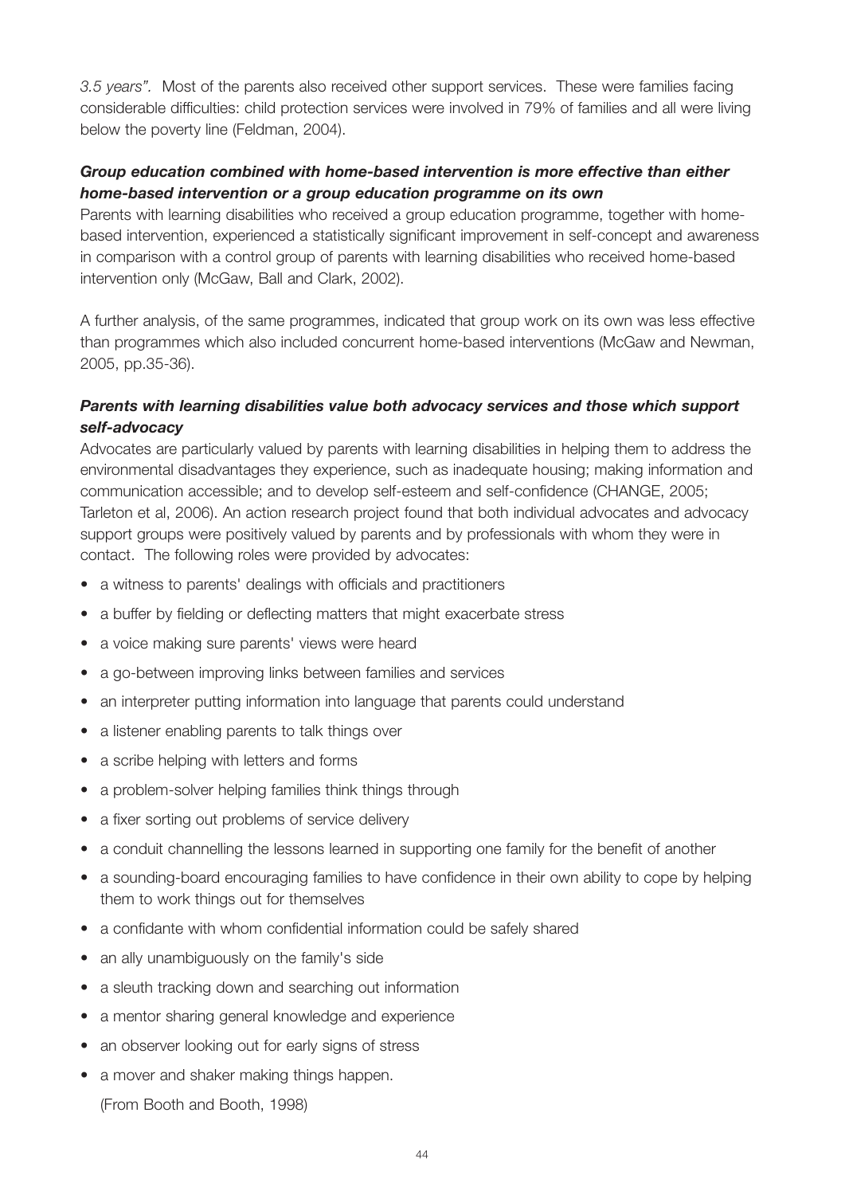*3.5 years".* Most of the parents also received other support services. These were families facing considerable difficulties: child protection services were involved in 79% of families and all were living below the poverty line (Feldman, 2004).

***Group education combined with home-based intervention is more effective than either home-based intervention or a group education programme on its own***

Parents with learning disabilities who received a group education programme, together with home-based intervention, experienced a statistically significant improvement in self-concept and awareness in comparison with a control group of parents with learning disabilities who received home-based intervention only (McGaw, Ball and Clark, 2002).

A further analysis, of the same programmes, indicated that group work on its own was less effective than programmes which also included concurrent home-based interventions (McGaw and Newman, 2005, pp.35-36).

***Parents with learning disabilities value both advocacy services and those which support self-advocacy***

Advocates are particularly valued by parents with learning disabilities in helping them to address the environmental disadvantages they experience, such as inadequate housing; making information and communication accessible; and to develop self-esteem and self-confidence (CHANGE, 2005; Tarleton et al, 2006). An action research project found that both individual advocates and advocacy support groups were positively valued by parents and by professionals with whom they were in contact. The following roles were provided by advocates:

- a witness to parents' dealings with officials and practitioners
- a buffer by fielding or deflecting matters that might exacerbate stress
- a voice making sure parents' views were heard
- a go-between improving links between families and services
- an interpreter putting information into language that parents could understand
- a listener enabling parents to talk things over
- a scribe helping with letters and forms
- a problem-solver helping families think things through
- a fixer sorting out problems of service delivery
- a conduit channelling the lessons learned in supporting one family for the benefit of another
- a sounding-board encouraging families to have confidence in their own ability to cope by helping them to work things out for themselves
- a confidante with whom confidential information could be safely shared
- an ally unambiguously on the family's side
- a sleuth tracking down and searching out information
- a mentor sharing general knowledge and experience
- an observer looking out for early signs of stress
- a mover and shaker making things happen.

(From Booth and Booth, 1998)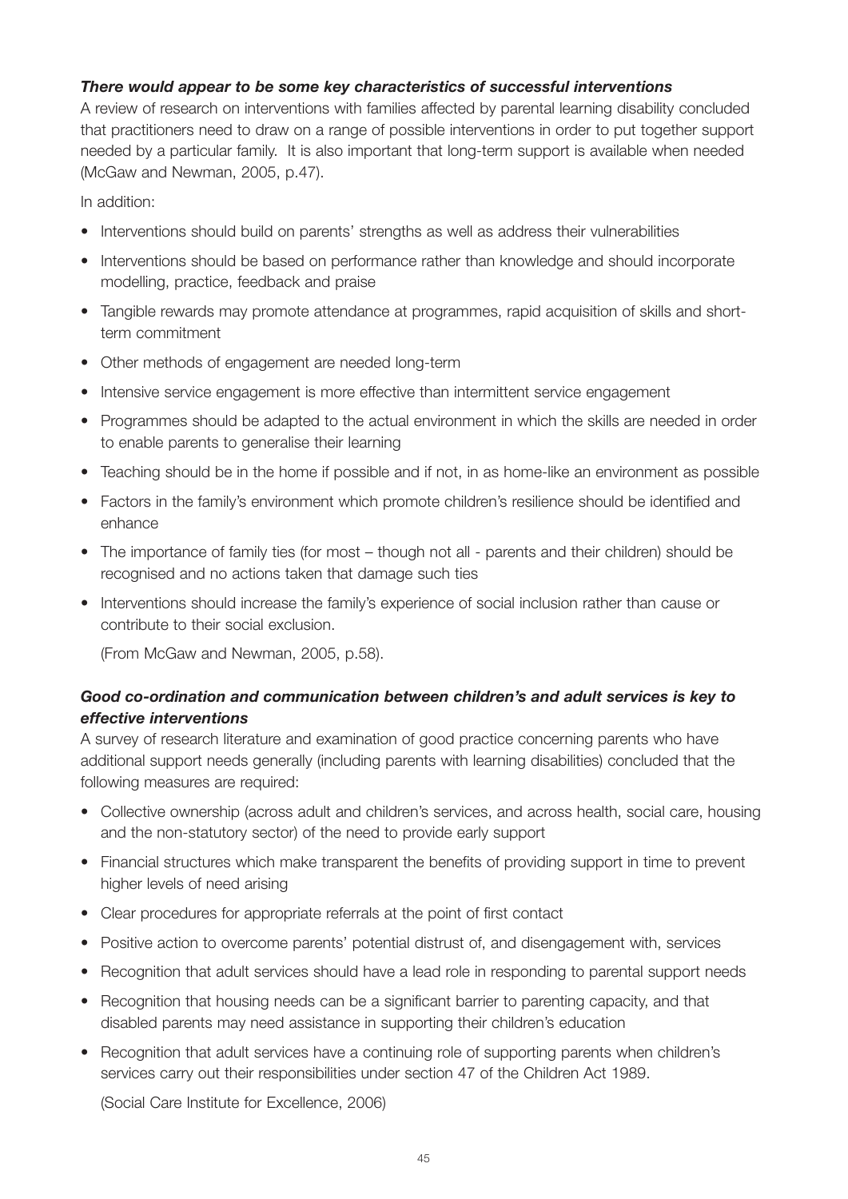***There would appear to be some key characteristics of successful interventions***

A review of research on interventions with families affected by parental learning disability concluded that practitioners need to draw on a range of possible interventions in order to put together support needed by a particular family. It is also important that long-term support is available when needed (McGaw and Newman, 2005, p.47).

In addition:

- Interventions should build on parents' strengths as well as address their vulnerabilities
- Interventions should be based on performance rather than knowledge and should incorporate modelling, practice, feedback and praise
- Tangible rewards may promote attendance at programmes, rapid acquisition of skills and short-term commitment
- Other methods of engagement are needed long-term
- Intensive service engagement is more effective than intermittent service engagement
- Programmes should be adapted to the actual environment in which the skills are needed in order to enable parents to generalise their learning
- Teaching should be in the home if possible and if not, in as home-like an environment as possible
- Factors in the family's environment which promote children's resilience should be identified and enhance
- The importance of family ties (for most – though not all - parents and their children) should be recognised and no actions taken that damage such ties
- Interventions should increase the family's experience of social inclusion rather than cause or contribute to their social exclusion.

(From McGaw and Newman, 2005, p.58).

***Good co-ordination and communication between children's and adult services is key to effective interventions***

A survey of research literature and examination of good practice concerning parents who have additional support needs generally (including parents with learning disabilities) concluded that the following measures are required:

- Collective ownership (across adult and children's services, and across health, social care, housing and the non-statutory sector) of the need to provide early support
- Financial structures which make transparent the benefits of providing support in time to prevent higher levels of need arising
- Clear procedures for appropriate referrals at the point of first contact
- Positive action to overcome parents' potential distrust of, and disengagement with, services
- Recognition that adult services should have a lead role in responding to parental support needs
- Recognition that housing needs can be a significant barrier to parenting capacity, and that disabled parents may need assistance in supporting their children's education
- Recognition that adult services have a continuing role of supporting parents when children's services carry out their responsibilities under section 47 of the Children Act 1989.

(Social Care Institute for Excellence, 2006)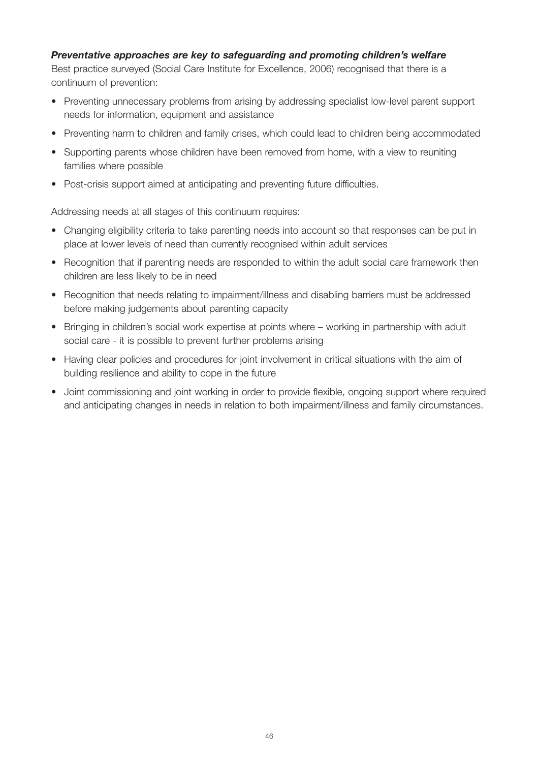***Preventative approaches are key to safeguarding and promoting children's welfare***

Best practice surveyed (Social Care Institute for Excellence, 2006) recognised that there is a continuum of prevention:

- Preventing unnecessary problems from arising by addressing specialist low-level parent support needs for information, equipment and assistance
- Preventing harm to children and family crises, which could lead to children being accommodated
- Supporting parents whose children have been removed from home, with a view to reuniting families where possible
- Post-crisis support aimed at anticipating and preventing future difficulties.

Addressing needs at all stages of this continuum requires:

- Changing eligibility criteria to take parenting needs into account so that responses can be put in place at lower levels of need than currently recognised within adult services
- Recognition that if parenting needs are responded to within the adult social care framework then children are less likely to be in need
- Recognition that needs relating to impairment/illness and disabling barriers must be addressed before making judgements about parenting capacity
- Bringing in children's social work expertise at points where – working in partnership with adult social care - it is possible to prevent further problems arising
- Having clear policies and procedures for joint involvement in critical situations with the aim of building resilience and ability to cope in the future
- Joint commissioning and joint working in order to provide flexible, ongoing support where required and anticipating changes in needs in relation to both impairment/illness and family circumstances.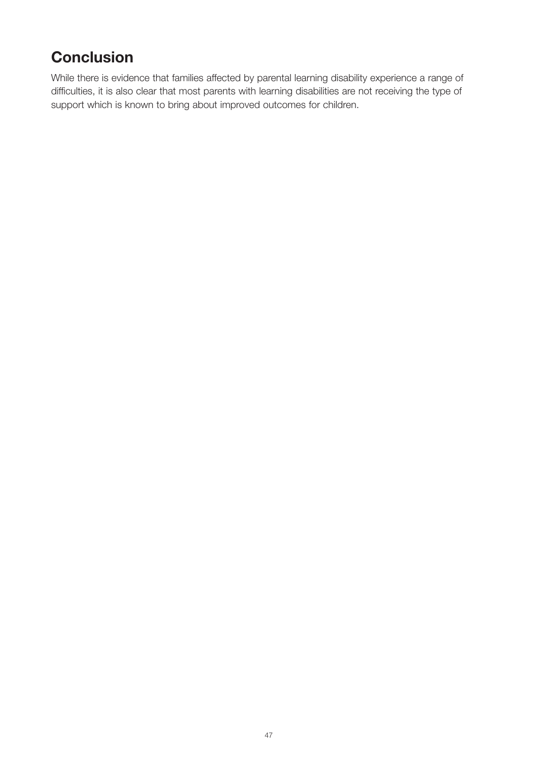## Conclusion

While there is evidence that families affected by parental learning disability experience a range of difficulties, it is also clear that most parents with learning disabilities are not receiving the type of support which is known to bring about improved outcomes for children.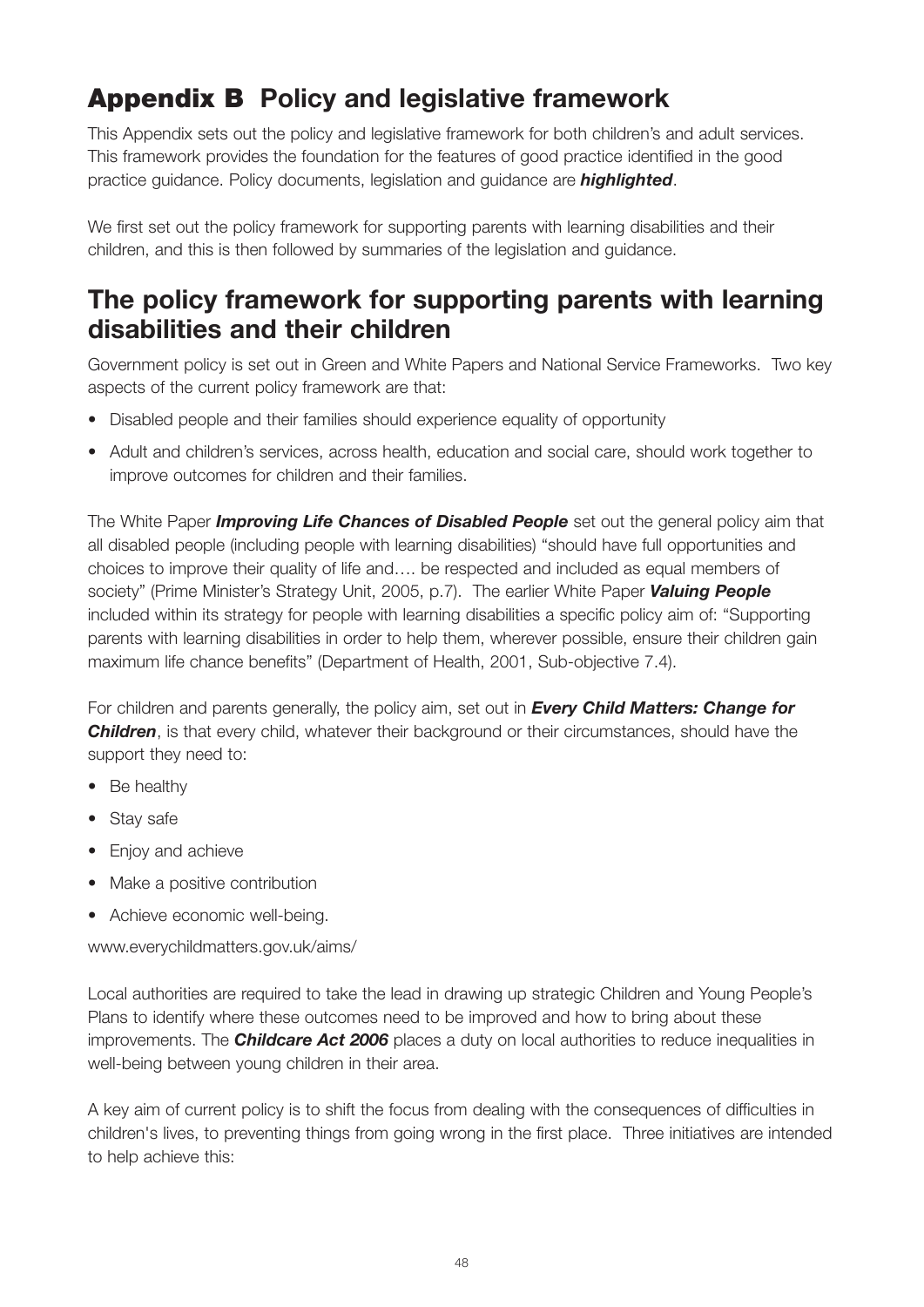# Appendix B Policy and legislative framework

This Appendix sets out the policy and legislative framework for both children's and adult services. This framework provides the foundation for the features of good practice identified in the good practice guidance. Policy documents, legislation and guidance are ***highlighted***.

We first set out the policy framework for supporting parents with learning disabilities and their children, and this is then followed by summaries of the legislation and guidance.

## The policy framework for supporting parents with learning disabilities and their children

Government policy is set out in Green and White Papers and National Service Frameworks. Two key aspects of the current policy framework are that:

- Disabled people and their families should experience equality of opportunity
- Adult and children's services, across health, education and social care, should work together to improve outcomes for children and their families.

The White Paper ***Improving Life Chances of Disabled People*** set out the general policy aim that all disabled people (including people with learning disabilities) "should have full opportunities and choices to improve their quality of life and…. be respected and included as equal members of society" (Prime Minister's Strategy Unit, 2005, p.7). The earlier White Paper ***Valuing People*** included within its strategy for people with learning disabilities a specific policy aim of: "Supporting parents with learning disabilities in order to help them, wherever possible, ensure their children gain maximum life chance benefits" (Department of Health, 2001, Sub-objective 7.4).

For children and parents generally, the policy aim, set out in ***Every Child Matters: Change for Children***, is that every child, whatever their background or their circumstances, should have the support they need to:

- Be healthy
- Stay safe
- Enjoy and achieve
- Make a positive contribution
- Achieve economic well-being.

www.everychildmatters.gov.uk/aims/

Local authorities are required to take the lead in drawing up strategic Children and Young People's Plans to identify where these outcomes need to be improved and how to bring about these improvements. The ***Childcare Act 2006*** places a duty on local authorities to reduce inequalities in well-being between young children in their area.

A key aim of current policy is to shift the focus from dealing with the consequences of difficulties in children's lives, to preventing things from going wrong in the first place. Three initiatives are intended to help achieve this: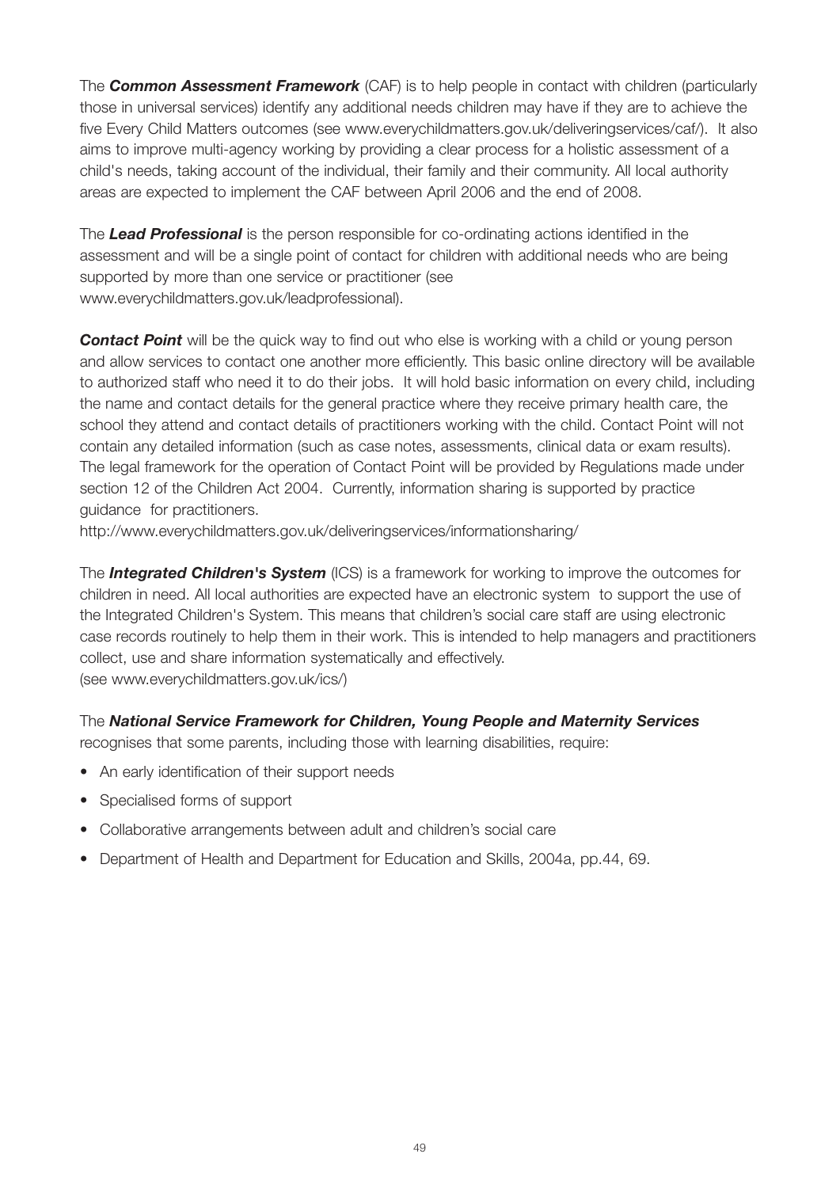The ***Common Assessment Framework*** (CAF) is to help people in contact with children (particularly those in universal services) identify any additional needs children may have if they are to achieve the five Every Child Matters outcomes (see www.everychildmatters.gov.uk/deliveringservices/caf/). It also aims to improve multi-agency working by providing a clear process for a holistic assessment of a child's needs, taking account of the individual, their family and their community. All local authority areas are expected to implement the CAF between April 2006 and the end of 2008.

The ***Lead Professional*** is the person responsible for co-ordinating actions identified in the assessment and will be a single point of contact for children with additional needs who are being supported by more than one service or practitioner (see www.everychildmatters.gov.uk/leadprofessional).

***Contact Point*** will be the quick way to find out who else is working with a child or young person and allow services to contact one another more efficiently. This basic online directory will be available to authorized staff who need it to do their jobs. It will hold basic information on every child, including the name and contact details for the general practice where they receive primary health care, the school they attend and contact details of practitioners working with the child. Contact Point will not contain any detailed information (such as case notes, assessments, clinical data or exam results). The legal framework for the operation of Contact Point will be provided by Regulations made under section 12 of the Children Act 2004. Currently, information sharing is supported by practice guidance for practitioners.
http://www.everychildmatters.gov.uk/deliveringservices/informationsharing/

The ***Integrated Children's System*** (ICS) is a framework for working to improve the outcomes for children in need. All local authorities are expected have an electronic system to support the use of the Integrated Children's System. This means that children's social care staff are using electronic case records routinely to help them in their work. This is intended to help managers and practitioners collect, use and share information systematically and effectively.
(see www.everychildmatters.gov.uk/ics/)

The ***National Service Framework for Children, Young People and Maternity Services*** recognises that some parents, including those with learning disabilities, require:

- An early identification of their support needs
- Specialised forms of support
- Collaborative arrangements between adult and children's social care
- Department of Health and Department for Education and Skills, 2004a, pp.44, 69.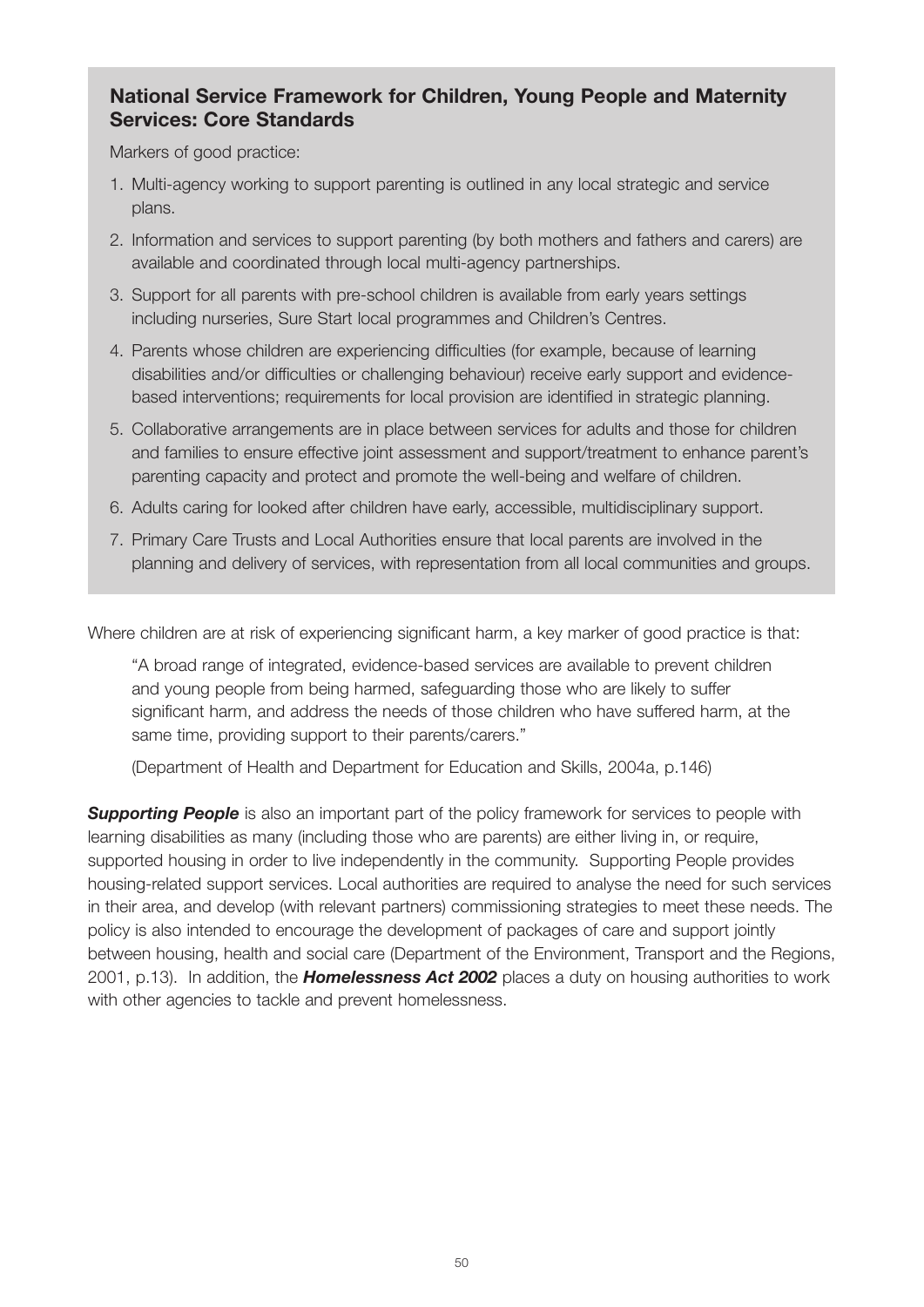### National Service Framework for Children, Young People and Maternity Services: Core Standards

Markers of good practice:

1. Multi-agency working to support parenting is outlined in any local strategic and service plans.
2. Information and services to support parenting (by both mothers and fathers and carers) are available and coordinated through local multi-agency partnerships.
3. Support for all parents with pre-school children is available from early years settings including nurseries, Sure Start local programmes and Children's Centres.
4. Parents whose children are experiencing difficulties (for example, because of learning disabilities and/or difficulties or challenging behaviour) receive early support and evidence-based interventions; requirements for local provision are identified in strategic planning.
5. Collaborative arrangements are in place between services for adults and those for children and families to ensure effective joint assessment and support/treatment to enhance parent's parenting capacity and protect and promote the well-being and welfare of children.
6. Adults caring for looked after children have early, accessible, multidisciplinary support.
7. Primary Care Trusts and Local Authorities ensure that local parents are involved in the planning and delivery of services, with representation from all local communities and groups.

Where children are at risk of experiencing significant harm, a key marker of good practice is that:

> "A broad range of integrated, evidence-based services are available to prevent children and young people from being harmed, safeguarding those who are likely to suffer significant harm, and address the needs of those children who have suffered harm, at the same time, providing support to their parents/carers."
>
> (Department of Health and Department for Education and Skills, 2004a, p.146)

***Supporting People*** is also an important part of the policy framework for services to people with learning disabilities as many (including those who are parents) are either living in, or require, supported housing in order to live independently in the community. Supporting People provides housing-related support services. Local authorities are required to analyse the need for such services in their area, and develop (with relevant partners) commissioning strategies to meet these needs. The policy is also intended to encourage the development of packages of care and support jointly between housing, health and social care (Department of the Environment, Transport and the Regions, 2001, p.13). In addition, the ***Homelessness Act 2002*** places a duty on housing authorities to work with other agencies to tackle and prevent homelessness.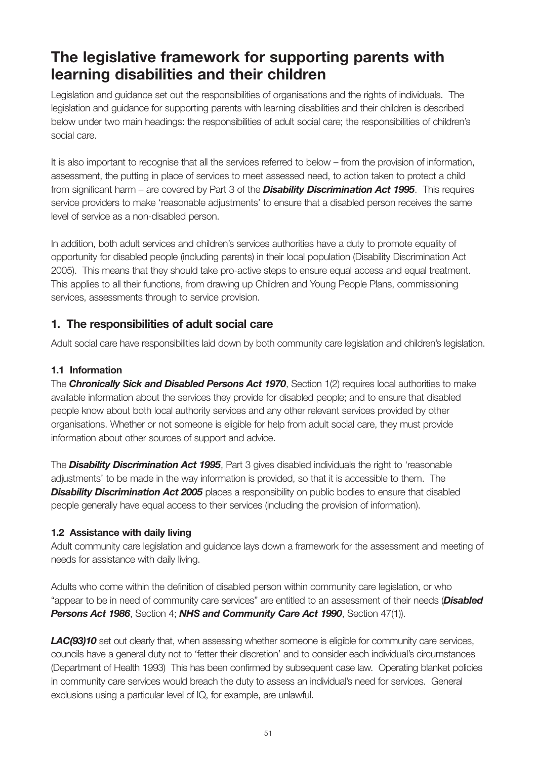# The legislative framework for supporting parents with learning disabilities and their children

Legislation and guidance set out the responsibilities of organisations and the rights of individuals. The legislation and guidance for supporting parents with learning disabilities and their children is described below under two main headings: the responsibilities of adult social care; the responsibilities of children's social care.

It is also important to recognise that all the services referred to below – from the provision of information, assessment, the putting in place of services to meet assessed need, to action taken to protect a child from significant harm – are covered by Part 3 of the ***Disability Discrimination Act 1995***. This requires service providers to make 'reasonable adjustments' to ensure that a disabled person receives the same level of service as a non-disabled person.

In addition, both adult services and children's services authorities have a duty to promote equality of opportunity for disabled people (including parents) in their local population (Disability Discrimination Act 2005). This means that they should take pro-active steps to ensure equal access and equal treatment. This applies to all their functions, from drawing up Children and Young People Plans, commissioning services, assessments through to service provision.

## 1. The responsibilities of adult social care

Adult social care have responsibilities laid down by both community care legislation and children's legislation.

### 1.1 Information

The ***Chronically Sick and Disabled Persons Act 1970***, Section 1(2) requires local authorities to make available information about the services they provide for disabled people; and to ensure that disabled people know about both local authority services and any other relevant services provided by other organisations. Whether or not someone is eligible for help from adult social care, they must provide information about other sources of support and advice.

The ***Disability Discrimination Act 1995***, Part 3 gives disabled individuals the right to 'reasonable adjustments' to be made in the way information is provided, so that it is accessible to them. The ***Disability Discrimination Act 2005*** places a responsibility on public bodies to ensure that disabled people generally have equal access to their services (including the provision of information).

### 1.2 Assistance with daily living

Adult community care legislation and guidance lays down a framework for the assessment and meeting of needs for assistance with daily living.

Adults who come within the definition of disabled person within community care legislation, or who "appear to be in need of community care services" are entitled to an assessment of their needs (***Disabled Persons Act 1986***, Section 4; ***NHS and Community Care Act 1990***, Section 47(1)).

***LAC(93)10*** set out clearly that, when assessing whether someone is eligible for community care services, councils have a general duty not to 'fetter their discretion' and to consider each individual's circumstances (Department of Health 1993) This has been confirmed by subsequent case law. Operating blanket policies in community care services would breach the duty to assess an individual's need for services. General exclusions using a particular level of IQ, for example, are unlawful.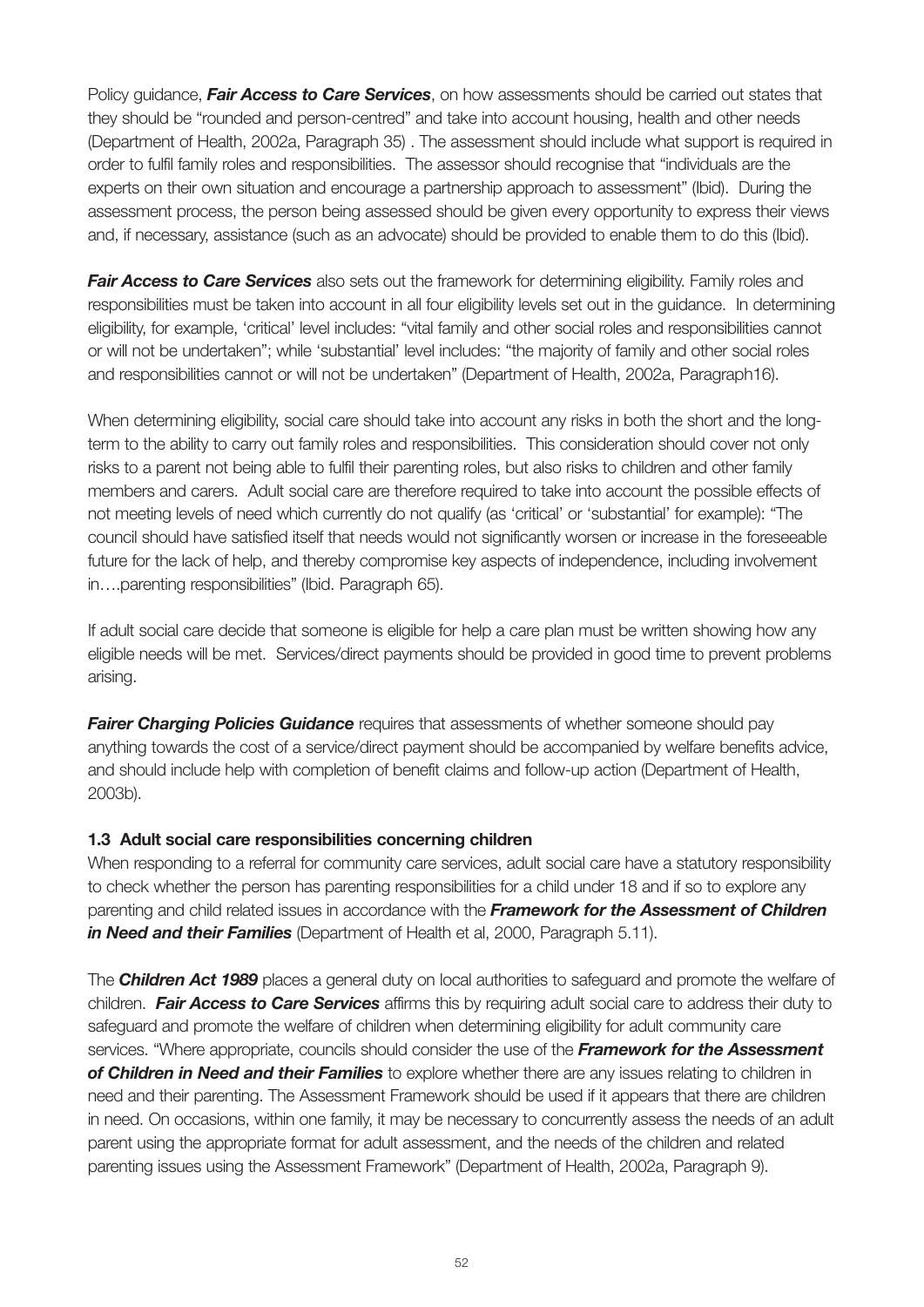Policy guidance, ***Fair Access to Care Services***, on how assessments should be carried out states that they should be "rounded and person-centred" and take into account housing, health and other needs (Department of Health, 2002a, Paragraph 35) . The assessment should include what support is required in order to fulfil family roles and responsibilities. The assessor should recognise that "individuals are the experts on their own situation and encourage a partnership approach to assessment" (Ibid). During the assessment process, the person being assessed should be given every opportunity to express their views and, if necessary, assistance (such as an advocate) should be provided to enable them to do this (Ibid).

***Fair Access to Care Services*** also sets out the framework for determining eligibility. Family roles and responsibilities must be taken into account in all four eligibility levels set out in the guidance. In determining eligibility, for example, 'critical' level includes: "vital family and other social roles and responsibilities cannot or will not be undertaken"; while 'substantial' level includes: "the majority of family and other social roles and responsibilities cannot or will not be undertaken" (Department of Health, 2002a, Paragraph16).

When determining eligibility, social care should take into account any risks in both the short and the long-term to the ability to carry out family roles and responsibilities. This consideration should cover not only risks to a parent not being able to fulfil their parenting roles, but also risks to children and other family members and carers. Adult social care are therefore required to take into account the possible effects of not meeting levels of need which currently do not qualify (as 'critical' or 'substantial' for example): "The council should have satisfied itself that needs would not significantly worsen or increase in the foreseeable future for the lack of help, and thereby compromise key aspects of independence, including involvement in….parenting responsibilities" (Ibid. Paragraph 65).

If adult social care decide that someone is eligible for help a care plan must be written showing how any eligible needs will be met. Services/direct payments should be provided in good time to prevent problems arising.

***Fairer Charging Policies Guidance*** requires that assessments of whether someone should pay anything towards the cost of a service/direct payment should be accompanied by welfare benefits advice, and should include help with completion of benefit claims and follow-up action (Department of Health, 2003b).

### 1.3 Adult social care responsibilities concerning children

When responding to a referral for community care services, adult social care have a statutory responsibility to check whether the person has parenting responsibilities for a child under 18 and if so to explore any parenting and child related issues in accordance with the ***Framework for the Assessment of Children in Need and their Families*** (Department of Health et al, 2000, Paragraph 5.11).

The ***Children Act 1989*** places a general duty on local authorities to safeguard and promote the welfare of children. ***Fair Access to Care Services*** affirms this by requiring adult social care to address their duty to safeguard and promote the welfare of children when determining eligibility for adult community care services. "Where appropriate, councils should consider the use of the ***Framework for the Assessment of Children in Need and their Families*** to explore whether there are any issues relating to children in need and their parenting. The Assessment Framework should be used if it appears that there are children in need. On occasions, within one family, it may be necessary to concurrently assess the needs of an adult parent using the appropriate format for adult assessment, and the needs of the children and related parenting issues using the Assessment Framework" (Department of Health, 2002a, Paragraph 9).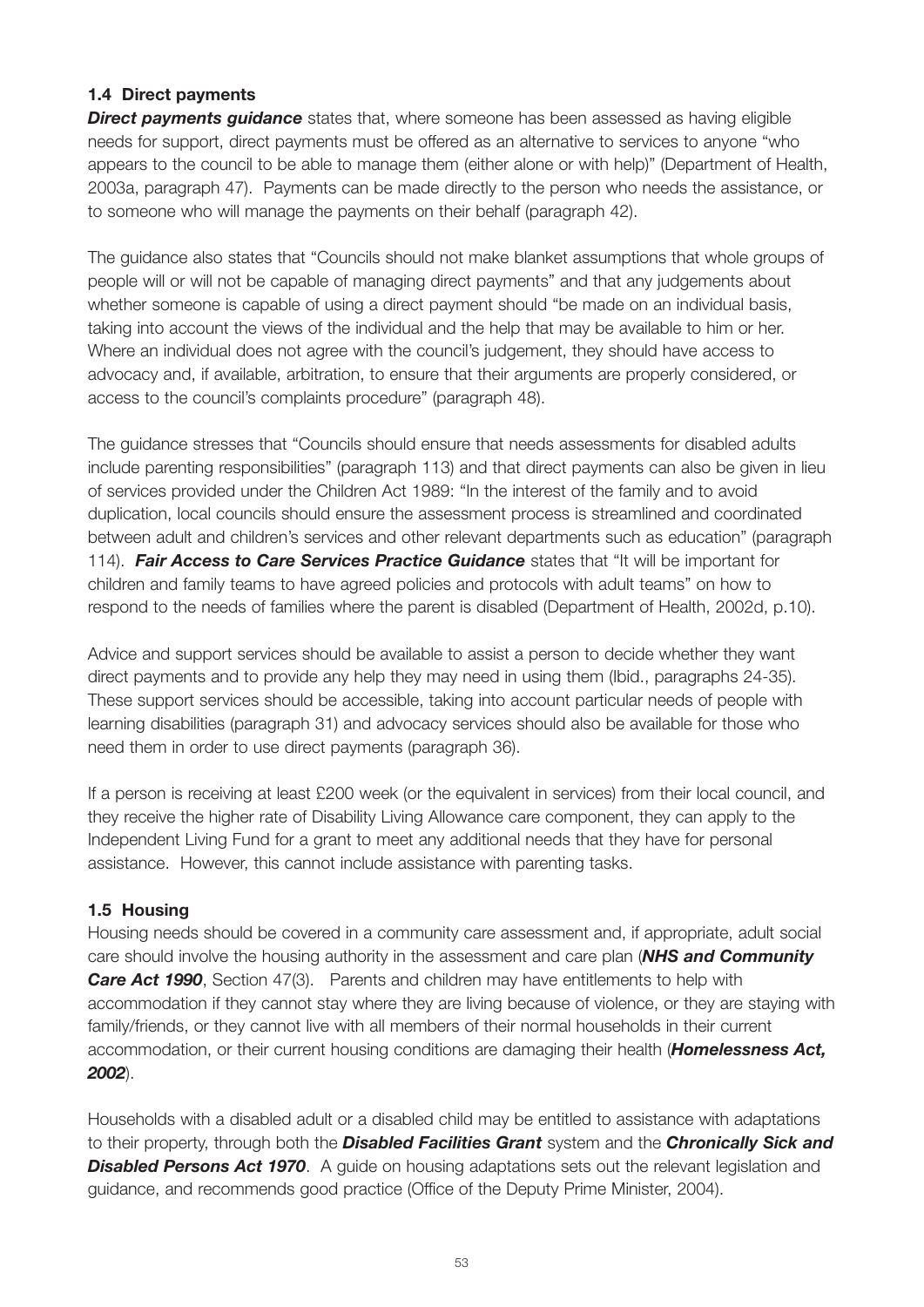### 1.4 Direct payments

***Direct payments guidance*** states that, where someone has been assessed as having eligible needs for support, direct payments must be offered as an alternative to services to anyone "who appears to the council to be able to manage them (either alone or with help)" (Department of Health, 2003a, paragraph 47). Payments can be made directly to the person who needs the assistance, or to someone who will manage the payments on their behalf (paragraph 42).

The guidance also states that "Councils should not make blanket assumptions that whole groups of people will or will not be capable of managing direct payments" and that any judgements about whether someone is capable of using a direct payment should "be made on an individual basis, taking into account the views of the individual and the help that may be available to him or her. Where an individual does not agree with the council's judgement, they should have access to advocacy and, if available, arbitration, to ensure that their arguments are properly considered, or access to the council's complaints procedure" (paragraph 48).

The guidance stresses that "Councils should ensure that needs assessments for disabled adults include parenting responsibilities" (paragraph 113) and that direct payments can also be given in lieu of services provided under the Children Act 1989: "In the interest of the family and to avoid duplication, local councils should ensure the assessment process is streamlined and coordinated between adult and children's services and other relevant departments such as education" (paragraph 114). ***Fair Access to Care Services Practice Guidance*** states that "It will be important for children and family teams to have agreed policies and protocols with adult teams" on how to respond to the needs of families where the parent is disabled (Department of Health, 2002d, p.10).

Advice and support services should be available to assist a person to decide whether they want direct payments and to provide any help they may need in using them (Ibid., paragraphs 24-35). These support services should be accessible, taking into account particular needs of people with learning disabilities (paragraph 31) and advocacy services should also be available for those who need them in order to use direct payments (paragraph 36).

If a person is receiving at least £200 week (or the equivalent in services) from their local council, and they receive the higher rate of Disability Living Allowance care component, they can apply to the Independent Living Fund for a grant to meet any additional needs that they have for personal assistance. However, this cannot include assistance with parenting tasks.

### 1.5 Housing

Housing needs should be covered in a community care assessment and, if appropriate, adult social care should involve the housing authority in the assessment and care plan (***NHS and Community Care Act 1990***, Section 47(3). Parents and children may have entitlements to help with accommodation if they cannot stay where they are living because of violence, or they are staying with family/friends, or they cannot live with all members of their normal households in their current accommodation, or their current housing conditions are damaging their health (***Homelessness Act, 2002***).

Households with a disabled adult or a disabled child may be entitled to assistance with adaptations to their property, through both the ***Disabled Facilities Grant*** system and the ***Chronically Sick and Disabled Persons Act 1970***. A guide on housing adaptations sets out the relevant legislation and guidance, and recommends good practice (Office of the Deputy Prime Minister, 2004).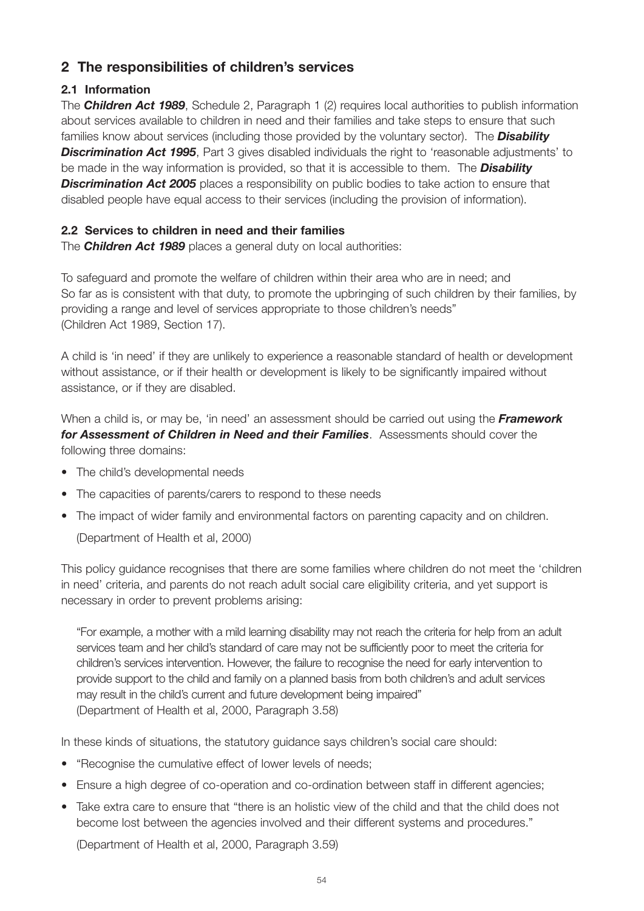## 2 The responsibilities of children's services

### 2.1 Information

The ***Children Act 1989***, Schedule 2, Paragraph 1 (2) requires local authorities to publish information about services available to children in need and their families and take steps to ensure that such families know about services (including those provided by the voluntary sector). The ***Disability Discrimination Act 1995***, Part 3 gives disabled individuals the right to 'reasonable adjustments' to be made in the way information is provided, so that it is accessible to them. The ***Disability Discrimination Act 2005*** places a responsibility on public bodies to take action to ensure that disabled people have equal access to their services (including the provision of information).

### 2.2 Services to children in need and their families

The ***Children Act 1989*** places a general duty on local authorities:

To safeguard and promote the welfare of children within their area who are in need; and
So far as is consistent with that duty, to promote the upbringing of such children by their families, by providing a range and level of services appropriate to those children's needs"
(Children Act 1989, Section 17).

A child is 'in need' if they are unlikely to experience a reasonable standard of health or development without assistance, or if their health or development is likely to be significantly impaired without assistance, or if they are disabled.

When a child is, or may be, 'in need' an assessment should be carried out using the ***Framework for Assessment of Children in Need and their Families***. Assessments should cover the following three domains:

- The child's developmental needs
- The capacities of parents/carers to respond to these needs
- The impact of wider family and environmental factors on parenting capacity and on children.

(Department of Health et al, 2000)

This policy guidance recognises that there are some families where children do not meet the 'children in need' criteria, and parents do not reach adult social care eligibility criteria, and yet support is necessary in order to prevent problems arising:

> "For example, a mother with a mild learning disability may not reach the criteria for help from an adult services team and her child's standard of care may not be sufficiently poor to meet the criteria for children's services intervention. However, the failure to recognise the need for early intervention to provide support to the child and family on a planned basis from both children's and adult services may result in the child's current and future development being impaired"
> (Department of Health et al, 2000, Paragraph 3.58)

In these kinds of situations, the statutory guidance says children's social care should:

- "Recognise the cumulative effect of lower levels of needs;
- Ensure a high degree of co-operation and co-ordination between staff in different agencies;
- Take extra care to ensure that "there is an holistic view of the child and that the child does not become lost between the agencies involved and their different systems and procedures."

(Department of Health et al, 2000, Paragraph 3.59)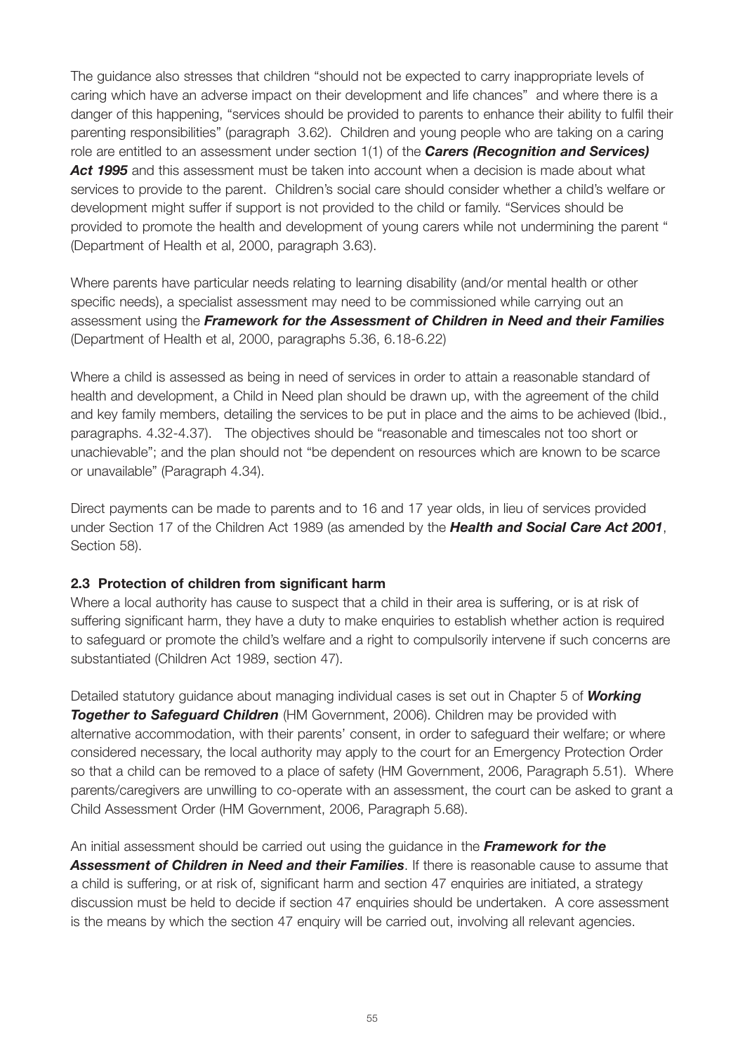The guidance also stresses that children "should not be expected to carry inappropriate levels of caring which have an adverse impact on their development and life chances" and where there is a danger of this happening, "services should be provided to parents to enhance their ability to fulfil their parenting responsibilities" (paragraph 3.62). Children and young people who are taking on a caring role are entitled to an assessment under section 1(1) of the ***Carers (Recognition and Services) Act 1995*** and this assessment must be taken into account when a decision is made about what services to provide to the parent. Children's social care should consider whether a child's welfare or development might suffer if support is not provided to the child or family. "Services should be provided to promote the health and development of young carers while not undermining the parent " (Department of Health et al, 2000, paragraph 3.63).

Where parents have particular needs relating to learning disability (and/or mental health or other specific needs), a specialist assessment may need to be commissioned while carrying out an assessment using the ***Framework for the Assessment of Children in Need and their Families*** (Department of Health et al, 2000, paragraphs 5.36, 6.18-6.22)

Where a child is assessed as being in need of services in order to attain a reasonable standard of health and development, a Child in Need plan should be drawn up, with the agreement of the child and key family members, detailing the services to be put in place and the aims to be achieved (Ibid., paragraphs. 4.32-4.37). The objectives should be "reasonable and timescales not too short or unachievable"; and the plan should not "be dependent on resources which are known to be scarce or unavailable" (Paragraph 4.34).

Direct payments can be made to parents and to 16 and 17 year olds, in lieu of services provided under Section 17 of the Children Act 1989 (as amended by the ***Health and Social Care Act 2001***, Section 58).

**2.3 Protection of children from significant harm**

Where a local authority has cause to suspect that a child in their area is suffering, or is at risk of suffering significant harm, they have a duty to make enquiries to establish whether action is required to safeguard or promote the child's welfare and a right to compulsorily intervene if such concerns are substantiated (Children Act 1989, section 47).

Detailed statutory guidance about managing individual cases is set out in Chapter 5 of ***Working Together to Safeguard Children*** (HM Government, 2006). Children may be provided with alternative accommodation, with their parents' consent, in order to safeguard their welfare; or where considered necessary, the local authority may apply to the court for an Emergency Protection Order so that a child can be removed to a place of safety (HM Government, 2006, Paragraph 5.51). Where parents/caregivers are unwilling to co-operate with an assessment, the court can be asked to grant a Child Assessment Order (HM Government, 2006, Paragraph 5.68).

An initial assessment should be carried out using the guidance in the ***Framework for the Assessment of Children in Need and their Families***. If there is reasonable cause to assume that a child is suffering, or at risk of, significant harm and section 47 enquiries are initiated, a strategy discussion must be held to decide if section 47 enquiries should be undertaken. A core assessment is the means by which the section 47 enquiry will be carried out, involving all relevant agencies.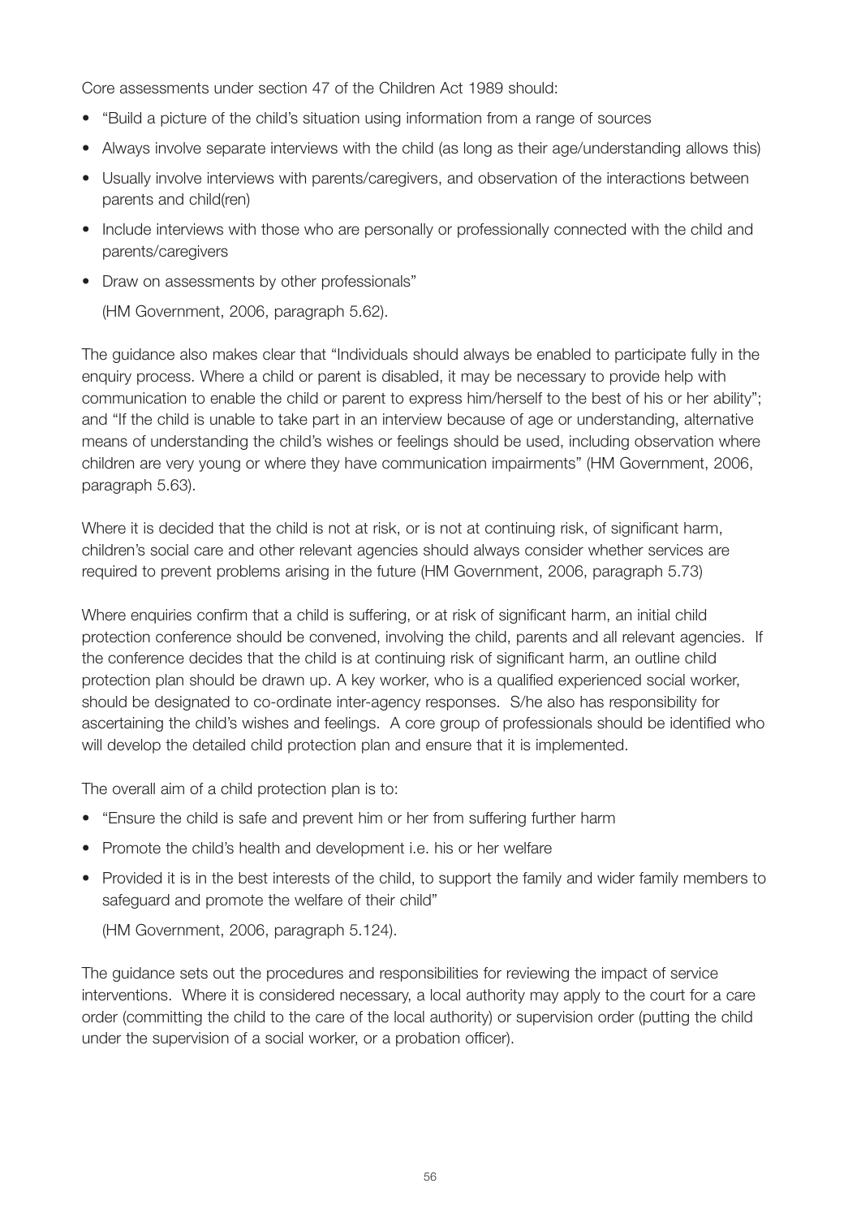Core assessments under section 47 of the Children Act 1989 should:

- "Build a picture of the child's situation using information from a range of sources
- Always involve separate interviews with the child (as long as their age/understanding allows this)
- Usually involve interviews with parents/caregivers, and observation of the interactions between parents and child(ren)
- Include interviews with those who are personally or professionally connected with the child and parents/caregivers
- Draw on assessments by other professionals"

  (HM Government, 2006, paragraph 5.62).

The guidance also makes clear that "Individuals should always be enabled to participate fully in the enquiry process. Where a child or parent is disabled, it may be necessary to provide help with communication to enable the child or parent to express him/herself to the best of his or her ability"; and "If the child is unable to take part in an interview because of age or understanding, alternative means of understanding the child's wishes or feelings should be used, including observation where children are very young or where they have communication impairments" (HM Government, 2006, paragraph 5.63).

Where it is decided that the child is not at risk, or is not at continuing risk, of significant harm, children's social care and other relevant agencies should always consider whether services are required to prevent problems arising in the future (HM Government, 2006, paragraph 5.73)

Where enquiries confirm that a child is suffering, or at risk of significant harm, an initial child protection conference should be convened, involving the child, parents and all relevant agencies. If the conference decides that the child is at continuing risk of significant harm, an outline child protection plan should be drawn up. A key worker, who is a qualified experienced social worker, should be designated to co-ordinate inter-agency responses. S/he also has responsibility for ascertaining the child's wishes and feelings. A core group of professionals should be identified who will develop the detailed child protection plan and ensure that it is implemented.

The overall aim of a child protection plan is to:

- "Ensure the child is safe and prevent him or her from suffering further harm
- Promote the child's health and development i.e. his or her welfare
- Provided it is in the best interests of the child, to support the family and wider family members to safeguard and promote the welfare of their child"

  (HM Government, 2006, paragraph 5.124).

The guidance sets out the procedures and responsibilities for reviewing the impact of service interventions. Where it is considered necessary, a local authority may apply to the court for a care order (committing the child to the care of the local authority) or supervision order (putting the child under the supervision of a social worker, or a probation officer).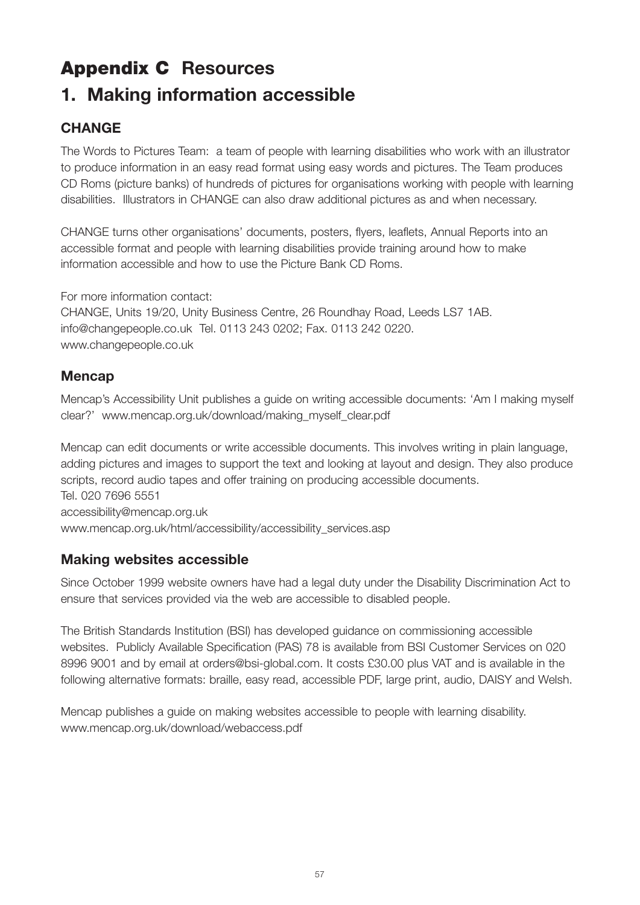# **Appendix C** Resources

## 1. Making information accessible

### CHANGE

The Words to Pictures Team: a team of people with learning disabilities who work with an illustrator to produce information in an easy read format using easy words and pictures. The Team produces CD Roms (picture banks) of hundreds of pictures for organisations working with people with learning disabilities. Illustrators in CHANGE can also draw additional pictures as and when necessary.

CHANGE turns other organisations' documents, posters, flyers, leaflets, Annual Reports into an accessible format and people with learning disabilities provide training around how to make information accessible and how to use the Picture Bank CD Roms.

For more information contact:
CHANGE, Units 19/20, Unity Business Centre, 26 Roundhay Road, Leeds LS7 1AB.
info@changepeople.co.uk Tel. 0113 243 0202; Fax. 0113 242 0220.
www.changepeople.co.uk

### Mencap

Mencap's Accessibility Unit publishes a guide on writing accessible documents: 'Am I making myself clear?' www.mencap.org.uk/download/making_myself_clear.pdf

Mencap can edit documents or write accessible documents. This involves writing in plain language, adding pictures and images to support the text and looking at layout and design. They also produce scripts, record audio tapes and offer training on producing accessible documents.
Tel. 020 7696 5551
accessibility@mencap.org.uk
www.mencap.org.uk/html/accessibility/accessibility_services.asp

### Making websites accessible

Since October 1999 website owners have had a legal duty under the Disability Discrimination Act to ensure that services provided via the web are accessible to disabled people.

The British Standards Institution (BSI) has developed guidance on commissioning accessible websites. Publicly Available Specification (PAS) 78 is available from BSI Customer Services on 020 8996 9001 and by email at orders@bsi-global.com. It costs £30.00 plus VAT and is available in the following alternative formats: braille, easy read, accessible PDF, large print, audio, DAISY and Welsh.

Mencap publishes a guide on making websites accessible to people with learning disability.
www.mencap.org.uk/download/webaccess.pdf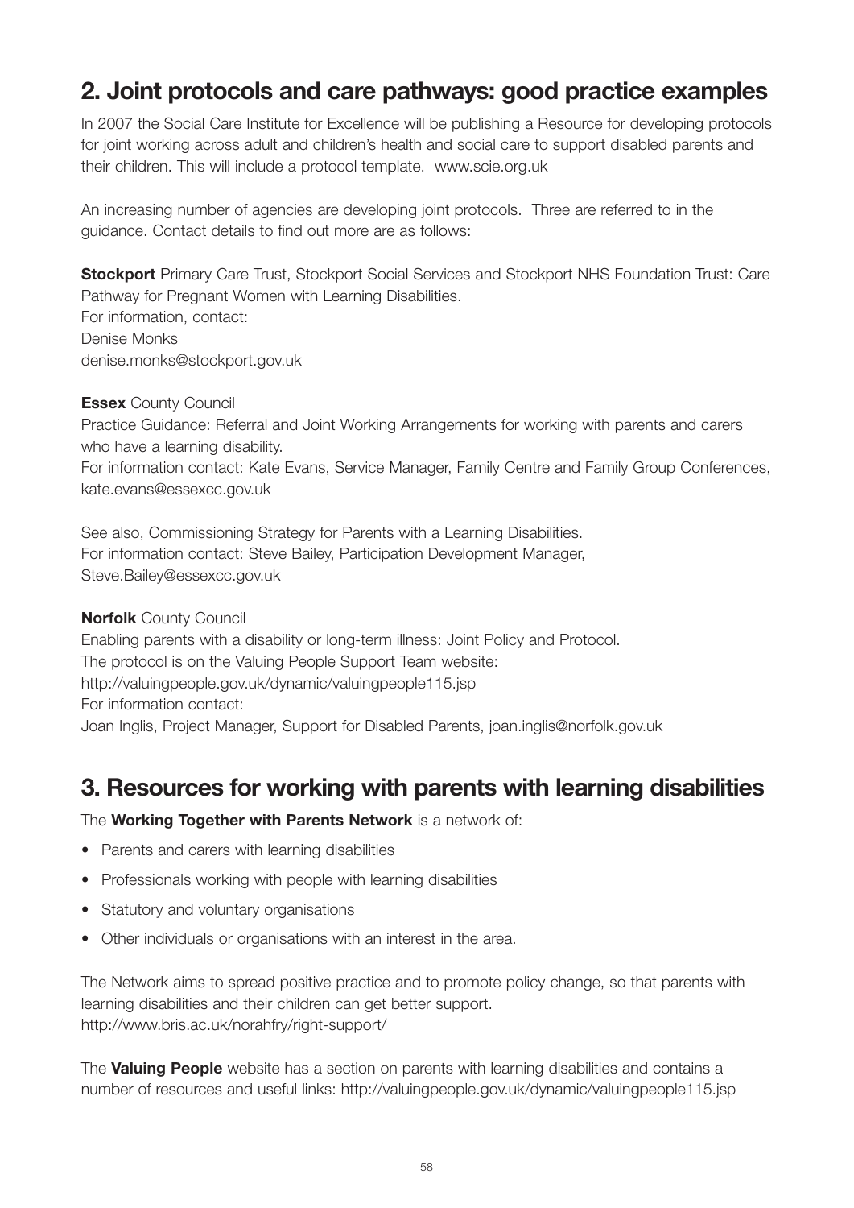## 2. Joint protocols and care pathways: good practice examples

In 2007 the Social Care Institute for Excellence will be publishing a Resource for developing protocols for joint working across adult and children's health and social care to support disabled parents and their children. This will include a protocol template. www.scie.org.uk

An increasing number of agencies are developing joint protocols. Three are referred to in the guidance. Contact details to find out more are as follows:

**Stockport** Primary Care Trust, Stockport Social Services and Stockport NHS Foundation Trust: Care Pathway for Pregnant Women with Learning Disabilities.
For information, contact:
Denise Monks
denise.monks@stockport.gov.uk

**Essex** County Council
Practice Guidance: Referral and Joint Working Arrangements for working with parents and carers who have a learning disability.
For information contact: Kate Evans, Service Manager, Family Centre and Family Group Conferences, kate.evans@essexcc.gov.uk

See also, Commissioning Strategy for Parents with a Learning Disabilities.
For information contact: Steve Bailey, Participation Development Manager, Steve.Bailey@essexcc.gov.uk

**Norfolk** County Council
Enabling parents with a disability or long-term illness: Joint Policy and Protocol.
The protocol is on the Valuing People Support Team website:
http://valuingpeople.gov.uk/dynamic/valuingpeople115.jsp
For information contact:
Joan Inglis, Project Manager, Support for Disabled Parents, joan.inglis@norfolk.gov.uk

## 3. Resources for working with parents with learning disabilities

The **Working Together with Parents Network** is a network of:

- Parents and carers with learning disabilities
- Professionals working with people with learning disabilities
- Statutory and voluntary organisations
- Other individuals or organisations with an interest in the area.

The Network aims to spread positive practice and to promote policy change, so that parents with learning disabilities and their children can get better support.
http://www.bris.ac.uk/norahfry/right-support/

The **Valuing People** website has a section on parents with learning disabilities and contains a number of resources and useful links: http://valuingpeople.gov.uk/dynamic/valuingpeople115.jsp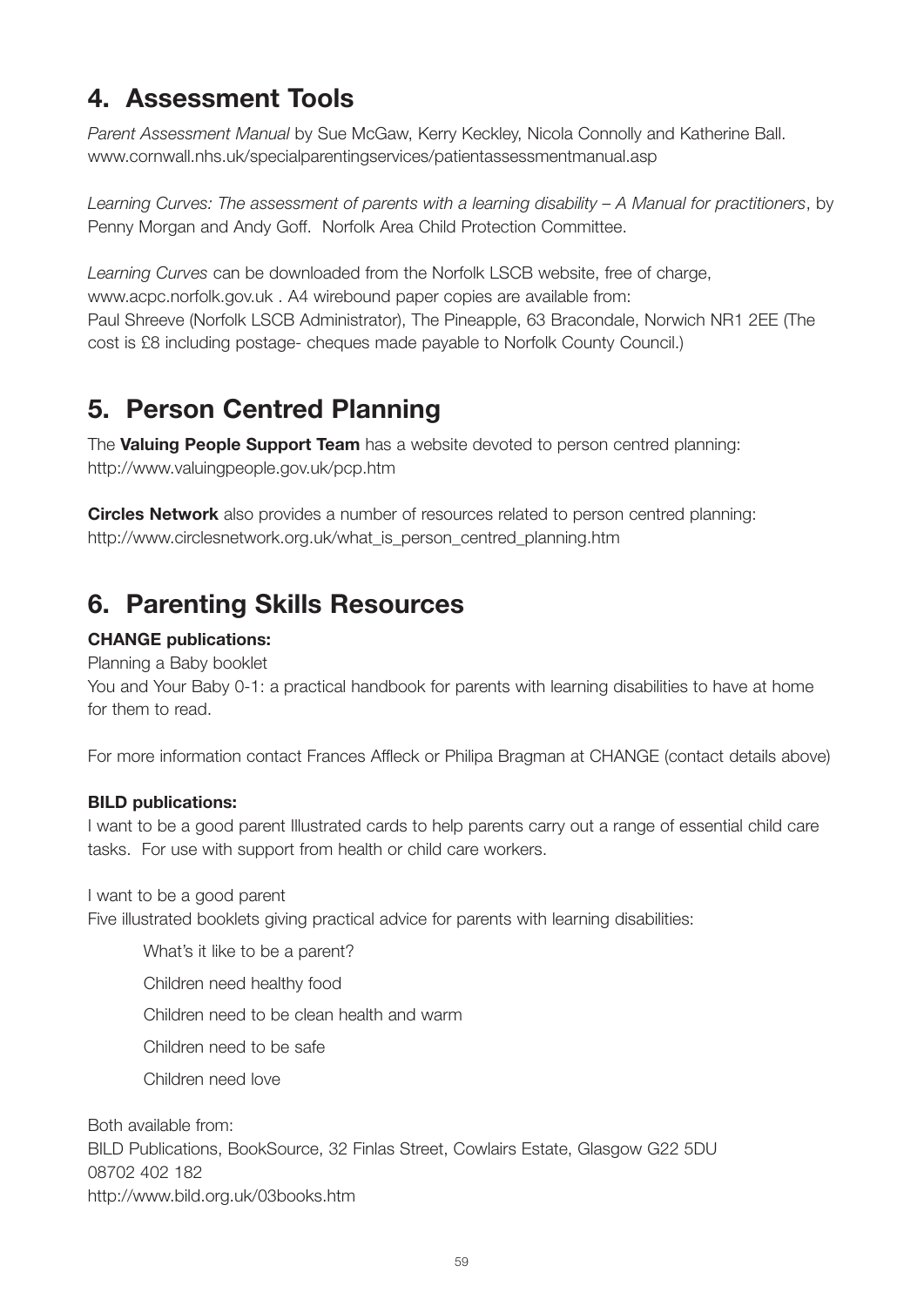## 4. Assessment Tools

*Parent Assessment Manual* by Sue McGaw, Kerry Keckley, Nicola Connolly and Katherine Ball.
www.cornwall.nhs.uk/specialparentingservices/patientassessmentmanual.asp

*Learning Curves: The assessment of parents with a learning disability – A Manual for practitioners*, by Penny Morgan and Andy Goff. Norfolk Area Child Protection Committee.

*Learning Curves* can be downloaded from the Norfolk LSCB website, free of charge, www.acpc.norfolk.gov.uk . A4 wirebound paper copies are available from:
Paul Shreeve (Norfolk LSCB Administrator), The Pineapple, 63 Bracondale, Norwich NR1 2EE (The cost is £8 including postage- cheques made payable to Norfolk County Council.)

## 5. Person Centred Planning

The **Valuing People Support Team** has a website devoted to person centred planning:
http://www.valuingpeople.gov.uk/pcp.htm

**Circles Network** also provides a number of resources related to person centred planning:
http://www.circlesnetwork.org.uk/what_is_person_centred_planning.htm

## 6. Parenting Skills Resources

**CHANGE publications:**
Planning a Baby booklet
You and Your Baby 0-1: a practical handbook for parents with learning disabilities to have at home for them to read.

For more information contact Frances Affleck or Philipa Bragman at CHANGE (contact details above)

**BILD publications:**
I want to be a good parent Illustrated cards to help parents carry out a range of essential child care tasks. For use with support from health or child care workers.

I want to be a good parent
Five illustrated booklets giving practical advice for parents with learning disabilities:

- What's it like to be a parent?
- Children need healthy food
- Children need to be clean health and warm
- Children need to be safe
- Children need love

Both available from:
BILD Publications, BookSource, 32 Finlas Street, Cowlairs Estate, Glasgow G22 5DU
08702 402 182
http://www.bild.org.uk/03books.htm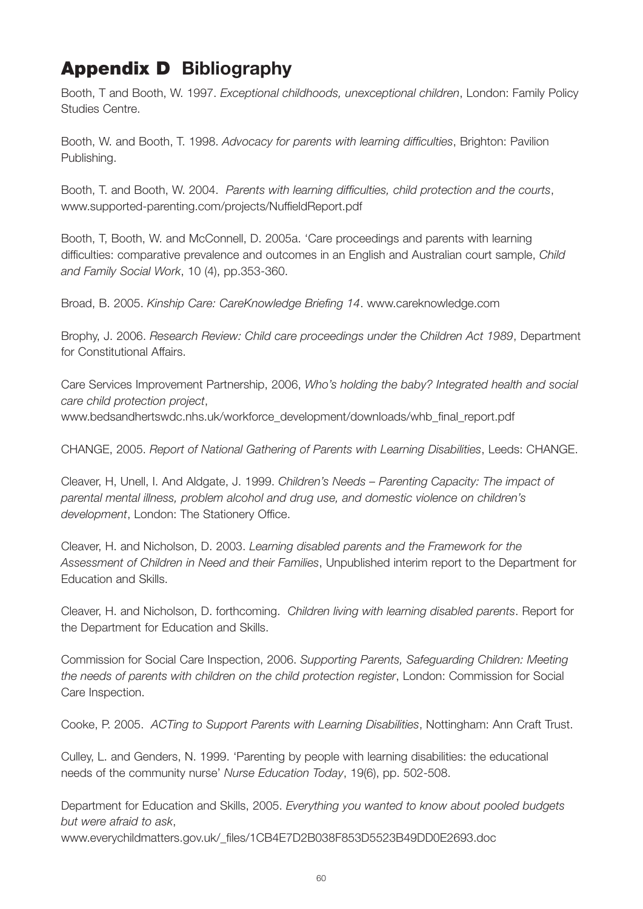# Appendix D Bibliography

Booth, T and Booth, W. 1997. *Exceptional childhoods, unexceptional children*, London: Family Policy Studies Centre.

Booth, W. and Booth, T. 1998. *Advocacy for parents with learning difficulties*, Brighton: Pavilion Publishing.

Booth, T. and Booth, W. 2004. *Parents with learning difficulties, child protection and the courts*, www.supported-parenting.com/projects/NuffieldReport.pdf

Booth, T, Booth, W. and McConnell, D. 2005a. 'Care proceedings and parents with learning difficulties: comparative prevalence and outcomes in an English and Australian court sample, *Child and Family Social Work*, 10 (4), pp.353-360.

Broad, B. 2005. *Kinship Care: CareKnowledge Briefing 14*. www.careknowledge.com

Brophy, J. 2006. *Research Review: Child care proceedings under the Children Act 1989*, Department for Constitutional Affairs.

Care Services Improvement Partnership, 2006, *Who's holding the baby? Integrated health and social care child protection project*, www.bedsandhertswdc.nhs.uk/workforce_development/downloads/whb_final_report.pdf

CHANGE, 2005. *Report of National Gathering of Parents with Learning Disabilities*, Leeds: CHANGE.

Cleaver, H, Unell, I. And Aldgate, J. 1999. *Children's Needs – Parenting Capacity: The impact of parental mental illness, problem alcohol and drug use, and domestic violence on children's development*, London: The Stationery Office.

Cleaver, H. and Nicholson, D. 2003. *Learning disabled parents and the Framework for the Assessment of Children in Need and their Families*, Unpublished interim report to the Department for Education and Skills.

Cleaver, H. and Nicholson, D. forthcoming. *Children living with learning disabled parents*. Report for the Department for Education and Skills.

Commission for Social Care Inspection, 2006. *Supporting Parents, Safeguarding Children: Meeting the needs of parents with children on the child protection register*, London: Commission for Social Care Inspection.

Cooke, P. 2005. *ACTing to Support Parents with Learning Disabilities*, Nottingham: Ann Craft Trust.

Culley, L. and Genders, N. 1999. 'Parenting by people with learning disabilities: the educational needs of the community nurse' *Nurse Education Today*, 19(6), pp. 502-508.

Department for Education and Skills, 2005. *Everything you wanted to know about pooled budgets but were afraid to ask*, www.everychildmatters.gov.uk/_files/1CB4E7D2B038F853D5523B49DD0E2693.doc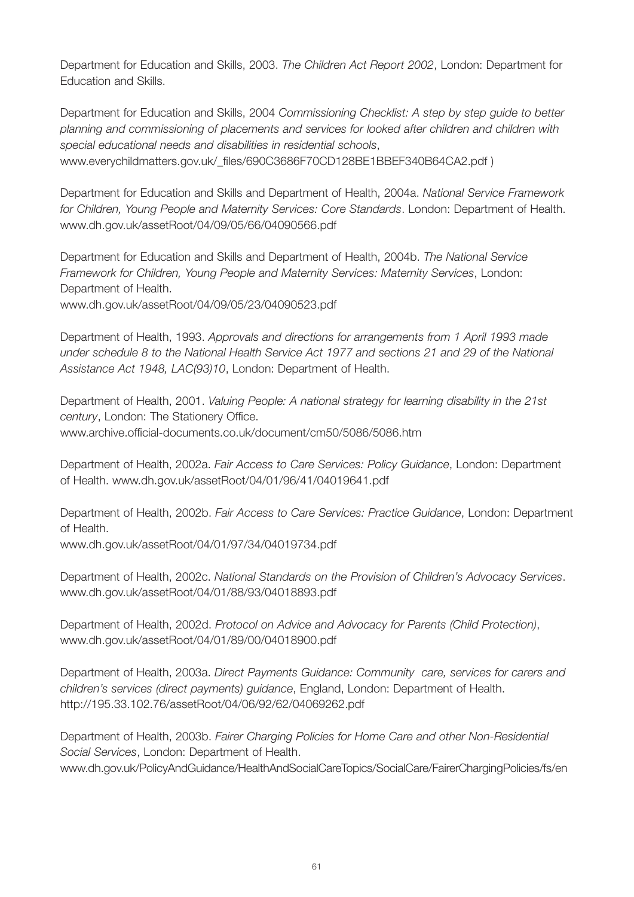Department for Education and Skills, 2003. *The Children Act Report 2002*, London: Department for Education and Skills.

Department for Education and Skills, 2004 *Commissioning Checklist: A step by step guide to better planning and commissioning of placements and services for looked after children and children with special educational needs and disabilities in residential schools*, www.everychildmatters.gov.uk/_files/690C3686F70CD128BE1BBEF340B64CA2.pdf )

Department for Education and Skills and Department of Health, 2004a. *National Service Framework for Children, Young People and Maternity Services: Core Standards*. London: Department of Health. www.dh.gov.uk/assetRoot/04/09/05/66/04090566.pdf

Department for Education and Skills and Department of Health, 2004b. *The National Service Framework for Children, Young People and Maternity Services: Maternity Services*, London: Department of Health.
www.dh.gov.uk/assetRoot/04/09/05/23/04090523.pdf

Department of Health, 1993. *Approvals and directions for arrangements from 1 April 1993 made under schedule 8 to the National Health Service Act 1977 and sections 21 and 29 of the National Assistance Act 1948, LAC(93)10*, London: Department of Health.

Department of Health, 2001. *Valuing People: A national strategy for learning disability in the 21st century*, London: The Stationery Office.
www.archive.official-documents.co.uk/document/cm50/5086/5086.htm

Department of Health, 2002a. *Fair Access to Care Services: Policy Guidance*, London: Department of Health. www.dh.gov.uk/assetRoot/04/01/96/41/04019641.pdf

Department of Health, 2002b. *Fair Access to Care Services: Practice Guidance*, London: Department of Health.
www.dh.gov.uk/assetRoot/04/01/97/34/04019734.pdf

Department of Health, 2002c. *National Standards on the Provision of Children's Advocacy Services*. www.dh.gov.uk/assetRoot/04/01/88/93/04018893.pdf

Department of Health, 2002d. *Protocol on Advice and Advocacy for Parents (Child Protection)*, www.dh.gov.uk/assetRoot/04/01/89/00/04018900.pdf

Department of Health, 2003a. *Direct Payments Guidance: Community care, services for carers and children's services (direct payments) guidance*, England, London: Department of Health. http://195.33.102.76/assetRoot/04/06/92/62/04069262.pdf

Department of Health, 2003b. *Fairer Charging Policies for Home Care and other Non-Residential Social Services*, London: Department of Health.
www.dh.gov.uk/PolicyAndGuidance/HealthAndSocialCareTopics/SocialCare/FairerChargingPolicies/fs/en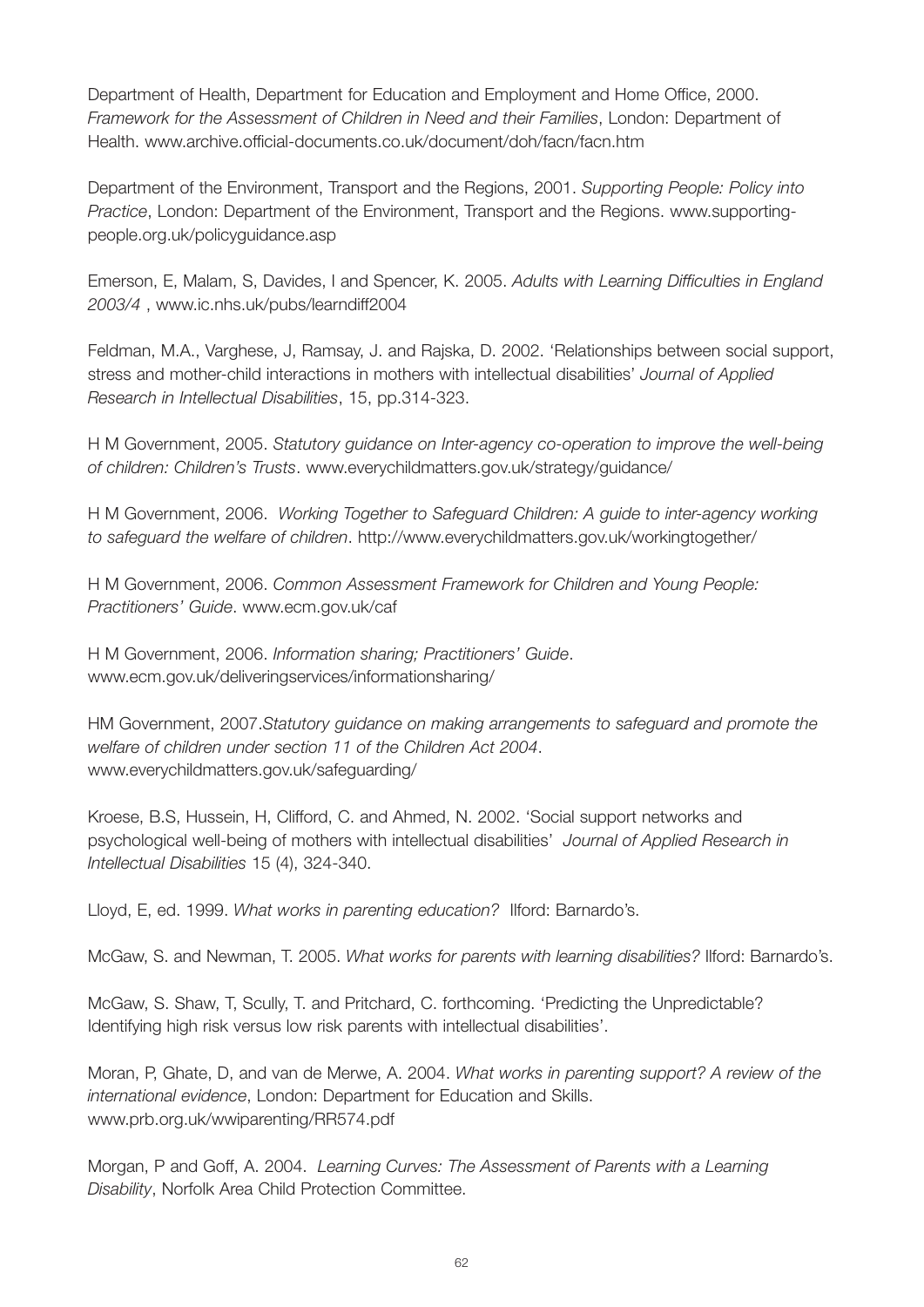Department of Health, Department for Education and Employment and Home Office, 2000. *Framework for the Assessment of Children in Need and their Families*, London: Department of Health. www.archive.official-documents.co.uk/document/doh/facn/facn.htm

Department of the Environment, Transport and the Regions, 2001. *Supporting People: Policy into Practice*, London: Department of the Environment, Transport and the Regions. www.supporting-people.org.uk/policyguidance.asp

Emerson, E, Malam, S, Davides, I and Spencer, K. 2005. *Adults with Learning Difficulties in England 2003/4* , www.ic.nhs.uk/pubs/learndiff2004

Feldman, M.A., Varghese, J, Ramsay, J. and Rajska, D. 2002. 'Relationships between social support, stress and mother-child interactions in mothers with intellectual disabilities' *Journal of Applied Research in Intellectual Disabilities*, 15, pp.314-323.

H M Government, 2005. *Statutory guidance on Inter-agency co-operation to improve the well-being of children: Children's Trusts*. www.everychildmatters.gov.uk/strategy/guidance/

H M Government, 2006. *Working Together to Safeguard Children: A guide to inter-agency working to safeguard the welfare of children*. http://www.everychildmatters.gov.uk/workingtogether/

H M Government, 2006. *Common Assessment Framework for Children and Young People: Practitioners' Guide*. www.ecm.gov.uk/caf

H M Government, 2006. *Information sharing; Practitioners' Guide*. www.ecm.gov.uk/deliveringservices/informationsharing/

HM Government, 2007.*Statutory guidance on making arrangements to safeguard and promote the welfare of children under section 11 of the Children Act 2004*. www.everychildmatters.gov.uk/safeguarding/

Kroese, B.S, Hussein, H, Clifford, C. and Ahmed, N. 2002. 'Social support networks and psychological well-being of mothers with intellectual disabilities' *Journal of Applied Research in Intellectual Disabilities* 15 (4), 324-340.

Lloyd, E, ed. 1999. *What works in parenting education?* Ilford: Barnardo's.

McGaw, S. and Newman, T. 2005. *What works for parents with learning disabilities?* Ilford: Barnardo's.

McGaw, S. Shaw, T, Scully, T. and Pritchard, C. forthcoming. 'Predicting the Unpredictable? Identifying high risk versus low risk parents with intellectual disabilities'.

Moran, P, Ghate, D, and van de Merwe, A. 2004. *What works in parenting support? A review of the international evidence*, London: Department for Education and Skills. www.prb.org.uk/wwiparenting/RR574.pdf

Morgan, P and Goff, A. 2004. *Learning Curves: The Assessment of Parents with a Learning Disability*, Norfolk Area Child Protection Committee.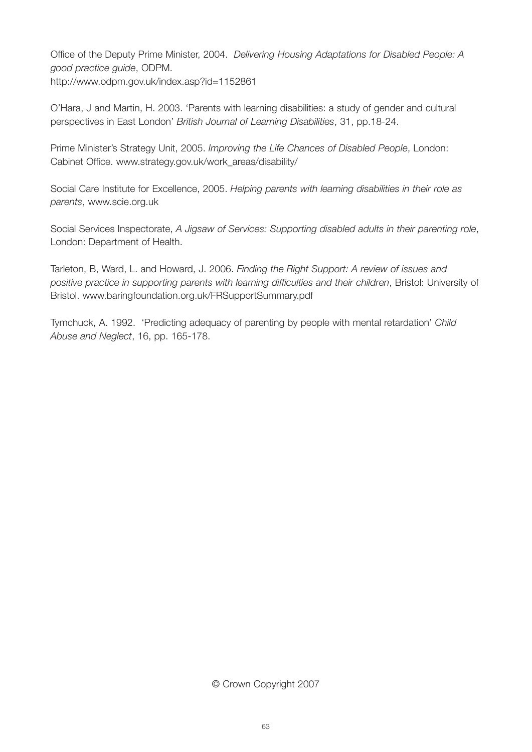Office of the Deputy Prime Minister, 2004. *Delivering Housing Adaptations for Disabled People: A good practice guide*, ODPM.
http://www.odpm.gov.uk/index.asp?id=1152861

O'Hara, J and Martin, H. 2003. 'Parents with learning disabilities: a study of gender and cultural perspectives in East London' *British Journal of Learning Disabilities*, 31, pp.18-24.

Prime Minister's Strategy Unit, 2005. *Improving the Life Chances of Disabled People*, London: Cabinet Office. www.strategy.gov.uk/work_areas/disability/

Social Care Institute for Excellence, 2005. *Helping parents with learning disabilities in their role as parents*, www.scie.org.uk

Social Services Inspectorate, *A Jigsaw of Services: Supporting disabled adults in their parenting role*, London: Department of Health.

Tarleton, B, Ward, L. and Howard, J. 2006. *Finding the Right Support: A review of issues and positive practice in supporting parents with learning difficulties and their children*, Bristol: University of Bristol. www.baringfoundation.org.uk/FRSupportSummary.pdf

Tymchuck, A. 1992. 'Predicting adequacy of parenting by people with mental retardation' *Child Abuse and Neglect*, 16, pp. 165-178.

© Crown Copyright 2007